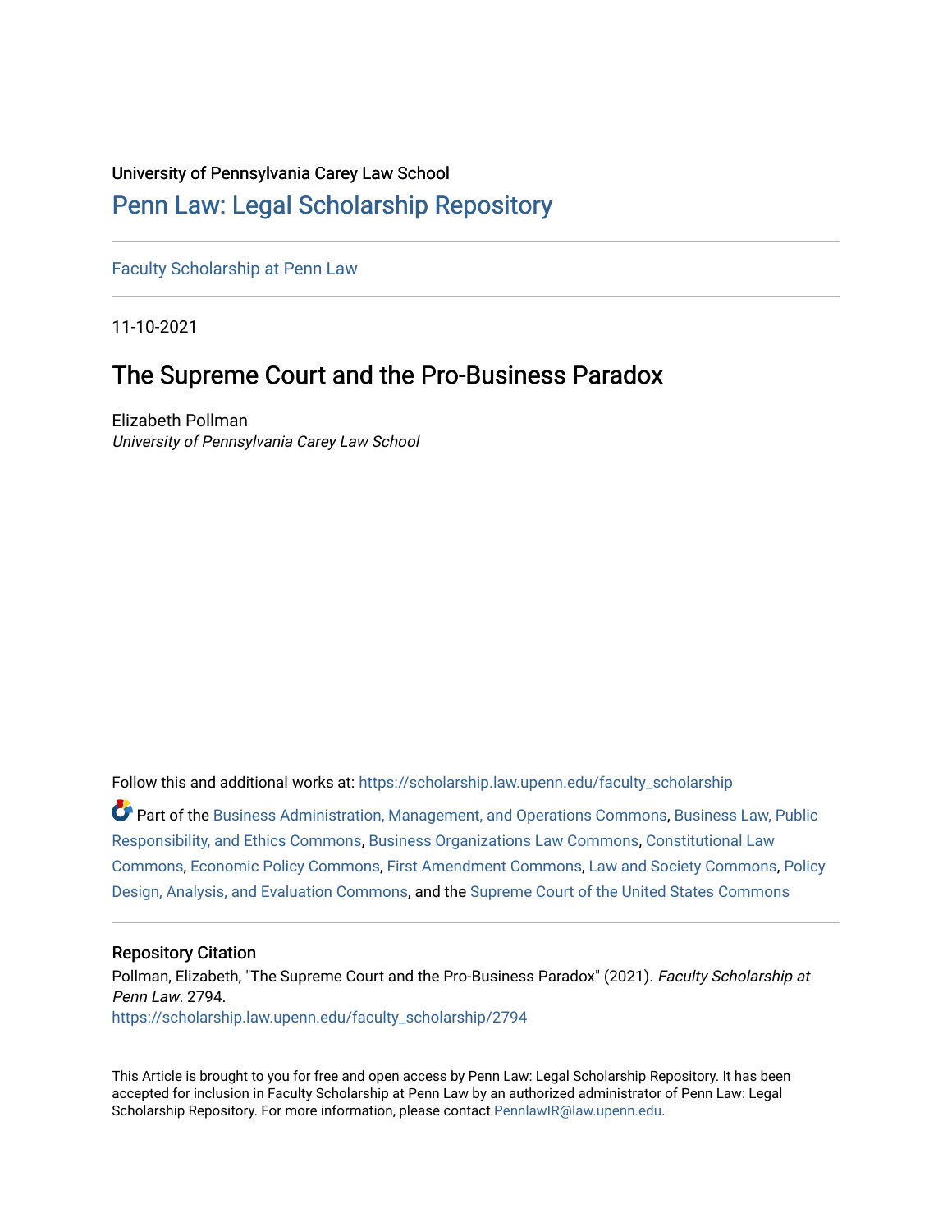University of Pennsylvania Carey Law School

# Penn Law: Legal Scholarship Repository

Faculty Scholarship at Penn Law

11-10-2021

## The Supreme Court and the Pro-Business Paradox

Elizabeth Pollman
*University of Pennsylvania Carey Law School*

Follow this and additional works at: https://scholarship.law.upenn.edu/faculty_scholarship

Part of the Business Administration, Management, and Operations Commons, Business Law, Public Responsibility, and Ethics Commons, Business Organizations Law Commons, Constitutional Law Commons, Economic Policy Commons, First Amendment Commons, Law and Society Commons, Policy Design, Analysis, and Evaluation Commons, and the Supreme Court of the United States Commons

### Repository Citation

Pollman, Elizabeth, "The Supreme Court and the Pro-Business Paradox" (2021). *Faculty Scholarship at Penn Law*. 2794.
https://scholarship.law.upenn.edu/faculty_scholarship/2794

This Article is brought to you for free and open access by Penn Law: Legal Scholarship Repository. It has been accepted for inclusion in Faculty Scholarship at Penn Law by an authorized administrator of Penn Law: Legal Scholarship Repository. For more information, please contact PennlawIR@law.upenn.edu.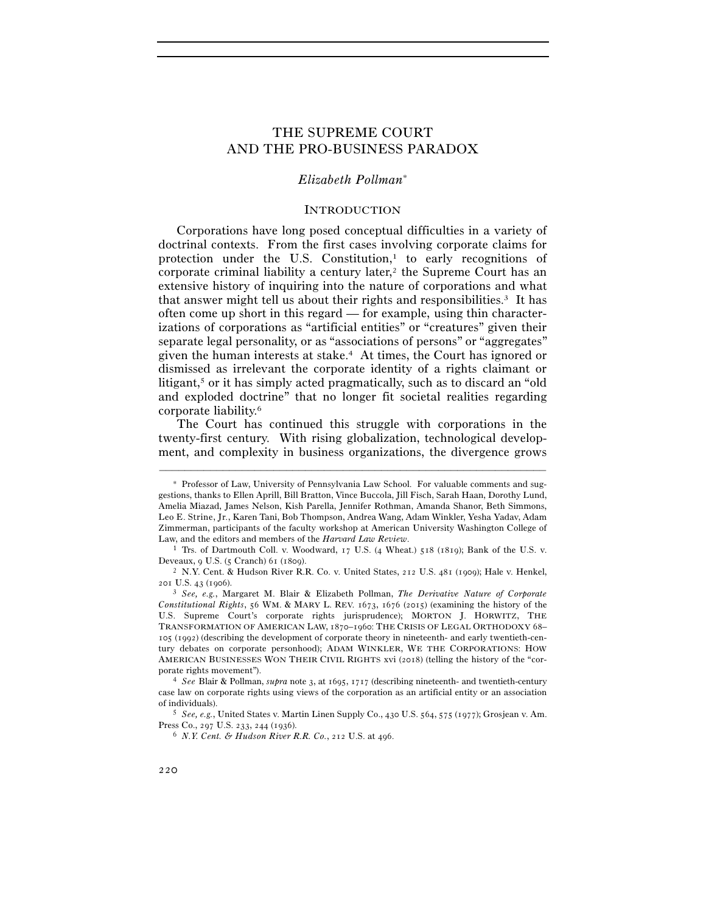# THE SUPREME COURT AND THE PRO-BUSINESS PARADOX

*Elizabeth Pollman*[*]

## INTRODUCTION

Corporations have long posed conceptual difficulties in a variety of doctrinal contexts. From the first cases involving corporate claims for protection under the U.S. Constitution,[1] to early recognitions of corporate criminal liability a century later,[2] the Supreme Court has an extensive history of inquiring into the nature of corporations and what that answer might tell us about their rights and responsibilities.[3] It has often come up short in this regard — for example, using thin characterizations of corporations as "artificial entities" or "creatures" given their separate legal personality, or as "associations of persons" or "aggregates" given the human interests at stake.[4] At times, the Court has ignored or dismissed as irrelevant the corporate identity of a rights claimant or litigant,[5] or it has simply acted pragmatically, such as to discard an "old and exploded doctrine" that no longer fit societal realities regarding corporate liability.[6]

The Court has continued this struggle with corporations in the twenty-first century. With rising globalization, technological development, and complexity in business organizations, the divergence grows

---

[*] Professor of Law, University of Pennsylvania Law School. For valuable comments and suggestions, thanks to Ellen Aprill, Bill Bratton, Vince Buccola, Jill Fisch, Sarah Haan, Dorothy Lund, Amelia Miazad, James Nelson, Kish Parella, Jennifer Rothman, Amanda Shanor, Beth Simmons, Leo E. Strine, Jr., Karen Tani, Bob Thompson, Andrea Wang, Adam Winkler, Yesha Yadav, Adam Zimmerman, participants of the faculty workshop at American University Washington College of Law, and the editors and members of the *Harvard Law Review*.

[1] Trs. of Dartmouth Coll. v. Woodward, 17 U.S. (4 Wheat.) 518 (1819); Bank of the U.S. v. Deveaux, 9 U.S. (5 Cranch) 61 (1809).

[2] N.Y. Cent. & Hudson River R.R. Co. v. United States, 212 U.S. 481 (1909); Hale v. Henkel, 201 U.S. 43 (1906).

[3] *See, e.g.*, Margaret M. Blair & Elizabeth Pollman, *The Derivative Nature of Corporate Constitutional Rights*, 56 WM. & MARY L. REV. 1673, 1676 (2015) (examining the history of the U.S. Supreme Court's corporate rights jurisprudence); MORTON J. HORWITZ, THE TRANSFORMATION OF AMERICAN LAW, 1870–1960: THE CRISIS OF LEGAL ORTHODOXY 68–105 (1992) (describing the development of corporate theory in nineteenth- and early twentieth-century debates on corporate personhood); ADAM WINKLER, WE THE CORPORATIONS: HOW AMERICAN BUSINESSES WON THEIR CIVIL RIGHTS xvi (2018) (telling the history of the "corporate rights movement").

[4] *See* Blair & Pollman, *supra* note 3, at 1695, 1717 (describing nineteenth- and twentieth-century case law on corporate rights using views of the corporation as an artificial entity or an association of individuals).

[5] *See, e.g.*, United States v. Martin Linen Supply Co., 430 U.S. 564, 575 (1977); Grosjean v. Am. Press Co., 297 U.S. 233, 244 (1936).

[6] *N.Y. Cent. & Hudson River R.R. Co.*, 212 U.S. at 496.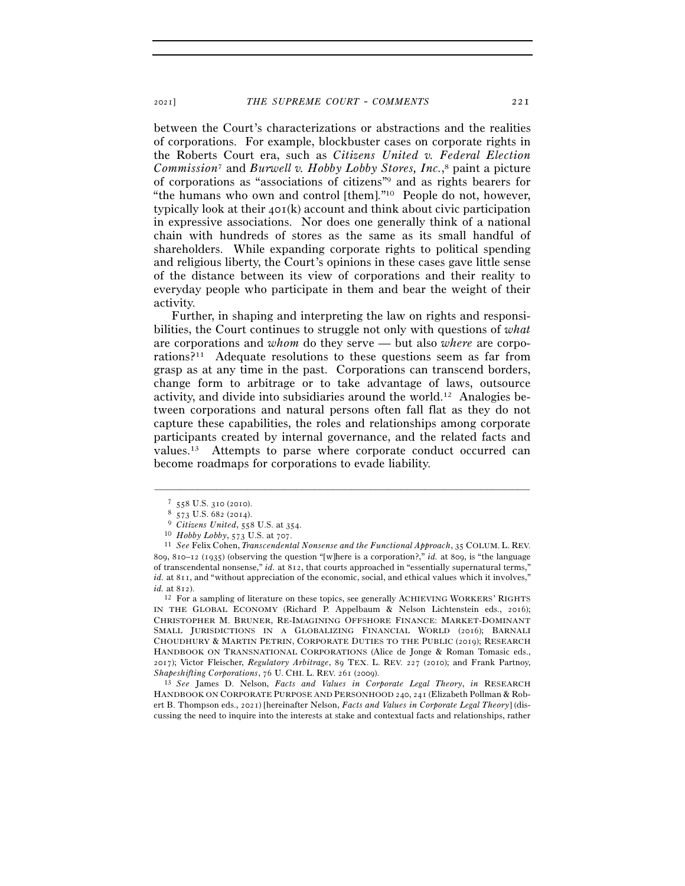between the Court's characterizations or abstractions and the realities of corporations. For example, blockbuster cases on corporate rights in the Roberts Court era, such as *Citizens United v. Federal Election Commission*[7] and *Burwell v. Hobby Lobby Stores, Inc.*,[8] paint a picture of corporations as "associations of citizens"[9] and as rights bearers for "the humans who own and control [them]."[10] People do not, however, typically look at their 401(k) account and think about civic participation in expressive associations. Nor does one generally think of a national chain with hundreds of stores as the same as its small handful of shareholders. While expanding corporate rights to political spending and religious liberty, the Court's opinions in these cases gave little sense of the distance between its view of corporations and their reality to everyday people who participate in them and bear the weight of their activity.

Further, in shaping and interpreting the law on rights and responsibilities, the Court continues to struggle not only with questions of *what* are corporations and *whom* do they serve — but also *where* are corporations?[11] Adequate resolutions to these questions seem as far from grasp as at any time in the past. Corporations can transcend borders, change form to arbitrage or to take advantage of laws, outsource activity, and divide into subsidiaries around the world.[12] Analogies between corporations and natural persons often fall flat as they do not capture these capabilities, the roles and relationships among corporate participants created by internal governance, and the related facts and values.[13] Attempts to parse where corporate conduct occurred can become roadmaps for corporations to evade liability.

---

[7] 558 U.S. 310 (2010).

[8] 573 U.S. 682 (2014).

[9] *Citizens United*, 558 U.S. at 354.

[10] *Hobby Lobby*, 573 U.S. at 707.

[11] *See* Felix Cohen, *Transcendental Nonsense and the Functional Approach*, 35 COLUM. L. REV. 809, 810–12 (1935) (observing the question "[w]here is a corporation?," *id.* at 809, is "the language of transcendental nonsense," *id.* at 812, that courts approached in "essentially supernatural terms," *id.* at 811, and "without appreciation of the economic, social, and ethical values which it involves," *id.* at 812).

[12] For a sampling of literature on these topics, see generally ACHIEVING WORKERS' RIGHTS IN THE GLOBAL ECONOMY (Richard P. Appelbaum & Nelson Lichtenstein eds., 2016); CHRISTOPHER M. BRUNER, RE-IMAGINING OFFSHORE FINANCE: MARKET-DOMINANT SMALL JURISDICTIONS IN A GLOBALIZING FINANCIAL WORLD (2016); BARNALI CHOUDHURY & MARTIN PETRIN, CORPORATE DUTIES TO THE PUBLIC (2019); RESEARCH HANDBOOK ON TRANSNATIONAL CORPORATIONS (Alice de Jonge & Roman Tomasic eds., 2017); Victor Fleischer, *Regulatory Arbitrage*, 89 TEX. L. REV. 227 (2010); and Frank Partnoy, *Shapeshifting Corporations*, 76 U. CHI. L. REV. 261 (2009).

[13] *See* James D. Nelson, *Facts and Values in Corporate Legal Theory*, *in* RESEARCH HANDBOOK ON CORPORATE PURPOSE AND PERSONHOOD 240, 241 (Elizabeth Pollman & Robert B. Thompson eds., 2021) [hereinafter Nelson, *Facts and Values in Corporate Legal Theory*] (discussing the need to inquire into the interests at stake and contextual facts and relationships, rather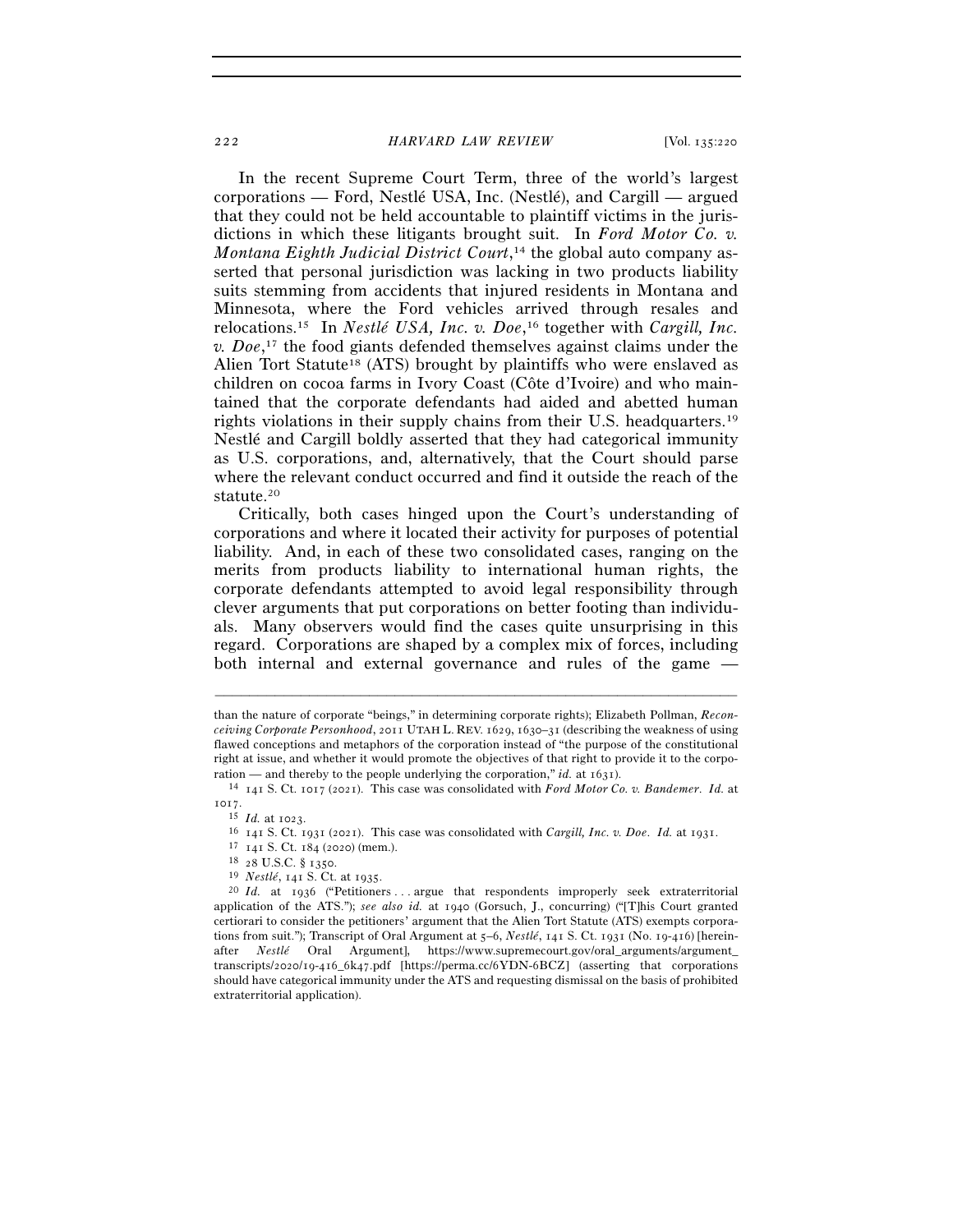In the recent Supreme Court Term, three of the world's largest corporations — Ford, Nestlé USA, Inc. (Nestlé), and Cargill — argued that they could not be held accountable to plaintiff victims in the jurisdictions in which these litigants brought suit. In *Ford Motor Co. v. Montana Eighth Judicial District Court*,[14] the global auto company asserted that personal jurisdiction was lacking in two products liability suits stemming from accidents that injured residents in Montana and Minnesota, where the Ford vehicles arrived through resales and relocations.[15] In *Nestlé USA, Inc. v. Doe*,[16] together with *Cargill, Inc. v. Doe*,[17] the food giants defended themselves against claims under the Alien Tort Statute[18] (ATS) brought by plaintiffs who were enslaved as children on cocoa farms in Ivory Coast (Côte d'Ivoire) and who maintained that the corporate defendants had aided and abetted human rights violations in their supply chains from their U.S. headquarters.[19] Nestlé and Cargill boldly asserted that they had categorical immunity as U.S. corporations, and, alternatively, that the Court should parse where the relevant conduct occurred and find it outside the reach of the statute.[20]

Critically, both cases hinged upon the Court's understanding of corporations and where it located their activity for purposes of potential liability. And, in each of these two consolidated cases, ranging on the merits from products liability to international human rights, the corporate defendants attempted to avoid legal responsibility through clever arguments that put corporations on better footing than individuals. Many observers would find the cases quite unsurprising in this regard. Corporations are shaped by a complex mix of forces, including both internal and external governance and rules of the game —

---

than the nature of corporate "beings," in determining corporate rights); Elizabeth Pollman, *Reconceiving Corporate Personhood*, 2011 UTAH L. REV. 1629, 1630–31 (describing the weakness of using flawed conceptions and metaphors of the corporation instead of "the purpose of the constitutional right at issue, and whether it would promote the objectives of that right to provide it to the corporation — and thereby to the people underlying the corporation," *id.* at 1631).

[14] 141 S. Ct. 1017 (2021). This case was consolidated with *Ford Motor Co. v. Bandemer*. *Id.* at 1017.

[15] *Id.* at 1023.

[16] 141 S. Ct. 1931 (2021). This case was consolidated with *Cargill, Inc. v. Doe*. *Id.* at 1931.

[17] 141 S. Ct. 184 (2020) (mem.).

[18] 28 U.S.C. § 1350.

[19] *Nestlé*, 141 S. Ct. at 1935.

[20] *Id.* at 1936 ("Petitioners . . . argue that respondents improperly seek extraterritorial application of the ATS."); *see also id.* at 1940 (Gorsuch, J., concurring) ("[T]his Court granted certiorari to consider the petitioners' argument that the Alien Tort Statute (ATS) exempts corporations from suit."); Transcript of Oral Argument at 5–6, *Nestlé*, 141 S. Ct. 1931 (No. 19-416) [hereinafter *Nestlé* Oral Argument], https://www.supremecourt.gov/oral_arguments/argument_transcripts/2020/19-416_6k47.pdf [https://perma.cc/6YDN-6BCZ] (asserting that corporations should have categorical immunity under the ATS and requesting dismissal on the basis of prohibited extraterritorial application).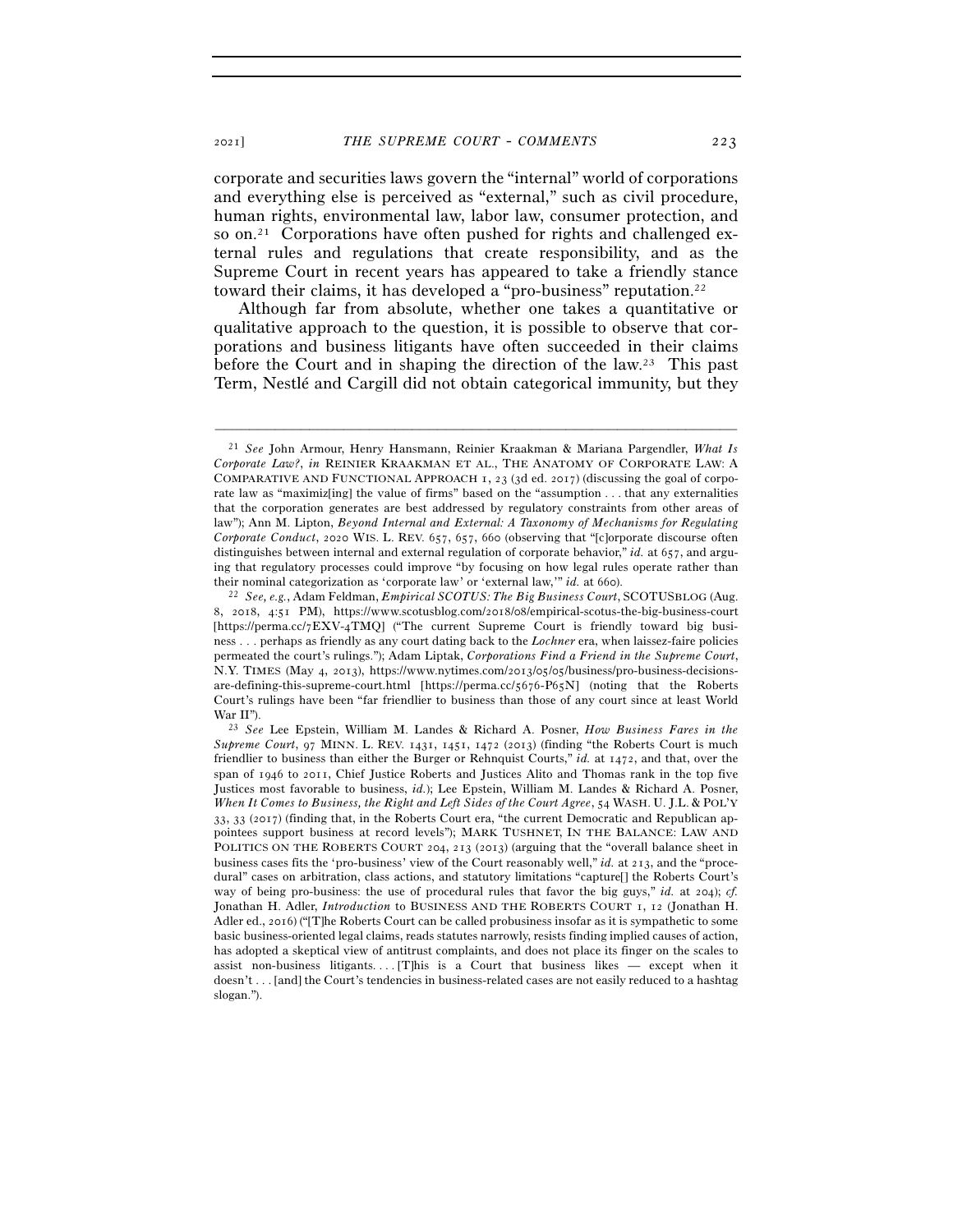corporate and securities laws govern the "internal" world of corporations and everything else is perceived as "external," such as civil procedure, human rights, environmental law, labor law, consumer protection, and so on.[21] Corporations have often pushed for rights and challenged external rules and regulations that create responsibility, and as the Supreme Court in recent years has appeared to take a friendly stance toward their claims, it has developed a "pro-business" reputation.[22]

Although far from absolute, whether one takes a quantitative or qualitative approach to the question, it is possible to observe that corporations and business litigants have often succeeded in their claims before the Court and in shaping the direction of the law.[23] This past Term, Nestlé and Cargill did not obtain categorical immunity, but they

---

[21] *See* John Armour, Henry Hansmann, Reinier Kraakman & Mariana Pargendler, *What Is Corporate Law?*, *in* REINIER KRAAKMAN ET AL., THE ANATOMY OF CORPORATE LAW: A COMPARATIVE AND FUNCTIONAL APPROACH 1, 23 (3d ed. 2017) (discussing the goal of corporate law as "maximiz[ing] the value of firms" based on the "assumption . . . that any externalities that the corporation generates are best addressed by regulatory constraints from other areas of law"); Ann M. Lipton, *Beyond Internal and External: A Taxonomy of Mechanisms for Regulating Corporate Conduct*, 2020 WIS. L. REV. 657, 657, 660 (observing that "[c]orporate discourse often distinguishes between internal and external regulation of corporate behavior," *id.* at 657, and arguing that regulatory processes could improve "by focusing on how legal rules operate rather than their nominal categorization as 'corporate law' or 'external law,'" *id.* at 660).

[22] *See, e.g.*, Adam Feldman, *Empirical SCOTUS: The Big Business Court*, SCOTUSBLOG (Aug. 8, 2018, 4:51 PM), https://www.scotusblog.com/2018/08/empirical-scotus-the-big-business-court [https://perma.cc/7EXV-4TMQ] ("The current Supreme Court is friendly toward big business . . . perhaps as friendly as any court dating back to the *Lochner* era, when laissez-faire policies permeated the court's rulings."); Adam Liptak, *Corporations Find a Friend in the Supreme Court*, N.Y. TIMES (May 4, 2013), https://www.nytimes.com/2013/05/05/business/pro-business-decisions-are-defining-this-supreme-court.html [https://perma.cc/5676-P65N] (noting that the Roberts Court's rulings have been "far friendlier to business than those of any court since at least World War II").

[23] *See* Lee Epstein, William M. Landes & Richard A. Posner, *How Business Fares in the Supreme Court*, 97 MINN. L. REV. 1431, 1451, 1472 (2013) (finding "the Roberts Court is much friendlier to business than either the Burger or Rehnquist Courts," *id.* at 1472, and that, over the span of 1946 to 2011, Chief Justice Roberts and Justices Alito and Thomas rank in the top five Justices most favorable to business, *id.*); Lee Epstein, William M. Landes & Richard A. Posner, *When It Comes to Business, the Right and Left Sides of the Court Agree*, 54 WASH. U. J.L. & POL'Y 33, 33 (2017) (finding that, in the Roberts Court era, "the current Democratic and Republican appointees support business at record levels"); MARK TUSHNET, IN THE BALANCE: LAW AND POLITICS ON THE ROBERTS COURT 204, 213 (2013) (arguing that the "overall balance sheet in business cases fits the 'pro-business' view of the Court reasonably well," *id.* at 213, and the "procedural" cases on arbitration, class actions, and statutory limitations "capture[] the Roberts Court's way of being pro-business: the use of procedural rules that favor the big guys," *id.* at 204); *cf.* Jonathan H. Adler, *Introduction* to BUSINESS AND THE ROBERTS COURT 1, 12 (Jonathan H. Adler ed., 2016) ("[T]he Roberts Court can be called probusiness insofar as it is sympathetic to some basic business-oriented legal claims, reads statutes narrowly, resists finding implied causes of action, has adopted a skeptical view of antitrust complaints, and does not place its finger on the scales to assist non-business litigants. . . . [T]his is a Court that business likes — except when it doesn't . . . [and] the Court's tendencies in business-related cases are not easily reduced to a hashtag slogan.").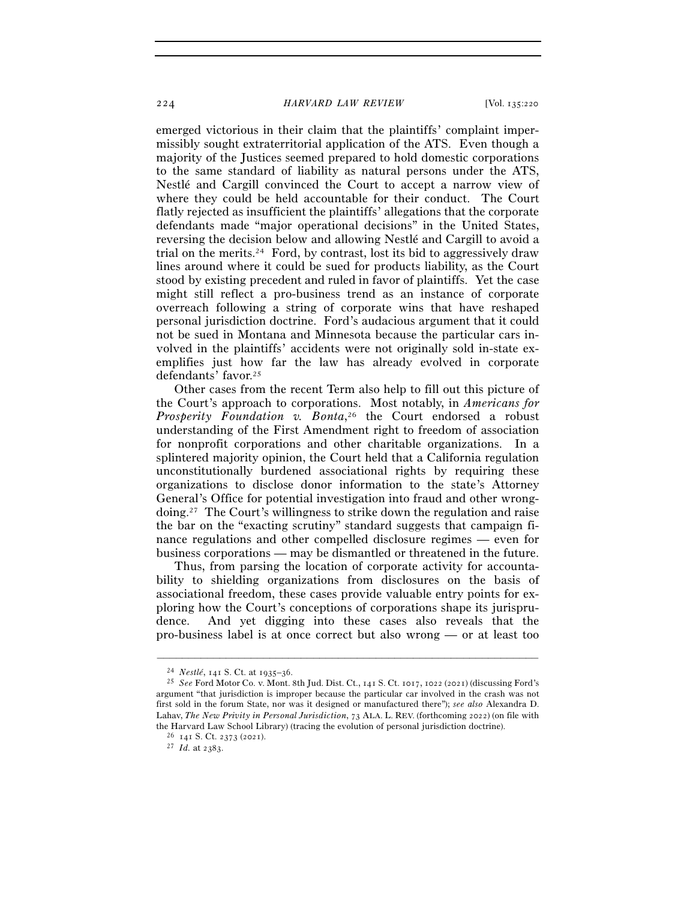emerged victorious in their claim that the plaintiffs' complaint impermissibly sought extraterritorial application of the ATS. Even though a majority of the Justices seemed prepared to hold domestic corporations to the same standard of liability as natural persons under the ATS, Nestlé and Cargill convinced the Court to accept a narrow view of where they could be held accountable for their conduct. The Court flatly rejected as insufficient the plaintiffs' allegations that the corporate defendants made "major operational decisions" in the United States, reversing the decision below and allowing Nestlé and Cargill to avoid a trial on the merits.[24] Ford, by contrast, lost its bid to aggressively draw lines around where it could be sued for products liability, as the Court stood by existing precedent and ruled in favor of plaintiffs. Yet the case might still reflect a pro-business trend as an instance of corporate overreach following a string of corporate wins that have reshaped personal jurisdiction doctrine. Ford's audacious argument that it could not be sued in Montana and Minnesota because the particular cars involved in the plaintiffs' accidents were not originally sold in-state exemplifies just how far the law has already evolved in corporate defendants' favor.[25]

Other cases from the recent Term also help to fill out this picture of the Court's approach to corporations. Most notably, in *Americans for Prosperity Foundation v. Bonta*,[26] the Court endorsed a robust understanding of the First Amendment right to freedom of association for nonprofit corporations and other charitable organizations. In a splintered majority opinion, the Court held that a California regulation unconstitutionally burdened associational rights by requiring these organizations to disclose donor information to the state's Attorney General's Office for potential investigation into fraud and other wrongdoing.[27] The Court's willingness to strike down the regulation and raise the bar on the "exacting scrutiny" standard suggests that campaign finance regulations and other compelled disclosure regimes — even for business corporations — may be dismantled or threatened in the future.

Thus, from parsing the location of corporate activity for accountability to shielding organizations from disclosures on the basis of associational freedom, these cases provide valuable entry points for exploring how the Court's conceptions of corporations shape its jurisprudence. And yet digging into these cases also reveals that the pro-business label is at once correct but also wrong — or at least too

---

[24] *Nestlé*, 141 S. Ct. at 1935–36.

[25] *See* Ford Motor Co. v. Mont. 8th Jud. Dist. Ct., 141 S. Ct. 1017, 1022 (2021) (discussing Ford's argument "that jurisdiction is improper because the particular car involved in the crash was not first sold in the forum State, nor was it designed or manufactured there"); *see also* Alexandra D. Lahav, *The New Privity in Personal Jurisdiction*, 73 ALA. L. REV. (forthcoming 2022) (on file with the Harvard Law School Library) (tracing the evolution of personal jurisdiction doctrine).

[26] 141 S. Ct. 2373 (2021).

[27] *Id.* at 2383.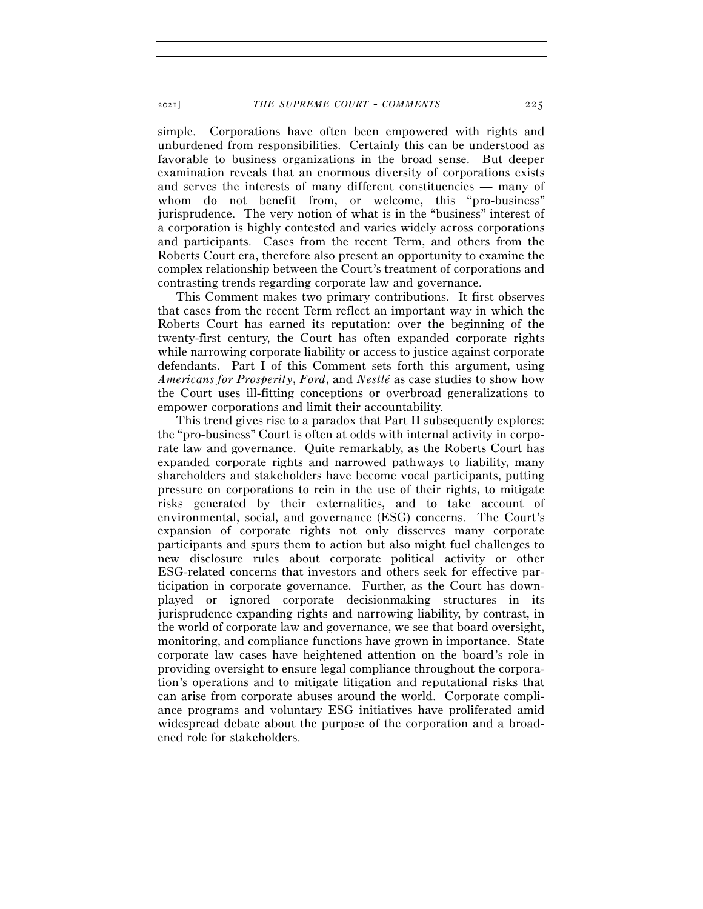simple. Corporations have often been empowered with rights and unburdened from responsibilities. Certainly this can be understood as favorable to business organizations in the broad sense. But deeper examination reveals that an enormous diversity of corporations exists and serves the interests of many different constituencies — many of whom do not benefit from, or welcome, this "pro-business" jurisprudence. The very notion of what is in the "business" interest of a corporation is highly contested and varies widely across corporations and participants. Cases from the recent Term, and others from the Roberts Court era, therefore also present an opportunity to examine the complex relationship between the Court's treatment of corporations and contrasting trends regarding corporate law and governance.

This Comment makes two primary contributions. It first observes that cases from the recent Term reflect an important way in which the Roberts Court has earned its reputation: over the beginning of the twenty-first century, the Court has often expanded corporate rights while narrowing corporate liability or access to justice against corporate defendants. Part I of this Comment sets forth this argument, using *Americans for Prosperity*, *Ford*, and *Nestlé* as case studies to show how the Court uses ill-fitting conceptions or overbroad generalizations to empower corporations and limit their accountability.

This trend gives rise to a paradox that Part II subsequently explores: the "pro-business" Court is often at odds with internal activity in corporate law and governance. Quite remarkably, as the Roberts Court has expanded corporate rights and narrowed pathways to liability, many shareholders and stakeholders have become vocal participants, putting pressure on corporations to rein in the use of their rights, to mitigate risks generated by their externalities, and to take account of environmental, social, and governance (ESG) concerns. The Court's expansion of corporate rights not only disserves many corporate participants and spurs them to action but also might fuel challenges to new disclosure rules about corporate political activity or other ESG-related concerns that investors and others seek for effective participation in corporate governance. Further, as the Court has downplayed or ignored corporate decisionmaking structures in its jurisprudence expanding rights and narrowing liability, by contrast, in the world of corporate law and governance, we see that board oversight, monitoring, and compliance functions have grown in importance. State corporate law cases have heightened attention on the board's role in providing oversight to ensure legal compliance throughout the corporation's operations and to mitigate litigation and reputational risks that can arise from corporate abuses around the world. Corporate compliance programs and voluntary ESG initiatives have proliferated amid widespread debate about the purpose of the corporation and a broadened role for stakeholders.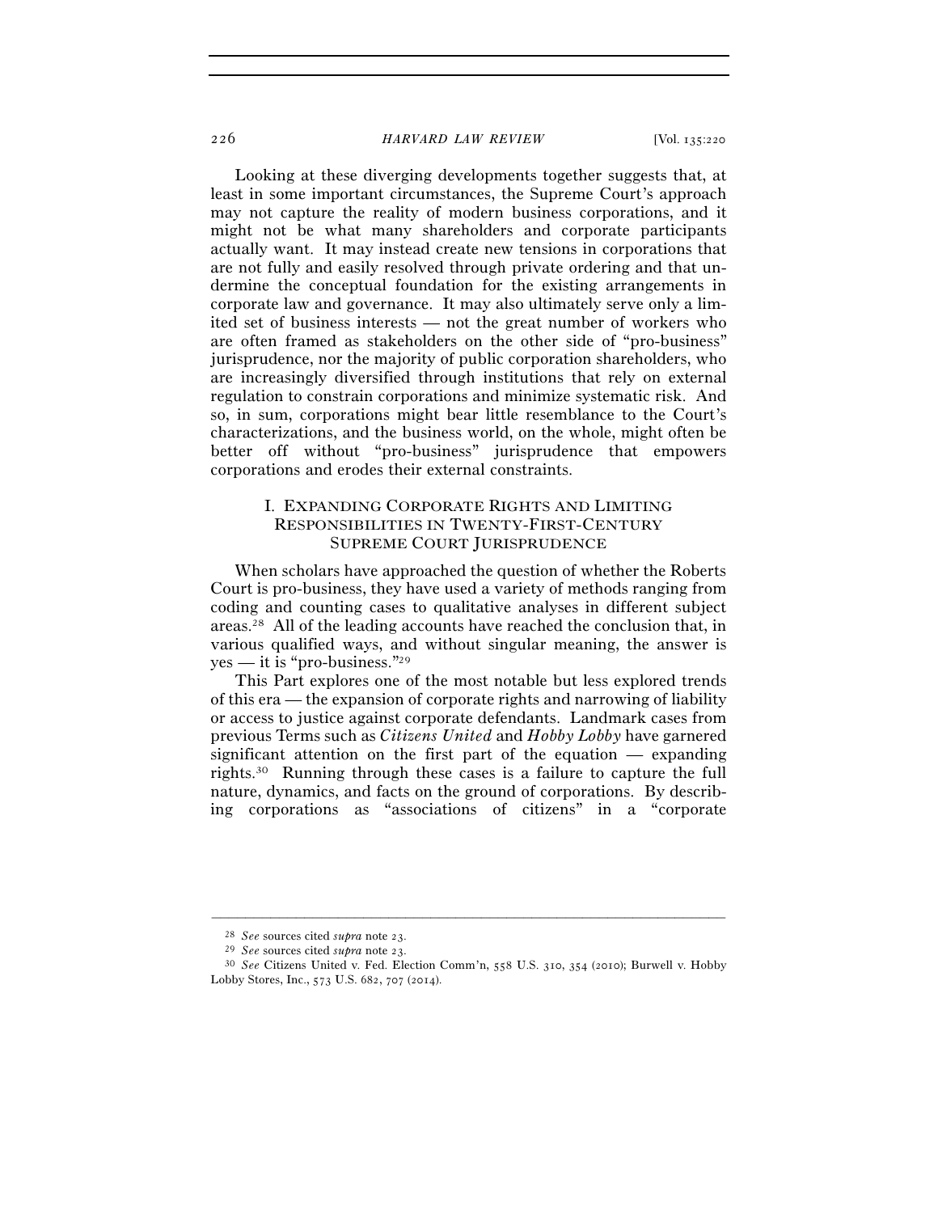Looking at these diverging developments together suggests that, at least in some important circumstances, the Supreme Court's approach may not capture the reality of modern business corporations, and it might not be what many shareholders and corporate participants actually want. It may instead create new tensions in corporations that are not fully and easily resolved through private ordering and that undermine the conceptual foundation for the existing arrangements in corporate law and governance. It may also ultimately serve only a limited set of business interests — not the great number of workers who are often framed as stakeholders on the other side of "pro-business" jurisprudence, nor the majority of public corporation shareholders, who are increasingly diversified through institutions that rely on external regulation to constrain corporations and minimize systematic risk. And so, in sum, corporations might bear little resemblance to the Court's characterizations, and the business world, on the whole, might often be better off without "pro-business" jurisprudence that empowers corporations and erodes their external constraints.

## I. EXPANDING CORPORATE RIGHTS AND LIMITING RESPONSIBILITIES IN TWENTY-FIRST-CENTURY SUPREME COURT JURISPRUDENCE

When scholars have approached the question of whether the Roberts Court is pro-business, they have used a variety of methods ranging from coding and counting cases to qualitative analyses in different subject areas.[28] All of the leading accounts have reached the conclusion that, in various qualified ways, and without singular meaning, the answer is yes — it is "pro-business."[29]

This Part explores one of the most notable but less explored trends of this era — the expansion of corporate rights and narrowing of liability or access to justice against corporate defendants. Landmark cases from previous Terms such as *Citizens United* and *Hobby Lobby* have garnered significant attention on the first part of the equation — expanding rights.[30] Running through these cases is a failure to capture the full nature, dynamics, and facts on the ground of corporations. By describing corporations as "associations of citizens" in a "corporate

---

[28] *See* sources cited *supra* note 23.

[29] *See* sources cited *supra* note 23.

[30] *See* Citizens United v. Fed. Election Comm'n, 558 U.S. 310, 354 (2010); Burwell v. Hobby Lobby Stores, Inc., 573 U.S. 682, 707 (2014).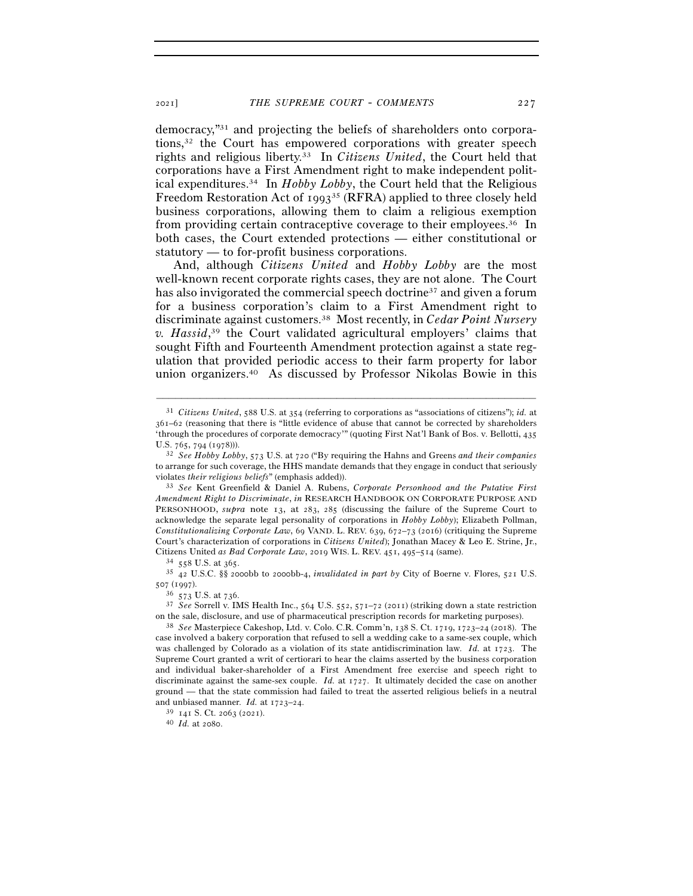democracy,"[31] and projecting the beliefs of shareholders onto corporations,[32] the Court has empowered corporations with greater speech rights and religious liberty.[33] In *Citizens United*, the Court held that corporations have a First Amendment right to make independent political expenditures.[34] In *Hobby Lobby*, the Court held that the Religious Freedom Restoration Act of 1993[35] (RFRA) applied to three closely held business corporations, allowing them to claim a religious exemption from providing certain contraceptive coverage to their employees.[36] In both cases, the Court extended protections — either constitutional or statutory — to for-profit business corporations.

And, although *Citizens United* and *Hobby Lobby* are the most well-known recent corporate rights cases, they are not alone. The Court has also invigorated the commercial speech doctrine[37] and given a forum for a business corporation's claim to a First Amendment right to discriminate against customers.[38] Most recently, in *Cedar Point Nursery v. Hassid*,[39] the Court validated agricultural employers' claims that sought Fifth and Fourteenth Amendment protection against a state regulation that provided periodic access to their farm property for labor union organizers.[40] As discussed by Professor Nikolas Bowie in this

---

[31] *Citizens United*, 588 U.S. at 354 (referring to corporations as "associations of citizens"); *id.* at 361–62 (reasoning that there is "little evidence of abuse that cannot be corrected by shareholders 'through the procedures of corporate democracy'" (quoting First Nat'l Bank of Bos. v. Bellotti, 435 U.S. 765, 794 (1978))).

[32] *See Hobby Lobby*, 573 U.S. at 720 ("By requiring the Hahns and Greens *and their companies* to arrange for such coverage, the HHS mandate demands that they engage in conduct that seriously violates *their religious beliefs*" (emphasis added)).

[33] *See* Kent Greenfield & Daniel A. Rubens, *Corporate Personhood and the Putative First Amendment Right to Discriminate*, *in* RESEARCH HANDBOOK ON CORPORATE PURPOSE AND PERSONHOOD, *supra* note 13, at 283, 285 (discussing the failure of the Supreme Court to acknowledge the separate legal personality of corporations in *Hobby Lobby*); Elizabeth Pollman, *Constitutionalizing Corporate Law*, 69 VAND. L. REV. 639, 672–73 (2016) (critiquing the Supreme Court's characterization of corporations in *Citizens United*); Jonathan Macey & Leo E. Strine, Jr., Citizens United *as Bad Corporate Law*, 2019 WIS. L. REV. 451, 495–514 (same).

[34] 558 U.S. at 365.

[35] 42 U.S.C. §§ 2000bb to 2000bb-4, *invalidated in part by* City of Boerne v. Flores, 521 U.S. 507 (1997).

[36] 573 U.S. at 736.

[37] *See* Sorrell v. IMS Health Inc., 564 U.S. 552, 571–72 (2011) (striking down a state restriction on the sale, disclosure, and use of pharmaceutical prescription records for marketing purposes).

[38] *See* Masterpiece Cakeshop, Ltd. v. Colo. C.R. Comm'n, 138 S. Ct. 1719, 1723–24 (2018). The case involved a bakery corporation that refused to sell a wedding cake to a same-sex couple, which was challenged by Colorado as a violation of its state antidiscrimination law. *Id.* at 1723. The Supreme Court granted a writ of certiorari to hear the claims asserted by the business corporation and individual baker-shareholder of a First Amendment free exercise and speech right to discriminate against the same-sex couple. *Id.* at 1727. It ultimately decided the case on another ground — that the state commission had failed to treat the asserted religious beliefs in a neutral and unbiased manner. *Id.* at 1723–24.

[39] 141 S. Ct. 2063 (2021).

[40] *Id.* at 2080.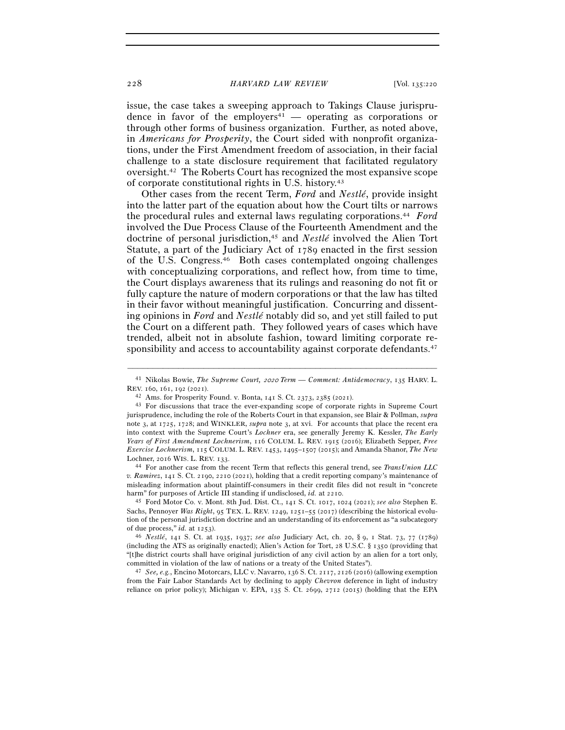issue, the case takes a sweeping approach to Takings Clause jurisprudence in favor of the employers[41] — operating as corporations or through other forms of business organization. Further, as noted above, in *Americans for Prosperity*, the Court sided with nonprofit organizations, under the First Amendment freedom of association, in their facial challenge to a state disclosure requirement that facilitated regulatory oversight.[42] The Roberts Court has recognized the most expansive scope of corporate constitutional rights in U.S. history.[43]

Other cases from the recent Term, *Ford* and *Nestlé*, provide insight into the latter part of the equation about how the Court tilts or narrows the procedural rules and external laws regulating corporations.[44] *Ford* involved the Due Process Clause of the Fourteenth Amendment and the doctrine of personal jurisdiction,[45] and *Nestlé* involved the Alien Tort Statute, a part of the Judiciary Act of 1789 enacted in the first session of the U.S. Congress.[46] Both cases contemplated ongoing challenges with conceptualizing corporations, and reflect how, from time to time, the Court displays awareness that its rulings and reasoning do not fit or fully capture the nature of modern corporations or that the law has tilted in their favor without meaningful justification. Concurring and dissenting opinions in *Ford* and *Nestlé* notably did so, and yet still failed to put the Court on a different path. They followed years of cases which have trended, albeit not in absolute fashion, toward limiting corporate responsibility and access to accountability against corporate defendants.[47]

---

[41] Nikolas Bowie, *The Supreme Court, 2020 Term — Comment: Antidemocracy*, 135 HARV. L. REV. 160, 161, 192 (2021).

[42] Ams. for Prosperity Found. v. Bonta, 141 S. Ct. 2373, 2385 (2021).

[43] For discussions that trace the ever-expanding scope of corporate rights in Supreme Court jurisprudence, including the role of the Roberts Court in that expansion, see Blair & Pollman, *supra* note 3, at 1725, 1728; and WINKLER, *supra* note 3, at xvi. For accounts that place the recent era into context with the Supreme Court's *Lochner* era, see generally Jeremy K. Kessler, *The Early Years of First Amendment Lochnerism*, 116 COLUM. L. REV. 1915 (2016); Elizabeth Sepper, *Free Exercise Lochnerism*, 115 COLUM. L. REV. 1453, 1495–1507 (2015); and Amanda Shanor, *The New* Lochner, 2016 WIS. L. REV. 133.

[44] For another case from the recent Term that reflects this general trend, see *TransUnion LLC v. Ramirez*, 141 S. Ct. 2190, 2210 (2021), holding that a credit reporting company's maintenance of misleading information about plaintiff-consumers in their credit files did not result in "concrete harm" for purposes of Article III standing if undisclosed, *id.* at 2210.

[45] Ford Motor Co. v. Mont. 8th Jud. Dist. Ct., 141 S. Ct. 1017, 1024 (2021); *see also* Stephen E. Sachs, Pennoyer *Was Right*, 95 TEX. L. REV. 1249, 1251–55 (2017) (describing the historical evolution of the personal jurisdiction doctrine and an understanding of its enforcement as "a subcategory of due process," *id.* at 1253).

[46] *Nestlé*, 141 S. Ct. at 1935, 1937; *see also* Judiciary Act, ch. 20, § 9, 1 Stat. 73, 77 (1789) (including the ATS as originally enacted); Alien's Action for Tort, 28 U.S.C. § 1350 (providing that "[t]he district courts shall have original jurisdiction of any civil action by an alien for a tort only, committed in violation of the law of nations or a treaty of the United States").

[47] *See, e.g.*, Encino Motorcars, LLC v. Navarro, 136 S. Ct. 2117, 2126 (2016) (allowing exemption from the Fair Labor Standards Act by declining to apply *Chevron* deference in light of industry reliance on prior policy); Michigan v. EPA, 135 S. Ct. 2699, 2712 (2015) (holding that the EPA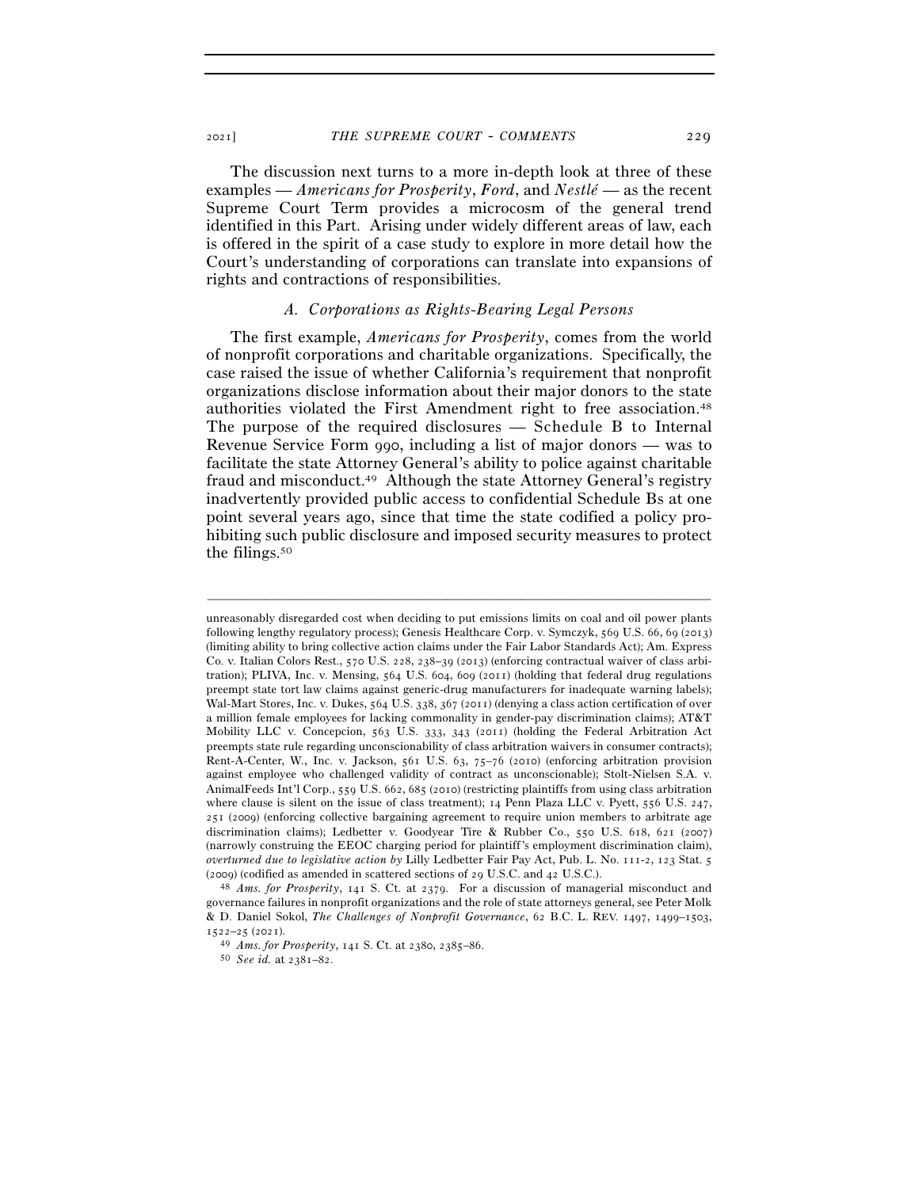The discussion next turns to a more in-depth look at three of these examples — *Americans for Prosperity*, *Ford*, and *Nestlé* — as the recent Supreme Court Term provides a microcosm of the general trend identified in this Part. Arising under widely different areas of law, each is offered in the spirit of a case study to explore in more detail how the Court's understanding of corporations can translate into expansions of rights and contractions of responsibilities.

### *A. Corporations as Rights-Bearing Legal Persons*

The first example, *Americans for Prosperity*, comes from the world of nonprofit corporations and charitable organizations. Specifically, the case raised the issue of whether California's requirement that nonprofit organizations disclose information about their major donors to the state authorities violated the First Amendment right to free association.[48] The purpose of the required disclosures — Schedule B to Internal Revenue Service Form 990, including a list of major donors — was to facilitate the state Attorney General's ability to police against charitable fraud and misconduct.[49] Although the state Attorney General's registry inadvertently provided public access to confidential Schedule Bs at one point several years ago, since that time the state codified a policy prohibiting such public disclosure and imposed security measures to protect the filings.[50]

---

unreasonably disregarded cost when deciding to put emissions limits on coal and oil power plants following lengthy regulatory process); Genesis Healthcare Corp. v. Symczyk, 569 U.S. 66, 69 (2013) (limiting ability to bring collective action claims under the Fair Labor Standards Act); Am. Express Co. v. Italian Colors Rest., 570 U.S. 228, 238–39 (2013) (enforcing contractual waiver of class arbitration); PLIVA, Inc. v. Mensing, 564 U.S. 604, 609 (2011) (holding that federal drug regulations preempt state tort law claims against generic-drug manufacturers for inadequate warning labels); Wal-Mart Stores, Inc. v. Dukes, 564 U.S. 338, 367 (2011) (denying a class action certification of over a million female employees for lacking commonality in gender-pay discrimination claims); AT&T Mobility LLC v. Concepcion, 563 U.S. 333, 343 (2011) (holding the Federal Arbitration Act preempts state rule regarding unconscionability of class arbitration waivers in consumer contracts); Rent-A-Center, W., Inc. v. Jackson, 561 U.S. 63, 75–76 (2010) (enforcing arbitration provision against employee who challenged validity of contract as unconscionable); Stolt-Nielsen S.A. v. AnimalFeeds Int'l Corp., 559 U.S. 662, 685 (2010) (restricting plaintiffs from using class arbitration where clause is silent on the issue of class treatment); 14 Penn Plaza LLC v. Pyett, 556 U.S. 247, 251 (2009) (enforcing collective bargaining agreement to require union members to arbitrate age discrimination claims); Ledbetter v. Goodyear Tire & Rubber Co., 550 U.S. 618, 621 (2007) (narrowly construing the EEOC charging period for plaintiff's employment discrimination claim), *overturned due to legislative action by* Lilly Ledbetter Fair Pay Act, Pub. L. No. 111-2, 123 Stat. 5 (2009) (codified as amended in scattered sections of 29 U.S.C. and 42 U.S.C.).

[48] *Ams. for Prosperity*, 141 S. Ct. at 2379. For a discussion of managerial misconduct and governance failures in nonprofit organizations and the role of state attorneys general, see Peter Molk & D. Daniel Sokol, *The Challenges of Nonprofit Governance*, 62 B.C. L. REV. 1497, 1499–1503, 1522–25 (2021).

[49] *Ams. for Prosperity*, 141 S. Ct. at 2380, 2385–86.

[50] *See id.* at 2381–82.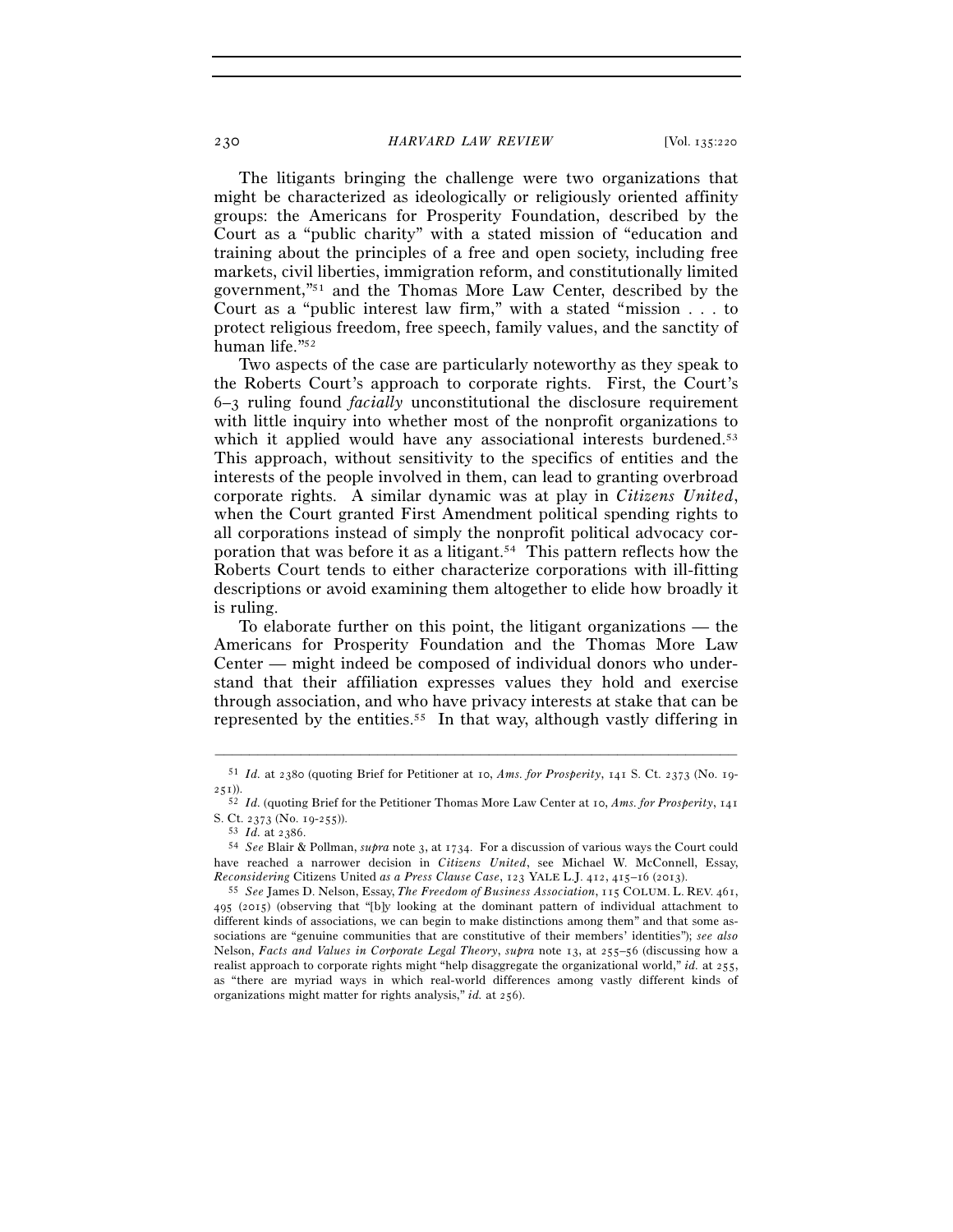The litigants bringing the challenge were two organizations that might be characterized as ideologically or religiously oriented affinity groups: the Americans for Prosperity Foundation, described by the Court as a "public charity" with a stated mission of "education and training about the principles of a free and open society, including free markets, civil liberties, immigration reform, and constitutionally limited government,"[51] and the Thomas More Law Center, described by the Court as a "public interest law firm," with a stated "mission . . . to protect religious freedom, free speech, family values, and the sanctity of human life."[52]

Two aspects of the case are particularly noteworthy as they speak to the Roberts Court's approach to corporate rights. First, the Court's 6–3 ruling found *facially* unconstitutional the disclosure requirement with little inquiry into whether most of the nonprofit organizations to which it applied would have any associational interests burdened.[53] This approach, without sensitivity to the specifics of entities and the interests of the people involved in them, can lead to granting overbroad corporate rights. A similar dynamic was at play in *Citizens United*, when the Court granted First Amendment political spending rights to all corporations instead of simply the nonprofit political advocacy corporation that was before it as a litigant.[54] This pattern reflects how the Roberts Court tends to either characterize corporations with ill-fitting descriptions or avoid examining them altogether to elide how broadly it is ruling.

To elaborate further on this point, the litigant organizations — the Americans for Prosperity Foundation and the Thomas More Law Center — might indeed be composed of individual donors who understand that their affiliation expresses values they hold and exercise through association, and who have privacy interests at stake that can be represented by the entities.[55] In that way, although vastly differing in

---

[51] *Id.* at 2380 (quoting Brief for Petitioner at 10, *Ams. for Prosperity*, 141 S. Ct. 2373 (No. 19-251)).

[52] *Id.* (quoting Brief for the Petitioner Thomas More Law Center at 10, *Ams. for Prosperity*, 141 S. Ct. 2373 (No. 19-255)).

[53] *Id.* at 2386.

[54] *See* Blair & Pollman, *supra* note 3, at 1734. For a discussion of various ways the Court could have reached a narrower decision in *Citizens United*, see Michael W. McConnell, Essay, *Reconsidering* Citizens United *as a Press Clause Case*, 123 YALE L.J. 412, 415–16 (2013).

[55] *See* James D. Nelson, Essay, *The Freedom of Business Association*, 115 COLUM. L. REV. 461, 495 (2015) (observing that "[b]y looking at the dominant pattern of individual attachment to different kinds of associations, we can begin to make distinctions among them" and that some associations are "genuine communities that are constitutive of their members' identities"); *see also* Nelson, *Facts and Values in Corporate Legal Theory*, *supra* note 13, at 255–56 (discussing how a realist approach to corporate rights might "help disaggregate the organizational world," *id.* at 255, as "there are myriad ways in which real-world differences among vastly different kinds of organizations might matter for rights analysis," *id.* at 256).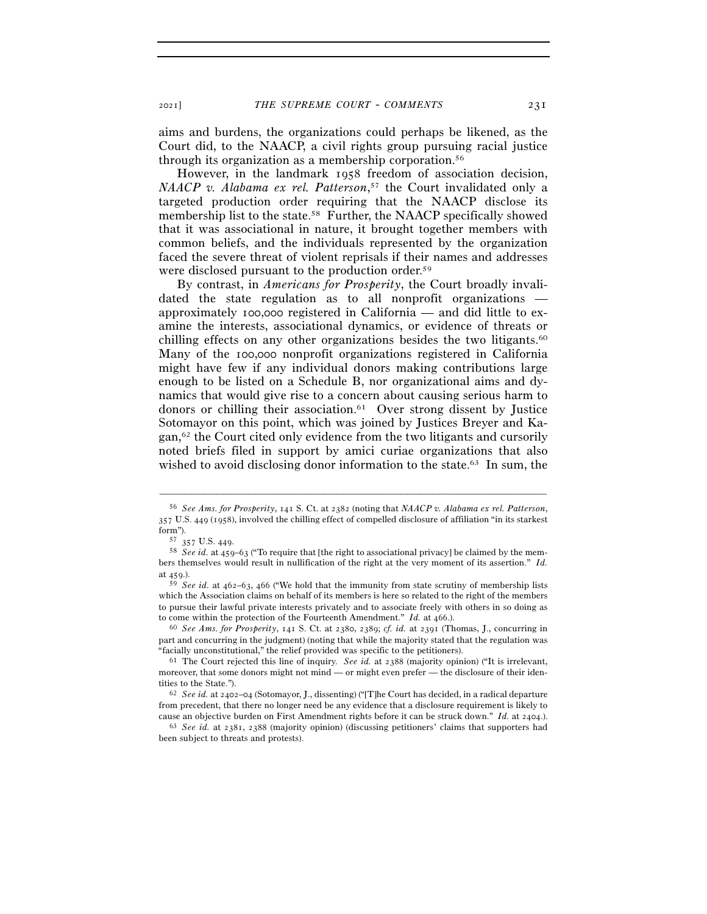aims and burdens, the organizations could perhaps be likened, as the Court did, to the NAACP, a civil rights group pursuing racial justice through its organization as a membership corporation.[56]

However, in the landmark 1958 freedom of association decision, *NAACP v. Alabama ex rel. Patterson*,[57] the Court invalidated only a targeted production order requiring that the NAACP disclose its membership list to the state.[58] Further, the NAACP specifically showed that it was associational in nature, it brought together members with common beliefs, and the individuals represented by the organization faced the severe threat of violent reprisals if their names and addresses were disclosed pursuant to the production order.[59]

By contrast, in *Americans for Prosperity*, the Court broadly invalidated the state regulation as to all nonprofit organizations — approximately 100,000 registered in California — and did little to examine the interests, associational dynamics, or evidence of threats or chilling effects on any other organizations besides the two litigants.[60] Many of the 100,000 nonprofit organizations registered in California might have few if any individual donors making contributions large enough to be listed on a Schedule B, nor organizational aims and dynamics that would give rise to a concern about causing serious harm to donors or chilling their association.[61] Over strong dissent by Justice Sotomayor on this point, which was joined by Justices Breyer and Kagan,[62] the Court cited only evidence from the two litigants and cursorily noted briefs filed in support by amici curiae organizations that also wished to avoid disclosing donor information to the state.[63] In sum, the

---

[56] *See Ams. for Prosperity*, 141 S. Ct. at 2382 (noting that *NAACP v. Alabama ex rel. Patterson*, 357 U.S. 449 (1958), involved the chilling effect of compelled disclosure of affiliation "in its starkest form").

[57] 357 U.S. 449.

[58] *See id.* at 459–63 ("To require that [the right to associational privacy] be claimed by the members themselves would result in nullification of the right at the very moment of its assertion." *Id.* at 459.).

[59] *See id.* at 462–63, 466 ("We hold that the immunity from state scrutiny of membership lists which the Association claims on behalf of its members is here so related to the right of the members to pursue their lawful private interests privately and to associate freely with others in so doing as to come within the protection of the Fourteenth Amendment." *Id.* at 466.).

[60] *See Ams. for Prosperity*, 141 S. Ct. at 2380, 2389; *cf. id.* at 2391 (Thomas, J., concurring in part and concurring in the judgment) (noting that while the majority stated that the regulation was "facially unconstitutional," the relief provided was specific to the petitioners).

[61] The Court rejected this line of inquiry. *See id.* at 2388 (majority opinion) ("It is irrelevant, moreover, that some donors might not mind — or might even prefer — the disclosure of their identities to the State.").

[62] *See id.* at 2402–04 (Sotomayor, J., dissenting) ("[T]he Court has decided, in a radical departure from precedent, that there no longer need be any evidence that a disclosure requirement is likely to cause an objective burden on First Amendment rights before it can be struck down." *Id.* at 2404.).

[63] *See id.* at 2381, 2388 (majority opinion) (discussing petitioners' claims that supporters had been subject to threats and protests).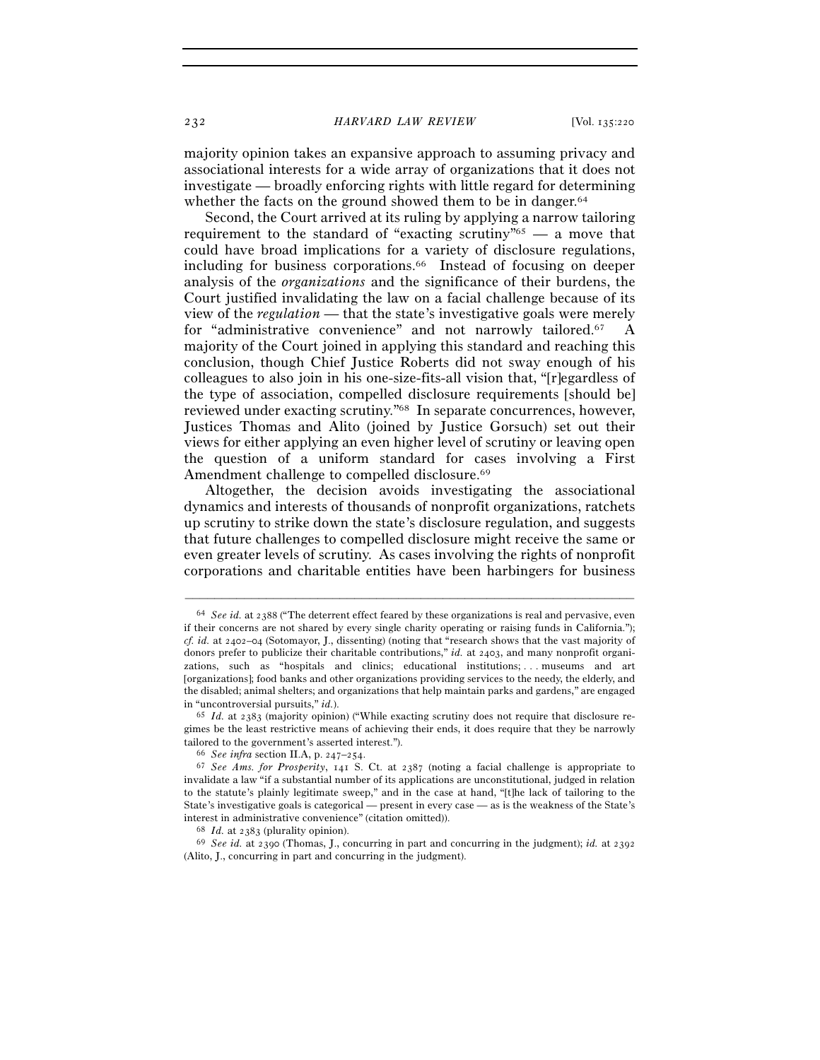majority opinion takes an expansive approach to assuming privacy and associational interests for a wide array of organizations that it does not investigate — broadly enforcing rights with little regard for determining whether the facts on the ground showed them to be in danger.[64]

Second, the Court arrived at its ruling by applying a narrow tailoring requirement to the standard of "exacting scrutiny"[65] — a move that could have broad implications for a variety of disclosure regulations, including for business corporations.[66] Instead of focusing on deeper analysis of the *organizations* and the significance of their burdens, the Court justified invalidating the law on a facial challenge because of its view of the *regulation* — that the state's investigative goals were merely for "administrative convenience" and not narrowly tailored.[67] A majority of the Court joined in applying this standard and reaching this conclusion, though Chief Justice Roberts did not sway enough of his colleagues to also join in his one-size-fits-all vision that, "[r]egardless of the type of association, compelled disclosure requirements [should be] reviewed under exacting scrutiny."[68] In separate concurrences, however, Justices Thomas and Alito (joined by Justice Gorsuch) set out their views for either applying an even higher level of scrutiny or leaving open the question of a uniform standard for cases involving a First Amendment challenge to compelled disclosure.[69]

Altogether, the decision avoids investigating the associational dynamics and interests of thousands of nonprofit organizations, ratchets up scrutiny to strike down the state's disclosure regulation, and suggests that future challenges to compelled disclosure might receive the same or even greater levels of scrutiny. As cases involving the rights of nonprofit corporations and charitable entities have been harbingers for business

---

[64] *See id.* at 2388 ("The deterrent effect feared by these organizations is real and pervasive, even if their concerns are not shared by every single charity operating or raising funds in California."); *cf. id.* at 2402–04 (Sotomayor, J., dissenting) (noting that "research shows that the vast majority of donors prefer to publicize their charitable contributions," *id.* at 2403, and many nonprofit organizations, such as "hospitals and clinics; educational institutions; . . . museums and art [organizations]; food banks and other organizations providing services to the needy, the elderly, and the disabled; animal shelters; and organizations that help maintain parks and gardens," are engaged in "uncontroversial pursuits," *id.*).

[65] *Id.* at 2383 (majority opinion) ("While exacting scrutiny does not require that disclosure regimes be the least restrictive means of achieving their ends, it does require that they be narrowly tailored to the government's asserted interest.").

[66] *See infra* section II.A, p. 247–254.

[67] *See Ams. for Prosperity*, 141 S. Ct. at 2387 (noting a facial challenge is appropriate to invalidate a law "if a substantial number of its applications are unconstitutional, judged in relation to the statute's plainly legitimate sweep," and in the case at hand, "[t]he lack of tailoring to the State's investigative goals is categorical — present in every case — as is the weakness of the State's interest in administrative convenience" (citation omitted)).

[68] *Id.* at 2383 (plurality opinion).

[69] *See id.* at 2390 (Thomas, J., concurring in part and concurring in the judgment); *id.* at 2392 (Alito, J., concurring in part and concurring in the judgment).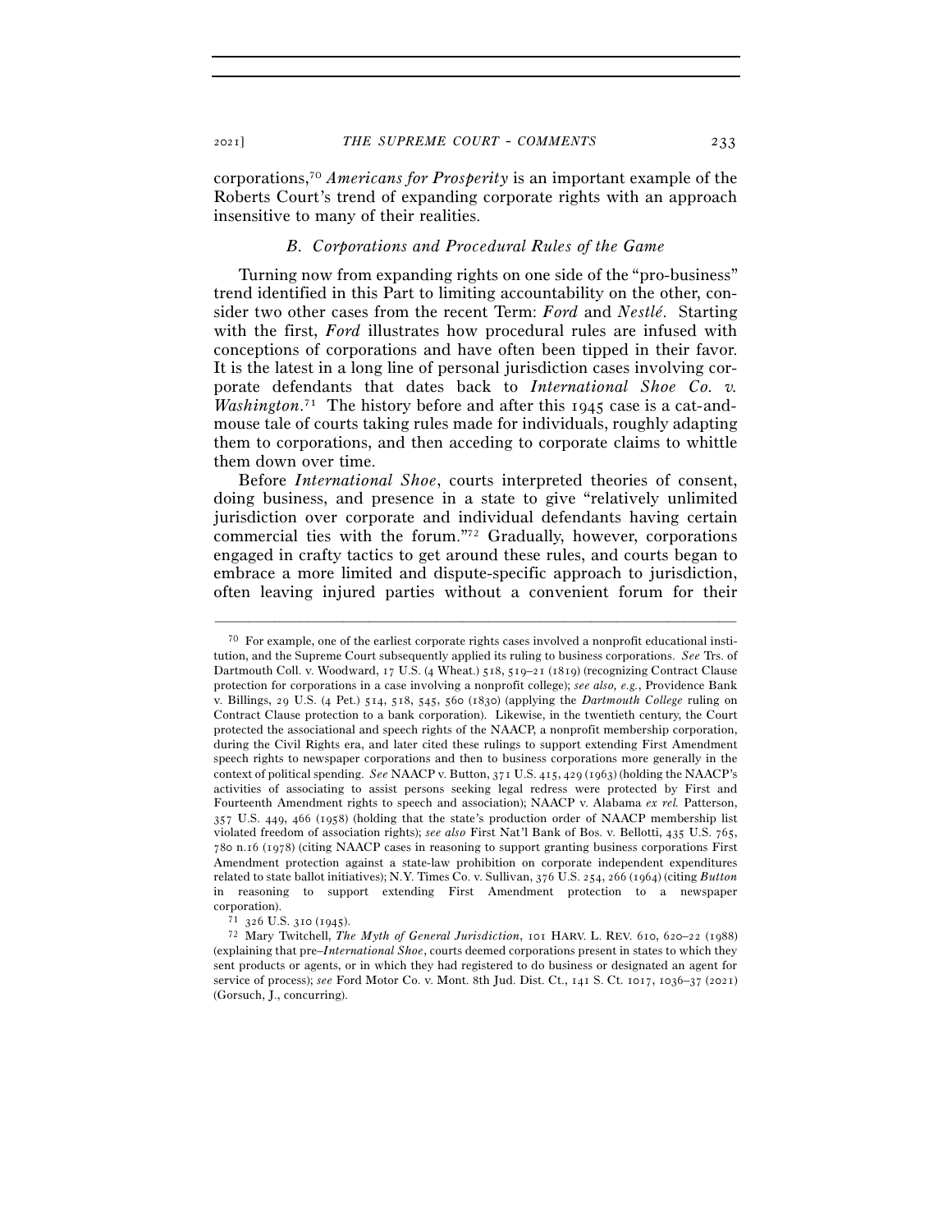corporations,[70] *Americans for Prosperity* is an important example of the Roberts Court's trend of expanding corporate rights with an approach insensitive to many of their realities.

### *B. Corporations and Procedural Rules of the Game*

Turning now from expanding rights on one side of the "pro-business" trend identified in this Part to limiting accountability on the other, consider two other cases from the recent Term: *Ford* and *Nestlé*. Starting with the first, *Ford* illustrates how procedural rules are infused with conceptions of corporations and have often been tipped in their favor. It is the latest in a long line of personal jurisdiction cases involving corporate defendants that dates back to *International Shoe Co. v. Washington*.[71] The history before and after this 1945 case is a cat-and-mouse tale of courts taking rules made for individuals, roughly adapting them to corporations, and then acceding to corporate claims to whittle them down over time.

Before *International Shoe*, courts interpreted theories of consent, doing business, and presence in a state to give "relatively unlimited jurisdiction over corporate and individual defendants having certain commercial ties with the forum."[72] Gradually, however, corporations engaged in crafty tactics to get around these rules, and courts began to embrace a more limited and dispute-specific approach to jurisdiction, often leaving injured parties without a convenient forum for their

---

[70] For example, one of the earliest corporate rights cases involved a nonprofit educational institution, and the Supreme Court subsequently applied its ruling to business corporations. *See* Trs. of Dartmouth Coll. v. Woodward, 17 U.S. (4 Wheat.) 518, 519–21 (1819) (recognizing Contract Clause protection for corporations in a case involving a nonprofit college); *see also, e.g.*, Providence Bank v. Billings, 29 U.S. (4 Pet.) 514, 518, 545, 560 (1830) (applying the *Dartmouth College* ruling on Contract Clause protection to a bank corporation). Likewise, in the twentieth century, the Court protected the associational and speech rights of the NAACP, a nonprofit membership corporation, during the Civil Rights era, and later cited these rulings to support extending First Amendment speech rights to newspaper corporations and then to business corporations more generally in the context of political spending. *See* NAACP v. Button, 371 U.S. 415, 429 (1963) (holding the NAACP's activities of associating to assist persons seeking legal redress were protected by First and Fourteenth Amendment rights to speech and association); NAACP v. Alabama *ex rel.* Patterson, 357 U.S. 449, 466 (1958) (holding that the state's production order of NAACP membership list violated freedom of association rights); *see also* First Nat'l Bank of Bos. v. Bellotti, 435 U.S. 765, 780 n.16 (1978) (citing NAACP cases in reasoning to support granting business corporations First Amendment protection against a state-law prohibition on corporate independent expenditures related to state ballot initiatives); N.Y. Times Co. v. Sullivan, 376 U.S. 254, 266 (1964) (citing *Button* in reasoning to support extending First Amendment protection to a newspaper corporation).

[71] 326 U.S. 310 (1945).

[72] Mary Twitchell, *The Myth of General Jurisdiction*, 101 HARV. L. REV. 610, 620–22 (1988) (explaining that pre–*International Shoe*, courts deemed corporations present in states to which they sent products or agents, or in which they had registered to do business or designated an agent for service of process); *see* Ford Motor Co. v. Mont. 8th Jud. Dist. Ct., 141 S. Ct. 1017, 1036–37 (2021) (Gorsuch, J., concurring).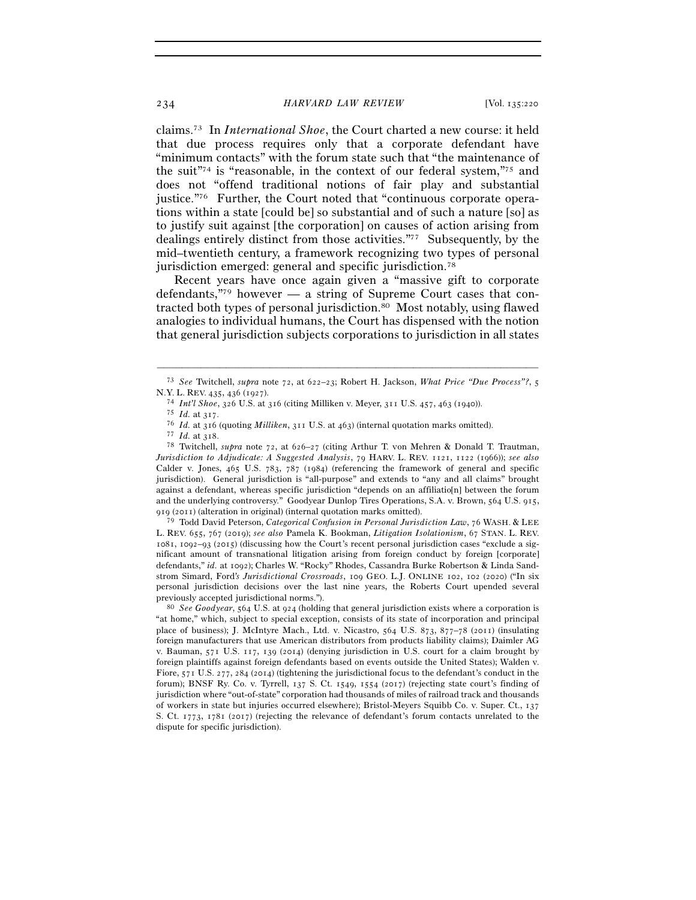claims.[73] In *International Shoe*, the Court charted a new course: it held that due process requires only that a corporate defendant have "minimum contacts" with the forum state such that "the maintenance of the suit"[74] is "reasonable, in the context of our federal system,"[75] and does not "offend traditional notions of fair play and substantial justice."[76] Further, the Court noted that "continuous corporate operations within a state [could be] so substantial and of such a nature [so] as to justify suit against [the corporation] on causes of action arising from dealings entirely distinct from those activities."[77] Subsequently, by the mid–twentieth century, a framework recognizing two types of personal jurisdiction emerged: general and specific jurisdiction.[78]

Recent years have once again given a "massive gift to corporate defendants,"[79] however — a string of Supreme Court cases that contracted both types of personal jurisdiction.[80] Most notably, using flawed analogies to individual humans, the Court has dispensed with the notion that general jurisdiction subjects corporations to jurisdiction in all states

---

[73] *See* Twitchell, *supra* note 72, at 622–23; Robert H. Jackson, *What Price "Due Process"?*, 5 N.Y. L. REV. 435, 436 (1927).

[74] *Int'l Shoe*, 326 U.S. at 316 (citing Milliken v. Meyer, 311 U.S. 457, 463 (1940)).

[75] *Id.* at 317.

[76] *Id.* at 316 (quoting *Milliken*, 311 U.S. at 463) (internal quotation marks omitted).

[77] *Id.* at 318.

[78] Twitchell, *supra* note 72, at 626–27 (citing Arthur T. von Mehren & Donald T. Trautman, *Jurisdiction to Adjudicate: A Suggested Analysis*, 79 HARV. L. REV. 1121, 1122 (1966)); *see also* Calder v. Jones, 465 U.S. 783, 787 (1984) (referencing the framework of general and specific jurisdiction). General jurisdiction is "all-purpose" and extends to "any and all claims" brought against a defendant, whereas specific jurisdiction "depends on an affiliatio[n] between the forum and the underlying controversy." Goodyear Dunlop Tires Operations, S.A. v. Brown, 564 U.S. 915, 919 (2011) (alteration in original) (internal quotation marks omitted).

[79] Todd David Peterson, *Categorical Confusion in Personal Jurisdiction Law*, 76 WASH. & LEE L. REV. 655, 767 (2019); *see also* Pamela K. Bookman, *Litigation Isolationism*, 67 STAN. L. REV. 1081, 1092–93 (2015) (discussing how the Court's recent personal jurisdiction cases "exclude a significant amount of transnational litigation arising from foreign conduct by foreign [corporate] defendants," *id.* at 1092); Charles W. "Rocky" Rhodes, Cassandra Burke Robertson & Linda Sandstrom Simard, Ford*'s Jurisdictional Crossroads*, 109 GEO. L.J. ONLINE 102, 102 (2020) ("In six personal jurisdiction decisions over the last nine years, the Roberts Court upended several previously accepted jurisdictional norms.").

[80] *See Goodyear*, 564 U.S. at 924 (holding that general jurisdiction exists where a corporation is "at home," which, subject to special exception, consists of its state of incorporation and principal place of business); J. McIntyre Mach., Ltd. v. Nicastro, 564 U.S. 873, 877–78 (2011) (insulating foreign manufacturers that use American distributors from products liability claims); Daimler AG v. Bauman, 571 U.S. 117, 139 (2014) (denying jurisdiction in U.S. court for a claim brought by foreign plaintiffs against foreign defendants based on events outside the United States); Walden v. Fiore, 571 U.S. 277, 284 (2014) (tightening the jurisdictional focus to the defendant's conduct in the forum); BNSF Ry. Co. v. Tyrrell, 137 S. Ct. 1549, 1554 (2017) (rejecting state court's finding of jurisdiction where "out-of-state" corporation had thousands of miles of railroad track and thousands of workers in state but injuries occurred elsewhere); Bristol-Meyers Squibb Co. v. Super. Ct., 137 S. Ct. 1773, 1781 (2017) (rejecting the relevance of defendant's forum contacts unrelated to the dispute for specific jurisdiction).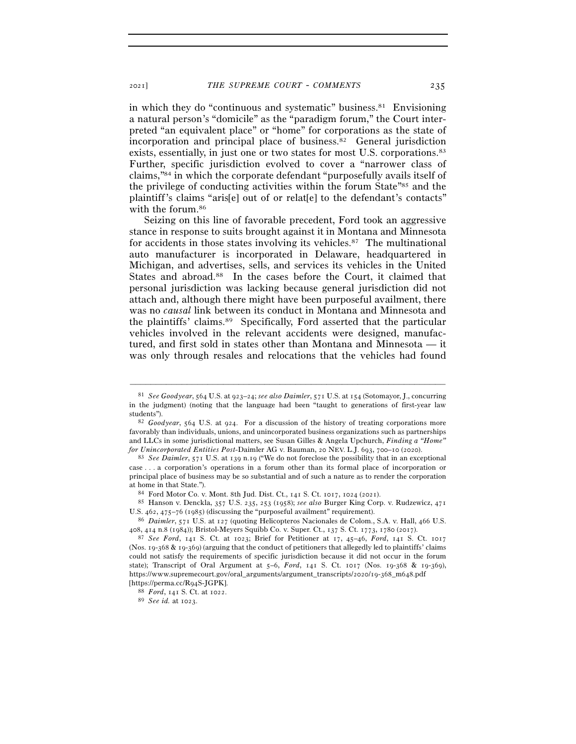in which they do "continuous and systematic" business.[81] Envisioning a natural person's "domicile" as the "paradigm forum," the Court interpreted "an equivalent place" or "home" for corporations as the state of incorporation and principal place of business.[82] General jurisdiction exists, essentially, in just one or two states for most U.S. corporations.[83] Further, specific jurisdiction evolved to cover a "narrower class of claims,"[84] in which the corporate defendant "purposefully avails itself of the privilege of conducting activities within the forum State"[85] and the plaintiff's claims "aris[e] out of or relat[e] to the defendant's contacts" with the forum.[86]

Seizing on this line of favorable precedent, Ford took an aggressive stance in response to suits brought against it in Montana and Minnesota for accidents in those states involving its vehicles.[87] The multinational auto manufacturer is incorporated in Delaware, headquartered in Michigan, and advertises, sells, and services its vehicles in the United States and abroad.[88] In the cases before the Court, it claimed that personal jurisdiction was lacking because general jurisdiction did not attach and, although there might have been purposeful availment, there was no *causal* link between its conduct in Montana and Minnesota and the plaintiffs' claims.[89] Specifically, Ford asserted that the particular vehicles involved in the relevant accidents were designed, manufactured, and first sold in states other than Montana and Minnesota — it was only through resales and relocations that the vehicles had found

---

[81] *See Goodyear*, 564 U.S. at 923–24; *see also Daimler*, 571 U.S. at 154 (Sotomayor, J., concurring in the judgment) (noting that the language had been "taught to generations of first-year law students").

[82] *Goodyear*, 564 U.S. at 924. For a discussion of the history of treating corporations more favorably than individuals, unions, and unincorporated business organizations such as partnerships and LLCs in some jurisdictional matters, see Susan Gilles & Angela Upchurch, *Finding a "Home" for Unincorporated Entities Post-*Daimler AG v. Bauman, 20 NEV. L.J. 693, 700–10 (2020).

[83] *See Daimler*, 571 U.S. at 139 n.19 ("We do not foreclose the possibility that in an exceptional case . . . a corporation's operations in a forum other than its formal place of incorporation or principal place of business may be so substantial and of such a nature as to render the corporation at home in that State.").

[84] Ford Motor Co. v. Mont. 8th Jud. Dist. Ct., 141 S. Ct. 1017, 1024 (2021).

[85] Hanson v. Denckla, 357 U.S. 235, 253 (1958); *see also* Burger King Corp. v. Rudzewicz, 471 U.S. 462, 475–76 (1985) (discussing the "purposeful availment" requirement).

[86] *Daimler*, 571 U.S. at 127 (quoting Helicopteros Nacionales de Colom., S.A. v. Hall, 466 U.S. 408, 414 n.8 (1984)); Bristol-Meyers Squibb Co. v. Super. Ct., 137 S. Ct. 1773, 1780 (2017).

[87] *See Ford*, 141 S. Ct. at 1023; Brief for Petitioner at 17, 45–46, *Ford*, 141 S. Ct. 1017 (Nos. 19-368 & 19-369) (arguing that the conduct of petitioners that allegedly led to plaintiffs' claims could not satisfy the requirements of specific jurisdiction because it did not occur in the forum state); Transcript of Oral Argument at 5–6, *Ford*, 141 S. Ct. 1017 (Nos. 19-368 & 19-369), https://www.supremecourt.gov/oral_arguments/argument_transcripts/2020/19-368_m648.pdf [https://perma.cc/R94S-JGPK].

[88] *Ford*, 141 S. Ct. at 1022.

[89] *See id.* at 1023.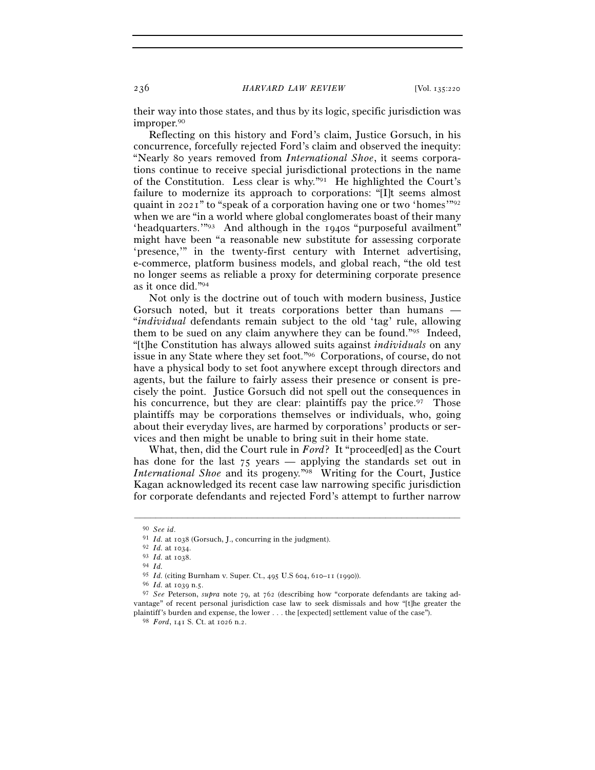their way into those states, and thus by its logic, specific jurisdiction was improper.[90]

Reflecting on this history and Ford's claim, Justice Gorsuch, in his concurrence, forcefully rejected Ford's claim and observed the inequity: "Nearly 80 years removed from *International Shoe*, it seems corporations continue to receive special jurisdictional protections in the name of the Constitution. Less clear is why."[91] He highlighted the Court's failure to modernize its approach to corporations: "[I]t seems almost quaint in 2021" to "speak of a corporation having one or two 'homes'"[92] when we are "in a world where global conglomerates boast of their many 'headquarters.'"[93] And although in the 1940s "purposeful availment" might have been "a reasonable new substitute for assessing corporate 'presence,'" in the twenty-first century with Internet advertising, e-commerce, platform business models, and global reach, "the old test no longer seems as reliable a proxy for determining corporate presence as it once did."[94]

Not only is the doctrine out of touch with modern business, Justice Gorsuch noted, but it treats corporations better than humans — "*individual* defendants remain subject to the old 'tag' rule, allowing them to be sued on any claim anywhere they can be found."[95] Indeed, "[t]he Constitution has always allowed suits against *individuals* on any issue in any State where they set foot."[96] Corporations, of course, do not have a physical body to set foot anywhere except through directors and agents, but the failure to fairly assess their presence or consent is precisely the point. Justice Gorsuch did not spell out the consequences in his concurrence, but they are clear: plaintiffs pay the price.[97] Those plaintiffs may be corporations themselves or individuals, who, going about their everyday lives, are harmed by corporations' products or services and then might be unable to bring suit in their home state.

What, then, did the Court rule in *Ford*? It "proceed[ed] as the Court has done for the last 75 years — applying the standards set out in *International Shoe* and its progeny."[98] Writing for the Court, Justice Kagan acknowledged its recent case law narrowing specific jurisdiction for corporate defendants and rejected Ford's attempt to further narrow

---

[90] *See id.*

[91] *Id.* at 1038 (Gorsuch, J., concurring in the judgment).

[92] *Id.* at 1034.

[93] *Id.* at 1038.

[94] *Id.*

[95] *Id.* (citing Burnham v. Super. Ct., 495 U.S 604, 610–11 (1990)).

[96] *Id.* at 1039 n.5.

[97] *See* Peterson, *supra* note 79, at 762 (describing how "corporate defendants are taking advantage" of recent personal jurisdiction case law to seek dismissals and how "[t]he greater the plaintiff's burden and expense, the lower . . . the [expected] settlement value of the case").

[98] *Ford*, 141 S. Ct. at 1026 n.2.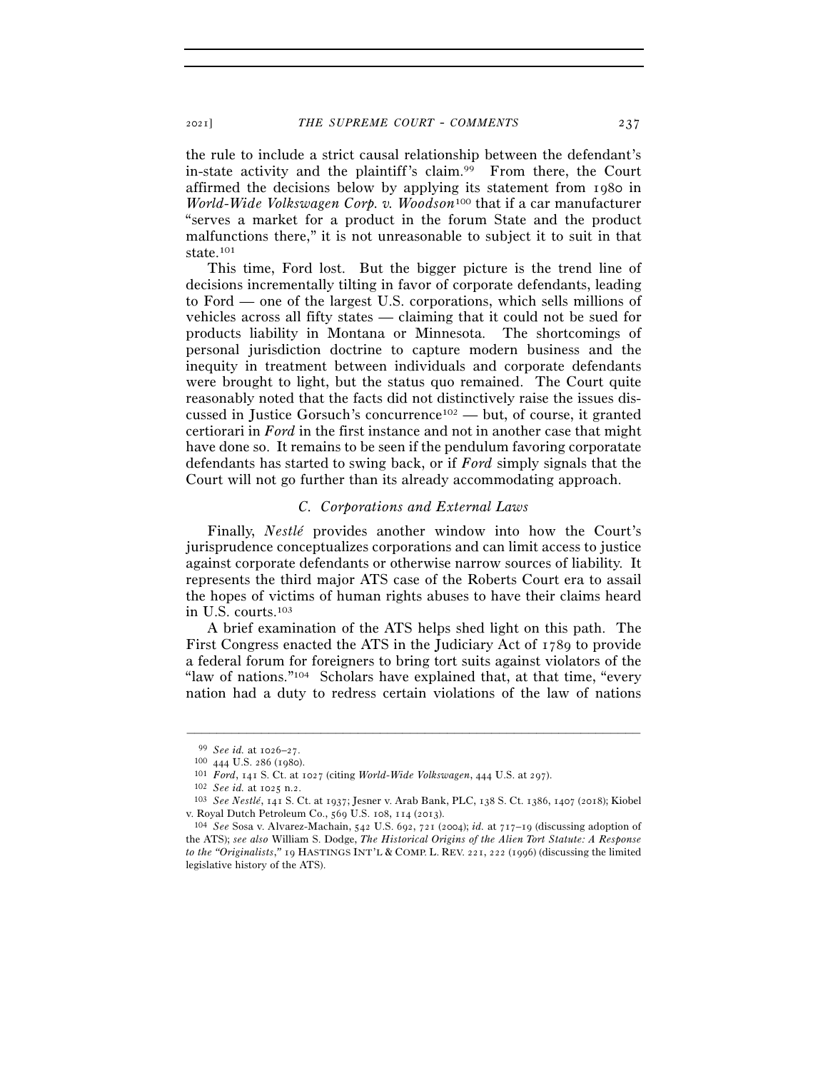the rule to include a strict causal relationship between the defendant's in-state activity and the plaintiff's claim.[99] From there, the Court affirmed the decisions below by applying its statement from 1980 in *World-Wide Volkswagen Corp. v. Woodson*[100] that if a car manufacturer "serves a market for a product in the forum State and the product malfunctions there," it is not unreasonable to subject it to suit in that state.[101]

This time, Ford lost. But the bigger picture is the trend line of decisions incrementally tilting in favor of corporate defendants, leading to Ford — one of the largest U.S. corporations, which sells millions of vehicles across all fifty states — claiming that it could not be sued for products liability in Montana or Minnesota. The shortcomings of personal jurisdiction doctrine to capture modern business and the inequity in treatment between individuals and corporate defendants were brought to light, but the status quo remained. The Court quite reasonably noted that the facts did not distinctively raise the issues discussed in Justice Gorsuch's concurrence[102] — but, of course, it granted certiorari in *Ford* in the first instance and not in another case that might have done so. It remains to be seen if the pendulum favoring corporatate defendants has started to swing back, or if *Ford* simply signals that the Court will not go further than its already accommodating approach.

### *C. Corporations and External Laws*

Finally, *Nestlé* provides another window into how the Court's jurisprudence conceptualizes corporations and can limit access to justice against corporate defendants or otherwise narrow sources of liability. It represents the third major ATS case of the Roberts Court era to assail the hopes of victims of human rights abuses to have their claims heard in U.S. courts.[103]

A brief examination of the ATS helps shed light on this path. The First Congress enacted the ATS in the Judiciary Act of 1789 to provide a federal forum for foreigners to bring tort suits against violators of the "law of nations."[104] Scholars have explained that, at that time, "every nation had a duty to redress certain violations of the law of nations

---

[99] *See id.* at 1026–27.

[100] 444 U.S. 286 (1980).

[101] *Ford*, 141 S. Ct. at 1027 (citing *World-Wide Volkswagen*, 444 U.S. at 297).

[102] *See id.* at 1025 n.2.

[103] *See Nestlé*, 141 S. Ct. at 1937; Jesner v. Arab Bank, PLC, 138 S. Ct. 1386, 1407 (2018); Kiobel v. Royal Dutch Petroleum Co., 569 U.S. 108, 114 (2013).

[104] *See* Sosa v. Alvarez-Machain, 542 U.S. 692, 721 (2004); *id.* at 717–19 (discussing adoption of the ATS); *see also* William S. Dodge, *The Historical Origins of the Alien Tort Statute: A Response to the "Originalists*,*"* 19 HASTINGS INT'L & COMP. L. REV. 221, 222 (1996) (discussing the limited legislative history of the ATS).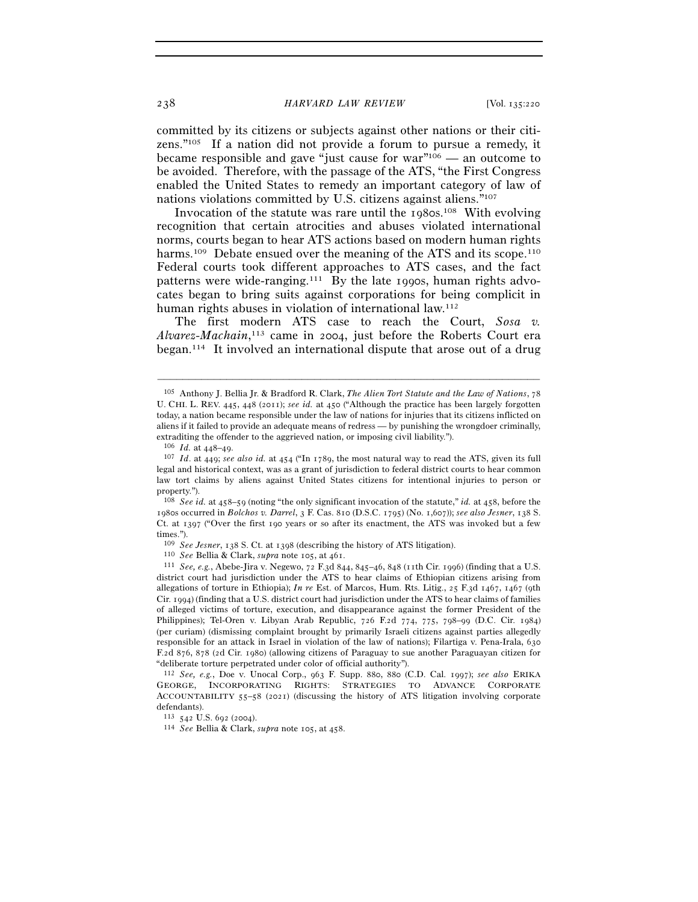committed by its citizens or subjects against other nations or their citizens."[105] If a nation did not provide a forum to pursue a remedy, it became responsible and gave "just cause for war"[106] — an outcome to be avoided. Therefore, with the passage of the ATS, "the First Congress enabled the United States to remedy an important category of law of nations violations committed by U.S. citizens against aliens."[107]

Invocation of the statute was rare until the 1980s.[108] With evolving recognition that certain atrocities and abuses violated international norms, courts began to hear ATS actions based on modern human rights harms.[109] Debate ensued over the meaning of the ATS and its scope.[110] Federal courts took different approaches to ATS cases, and the fact patterns were wide-ranging.[111] By the late 1990s, human rights advocates began to bring suits against corporations for being complicit in human rights abuses in violation of international law.[112]

The first modern ATS case to reach the Court, *Sosa v. Alvarez-Machain*,[113] came in 2004, just before the Roberts Court era began.[114] It involved an international dispute that arose out of a drug

---

[105] Anthony J. Bellia Jr. & Bradford R. Clark, *The Alien Tort Statute and the Law of Nations*, 78 U. CHI. L. REV. 445, 448 (2011); *see id.* at 450 ("Although the practice has been largely forgotten today, a nation became responsible under the law of nations for injuries that its citizens inflicted on aliens if it failed to provide an adequate means of redress — by punishing the wrongdoer criminally, extraditing the offender to the aggrieved nation, or imposing civil liability.").

[106] *Id.* at 448–49.

[107] *Id*. at 449; *see also id.* at 454 ("In 1789, the most natural way to read the ATS, given its full legal and historical context, was as a grant of jurisdiction to federal district courts to hear common law tort claims by aliens against United States citizens for intentional injuries to person or property.").

[108] *See id.* at 458–59 (noting "the only significant invocation of the statute," *id.* at 458, before the 1980s occurred in *Bolchos v. Darrel*, 3 F. Cas. 810 (D.S.C. 1795) (No. 1,607)); *see also Jesner*, 138 S. Ct. at 1397 ("Over the first 190 years or so after its enactment, the ATS was invoked but a few times.").

[109] *See Jesner*, 138 S. Ct. at 1398 (describing the history of ATS litigation).

[110] *See* Bellia & Clark, *supra* note 105, at 461.

[111] *See, e.g.*, Abebe-Jira v. Negewo, 72 F.3d 844, 845–46, 848 (11th Cir. 1996) (finding that a U.S. district court had jurisdiction under the ATS to hear claims of Ethiopian citizens arising from allegations of torture in Ethiopia); *In re* Est. of Marcos, Hum. Rts. Litig., 25 F.3d 1467, 1467 (9th Cir. 1994) (finding that a U.S. district court had jurisdiction under the ATS to hear claims of families of alleged victims of torture, execution, and disappearance against the former President of the Philippines); Tel-Oren v. Libyan Arab Republic, 726 F.2d 774, 775, 798–99 (D.C. Cir. 1984) (per curiam) (dismissing complaint brought by primarily Israeli citizens against parties allegedly responsible for an attack in Israel in violation of the law of nations); Filartiga v. Pena-Irala, 630 F.2d 876, 878 (2d Cir. 1980) (allowing citizens of Paraguay to sue another Paraguayan citizen for "deliberate torture perpetrated under color of official authority").

[112] *See, e.g.*, Doe v. Unocal Corp., 963 F. Supp. 880, 880 (C.D. Cal. 1997); *see also* ERIKA GEORGE, INCORPORATING RIGHTS: STRATEGIES TO ADVANCE CORPORATE ACCOUNTABILITY 55–58 (2021) (discussing the history of ATS litigation involving corporate defendants).

[113] 542 U.S. 692 (2004).

[114] *See* Bellia & Clark, *supra* note 105, at 458.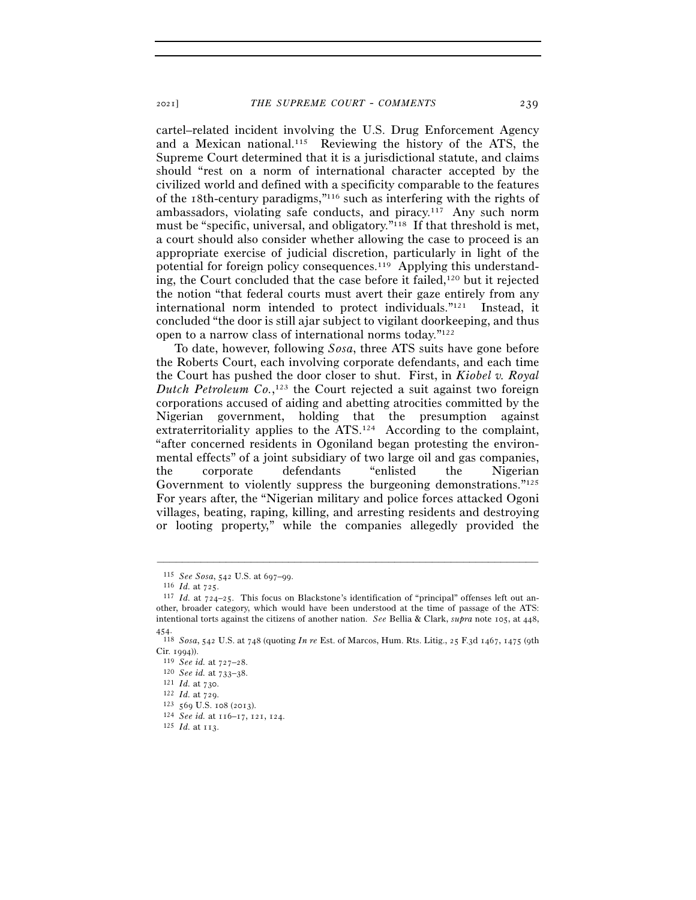cartel–related incident involving the U.S. Drug Enforcement Agency and a Mexican national.[115] Reviewing the history of the ATS, the Supreme Court determined that it is a jurisdictional statute, and claims should "rest on a norm of international character accepted by the civilized world and defined with a specificity comparable to the features of the 18th-century paradigms,"[116] such as interfering with the rights of ambassadors, violating safe conducts, and piracy.[117] Any such norm must be "specific, universal, and obligatory."[118] If that threshold is met, a court should also consider whether allowing the case to proceed is an appropriate exercise of judicial discretion, particularly in light of the potential for foreign policy consequences.[119] Applying this understanding, the Court concluded that the case before it failed,[120] but it rejected the notion "that federal courts must avert their gaze entirely from any international norm intended to protect individuals."[121] Instead, it concluded "the door is still ajar subject to vigilant doorkeeping, and thus open to a narrow class of international norms today."[122]

To date, however, following *Sosa*, three ATS suits have gone before the Roberts Court, each involving corporate defendants, and each time the Court has pushed the door closer to shut. First, in *Kiobel v. Royal Dutch Petroleum Co.*,[123] the Court rejected a suit against two foreign corporations accused of aiding and abetting atrocities committed by the Nigerian government, holding that the presumption against extraterritoriality applies to the ATS.[124] According to the complaint, "after concerned residents in Ogoniland began protesting the environmental effects" of a joint subsidiary of two large oil and gas companies, the corporate defendants "enlisted the Nigerian Government to violently suppress the burgeoning demonstrations."[125] For years after, the "Nigerian military and police forces attacked Ogoni villages, beating, raping, killing, and arresting residents and destroying or looting property," while the companies allegedly provided the

---

[115] *See Sosa*, 542 U.S. at 697–99.

[116] *Id.* at 725.

[117] *Id.* at 724–25. This focus on Blackstone's identification of "principal" offenses left out another, broader category, which would have been understood at the time of passage of the ATS: intentional torts against the citizens of another nation. *See* Bellia & Clark, *supra* note 105, at 448, 454.

[118] *Sosa*, 542 U.S. at 748 (quoting *In re* Est. of Marcos, Hum. Rts. Litig., 25 F.3d 1467, 1475 (9th Cir. 1994)).

[119] *See id.* at 727–28.

[120] *See id.* at 733–38.

[121] *Id.* at 730.

[122] *Id.* at 729.

[123] 569 U.S. 108 (2013).

[124] *See id.* at 116–17, 121, 124.

[125] *Id.* at 113.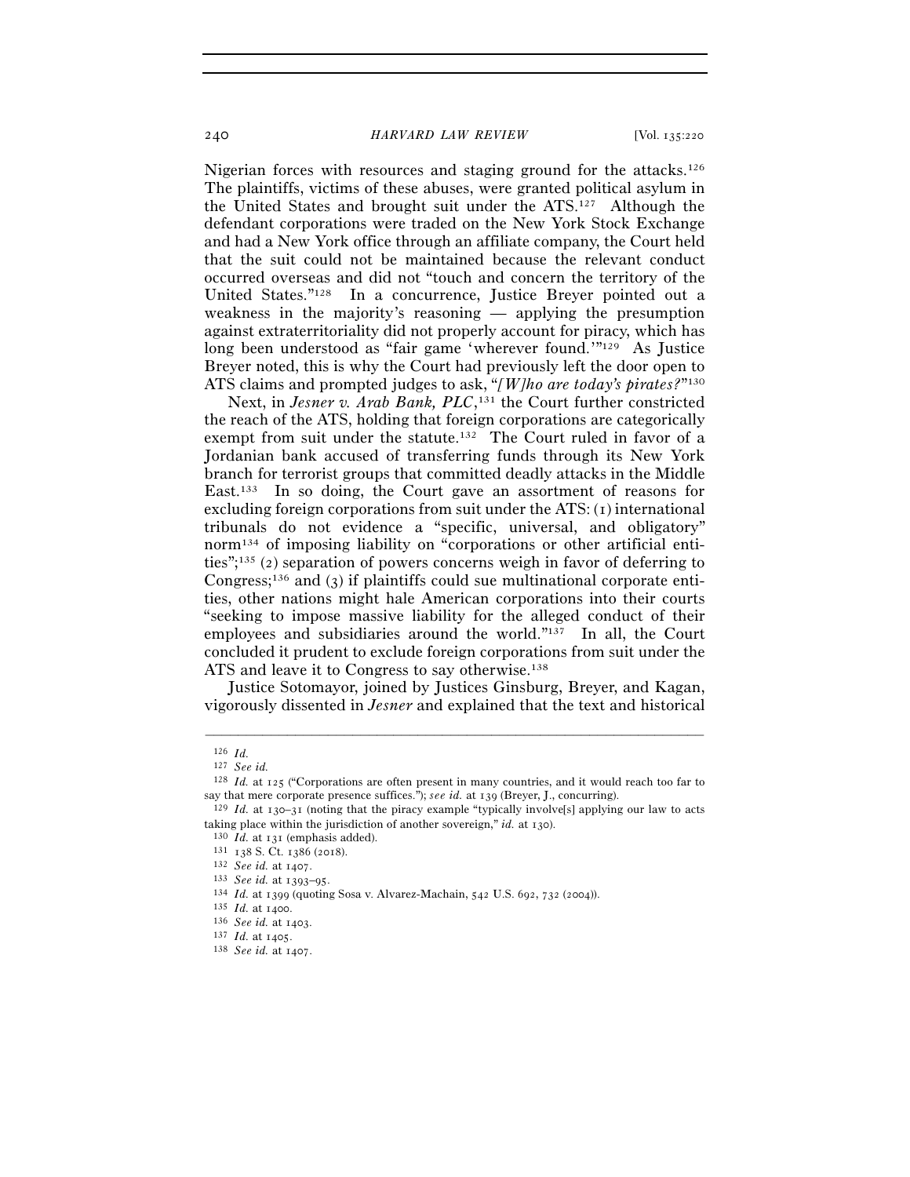Nigerian forces with resources and staging ground for the attacks.[126] The plaintiffs, victims of these abuses, were granted political asylum in the United States and brought suit under the ATS.[127] Although the defendant corporations were traded on the New York Stock Exchange and had a New York office through an affiliate company, the Court held that the suit could not be maintained because the relevant conduct occurred overseas and did not "touch and concern the territory of the United States."[128] In a concurrence, Justice Breyer pointed out a weakness in the majority's reasoning — applying the presumption against extraterritoriality did not properly account for piracy, which has long been understood as "fair game 'wherever found.'"[129] As Justice Breyer noted, this is why the Court had previously left the door open to ATS claims and prompted judges to ask, "*[W]ho are today's pirates?*"[130]

Next, in *Jesner v. Arab Bank, PLC*,[131] the Court further constricted the reach of the ATS, holding that foreign corporations are categorically exempt from suit under the statute.[132] The Court ruled in favor of a Jordanian bank accused of transferring funds through its New York branch for terrorist groups that committed deadly attacks in the Middle East.[133] In so doing, the Court gave an assortment of reasons for excluding foreign corporations from suit under the ATS: (1) international tribunals do not evidence a "specific, universal, and obligatory" norm[134] of imposing liability on "corporations or other artificial entities";[135] (2) separation of powers concerns weigh in favor of deferring to Congress;[136] and (3) if plaintiffs could sue multinational corporate entities, other nations might hale American corporations into their courts "seeking to impose massive liability for the alleged conduct of their employees and subsidiaries around the world."[137] In all, the Court concluded it prudent to exclude foreign corporations from suit under the ATS and leave it to Congress to say otherwise.[138]

Justice Sotomayor, joined by Justices Ginsburg, Breyer, and Kagan, vigorously dissented in *Jesner* and explained that the text and historical

---

[126] *Id.*

[127] *See id.*

[128] *Id.* at 125 ("Corporations are often present in many countries, and it would reach too far to say that mere corporate presence suffices."); *see id.* at 139 (Breyer, J., concurring).

[129] *Id.* at 130–31 (noting that the piracy example "typically involve[s] applying our law to acts taking place within the jurisdiction of another sovereign," *id.* at 130).

[130] *Id.* at 131 (emphasis added).

[131] 138 S. Ct. 1386 (2018).

[132] *See id.* at 1407.

[133] *See id.* at 1393–95.

[134] *Id.* at 1399 (quoting Sosa v. Alvarez-Machain, 542 U.S. 692, 732 (2004)).

[135] *Id.* at 1400.

[136] *See id.* at 1403.

[137] *Id.* at 1405.

[138] *See id.* at 1407.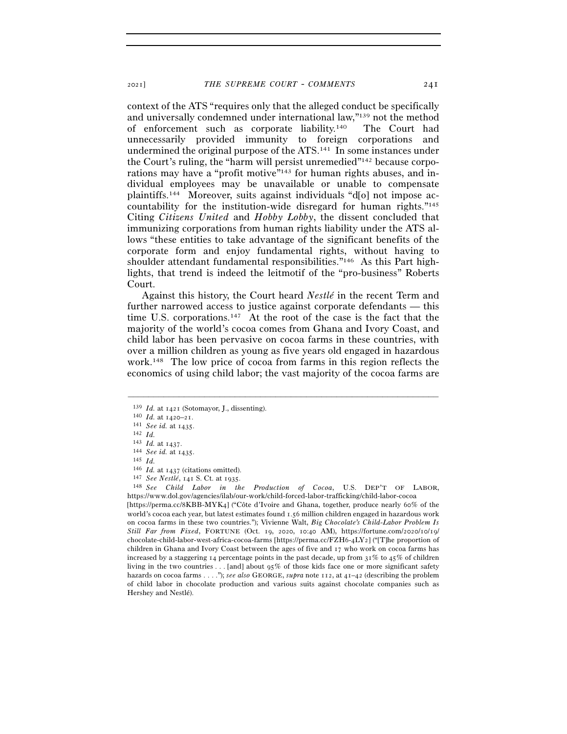context of the ATS "requires only that the alleged conduct be specifically and universally condemned under international law,"[139] not the method of enforcement such as corporate liability.[140] The Court had unnecessarily provided immunity to foreign corporations and undermined the original purpose of the ATS.[141] In some instances under the Court's ruling, the "harm will persist unremedied"[142] because corporations may have a "profit motive"[143] for human rights abuses, and individual employees may be unavailable or unable to compensate plaintiffs.[144] Moreover, suits against individuals "d[o] not impose accountability for the institution-wide disregard for human rights."[145] Citing *Citizens United* and *Hobby Lobby*, the dissent concluded that immunizing corporations from human rights liability under the ATS allows "these entities to take advantage of the significant benefits of the corporate form and enjoy fundamental rights, without having to shoulder attendant fundamental responsibilities."[146] As this Part highlights, that trend is indeed the leitmotif of the "pro-business" Roberts Court.

Against this history, the Court heard *Nestlé* in the recent Term and further narrowed access to justice against corporate defendants — this time U.S. corporations.[147] At the root of the case is the fact that the majority of the world's cocoa comes from Ghana and Ivory Coast, and child labor has been pervasive on cocoa farms in these countries, with over a million children as young as five years old engaged in hazardous work.[148] The low price of cocoa from farms in this region reflects the economics of using child labor; the vast majority of the cocoa farms are

---

[139] *Id.* at 1421 (Sotomayor, J., dissenting).

[140] *Id.* at 1420–21.

[141] *See id.* at 1435.

[142] *Id.*

[143] *Id.* at 1437.

[144] *See id.* at 1435.

[145] *Id.*

[146] *Id.* at 1437 (citations omitted).

[147] *See Nestlé*, 141 S. Ct. at 1935.

[148] *See Child Labor in the Production of Cocoa*, U.S. DEP'T OF LABOR, https://www.dol.gov/agencies/ilab/our-work/child-forced-labor-trafficking/child-labor-cocoa [https://perma.cc/8KBB-MYK4] ("Côte d'Ivoire and Ghana, together, produce nearly 60% of the world's cocoa each year, but latest estimates found 1.56 million children engaged in hazardous work on cocoa farms in these two countries."); Vivienne Walt, *Big Chocolate's Child-Labor Problem Is Still Far from Fixed*, FORTUNE (Oct. 19, 2020, 10:40 AM), https://fortune.com/2020/10/19/chocolate-child-labor-west-africa-cocoa-farms [https://perma.cc/FZH6-4LY2] ("[T]he proportion of children in Ghana and Ivory Coast between the ages of five and 17 who work on cocoa farms has increased by a staggering 14 percentage points in the past decade, up from 31% to 45% of children living in the two countries . . . [and] about 95% of those kids face one or more significant safety hazards on cocoa farms . . . ."); *see also* GEORGE, *supra* note 112, at 41–42 (describing the problem of child labor in chocolate production and various suits against chocolate companies such as Hershey and Nestlé).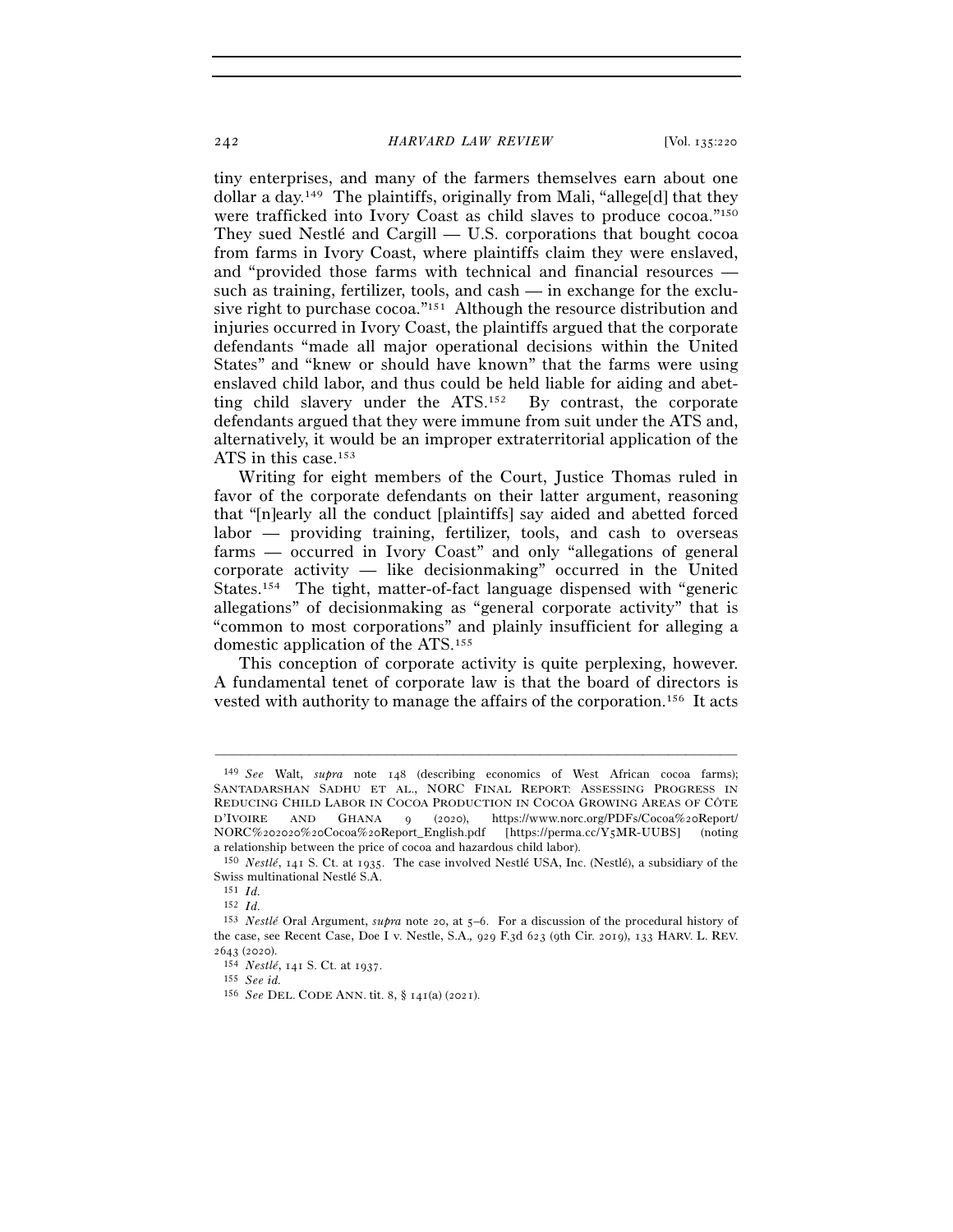tiny enterprises, and many of the farmers themselves earn about one dollar a day.[149] The plaintiffs, originally from Mali, "allege[d] that they were trafficked into Ivory Coast as child slaves to produce cocoa."[150] They sued Nestlé and Cargill — U.S. corporations that bought cocoa from farms in Ivory Coast, where plaintiffs claim they were enslaved, and "provided those farms with technical and financial resources — such as training, fertilizer, tools, and cash — in exchange for the exclusive right to purchase cocoa."[151] Although the resource distribution and injuries occurred in Ivory Coast, the plaintiffs argued that the corporate defendants "made all major operational decisions within the United States" and "knew or should have known" that the farms were using enslaved child labor, and thus could be held liable for aiding and abetting child slavery under the ATS.[152] By contrast, the corporate defendants argued that they were immune from suit under the ATS and, alternatively, it would be an improper extraterritorial application of the ATS in this case.[153]

Writing for eight members of the Court, Justice Thomas ruled in favor of the corporate defendants on their latter argument, reasoning that "[n]early all the conduct [plaintiffs] say aided and abetted forced labor — providing training, fertilizer, tools, and cash to overseas farms — occurred in Ivory Coast" and only "allegations of general corporate activity — like decisionmaking" occurred in the United States.[154] The tight, matter-of-fact language dispensed with "generic allegations" of decisionmaking as "general corporate activity" that is "common to most corporations" and plainly insufficient for alleging a domestic application of the ATS.[155]

This conception of corporate activity is quite perplexing, however. A fundamental tenet of corporate law is that the board of directors is vested with authority to manage the affairs of the corporation.[156] It acts

---

[149] *See* Walt, *supra* note 148 (describing economics of West African cocoa farms); SANTADARSHAN SADHU ET AL., NORC FINAL REPORT: ASSESSING PROGRESS IN REDUCING CHILD LABOR IN COCOA PRODUCTION IN COCOA GROWING AREAS OF CÔTE D'IVOIRE AND GHANA 9 (2020), https://www.norc.org/PDFs/Cocoa%20Report/NORC%202020%20Cocoa%20Report_English.pdf [https://perma.cc/Y5MR-UUBS] (noting a relationship between the price of cocoa and hazardous child labor).

[150] *Nestlé*, 141 S. Ct. at 1935. The case involved Nestlé USA, Inc. (Nestlé), a subsidiary of the Swiss multinational Nestlé S.A.

[151] *Id.*

[152] *Id.*

[153] *Nestlé* Oral Argument, *supra* note 20, at 5–6. For a discussion of the procedural history of the case, see Recent Case, Doe I v. Nestle, S.A., 929 F.3d 623 (9th Cir. 2019), 133 HARV. L. REV. 2643 (2020).

[154] *Nestlé*, 141 S. Ct. at 1937.

[155] *See id.*

[156] *See* DEL. CODE ANN. tit. 8, § 141(a) (2021).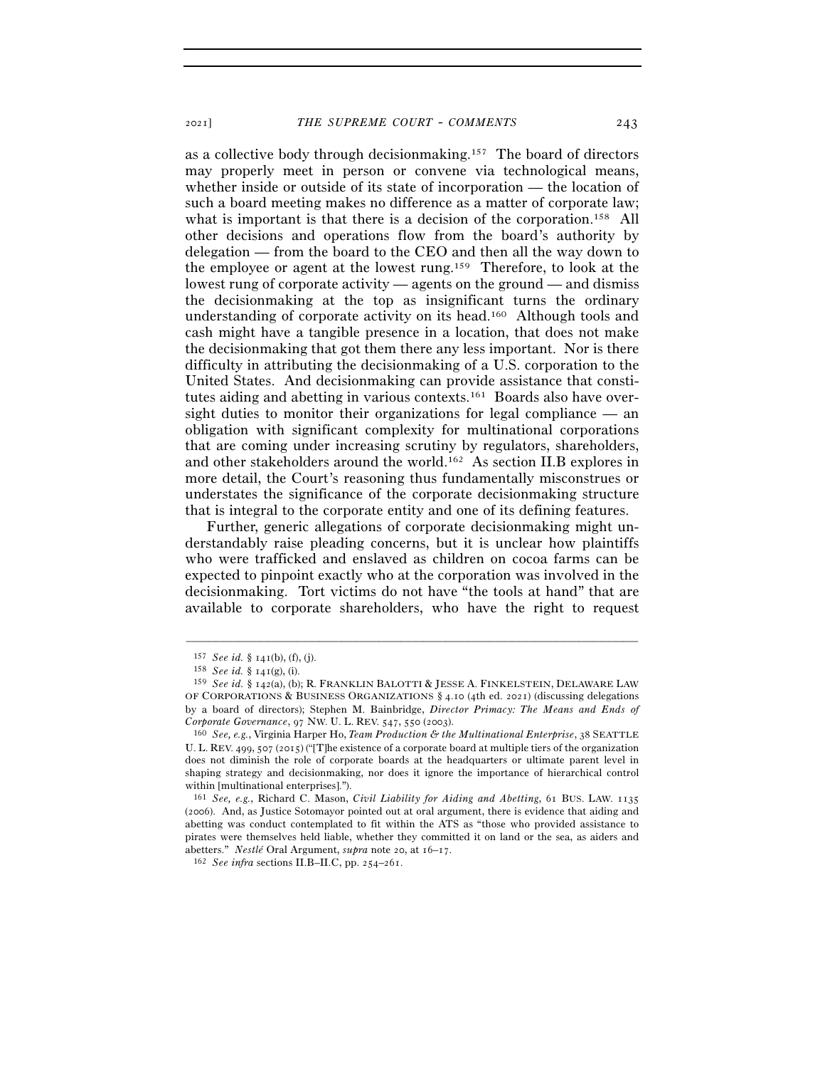as a collective body through decisionmaking.[157] The board of directors may properly meet in person or convene via technological means, whether inside or outside of its state of incorporation — the location of such a board meeting makes no difference as a matter of corporate law; what is important is that there is a decision of the corporation.[158] All other decisions and operations flow from the board's authority by delegation — from the board to the CEO and then all the way down to the employee or agent at the lowest rung.[159] Therefore, to look at the lowest rung of corporate activity — agents on the ground — and dismiss the decisionmaking at the top as insignificant turns the ordinary understanding of corporate activity on its head.[160] Although tools and cash might have a tangible presence in a location, that does not make the decisionmaking that got them there any less important. Nor is there difficulty in attributing the decisionmaking of a U.S. corporation to the United States. And decisionmaking can provide assistance that constitutes aiding and abetting in various contexts.[161] Boards also have oversight duties to monitor their organizations for legal compliance — an obligation with significant complexity for multinational corporations that are coming under increasing scrutiny by regulators, shareholders, and other stakeholders around the world.[162] As section II.B explores in more detail, the Court's reasoning thus fundamentally misconstrues or understates the significance of the corporate decisionmaking structure that is integral to the corporate entity and one of its defining features.

Further, generic allegations of corporate decisionmaking might understandably raise pleading concerns, but it is unclear how plaintiffs who were trafficked and enslaved as children on cocoa farms can be expected to pinpoint exactly who at the corporation was involved in the decisionmaking. Tort victims do not have "the tools at hand" that are available to corporate shareholders, who have the right to request

---

[157] *See id.* § 141(b), (f), (j).

[158] *See id.* § 141(g), (i).

[159] *See id.* § 142(a), (b); R. FRANKLIN BALOTTI & JESSE A. FINKELSTEIN, DELAWARE LAW OF CORPORATIONS & BUSINESS ORGANIZATIONS § 4.10 (4th ed. 2021) (discussing delegations by a board of directors); Stephen M. Bainbridge, *Director Primacy: The Means and Ends of Corporate Governance*, 97 NW. U. L. REV. 547, 550 (2003).

[160] *See, e.g.*, Virginia Harper Ho, *Team Production & the Multinational Enterprise*, 38 SEATTLE U. L. REV. 499, 507 (2015) ("[T]he existence of a corporate board at multiple tiers of the organization does not diminish the role of corporate boards at the headquarters or ultimate parent level in shaping strategy and decisionmaking, nor does it ignore the importance of hierarchical control within [multinational enterprises].").

[161] *See, e.g.*, Richard C. Mason, *Civil Liability for Aiding and Abetting*, 61 BUS. LAW. 1135 (2006). And, as Justice Sotomayor pointed out at oral argument, there is evidence that aiding and abetting was conduct contemplated to fit within the ATS as "those who provided assistance to pirates were themselves held liable, whether they committed it on land or the sea, as aiders and abetters." *Nestlé* Oral Argument, *supra* note 20, at 16–17.

[162] *See infra* sections II.B–II.C, pp. 254–261.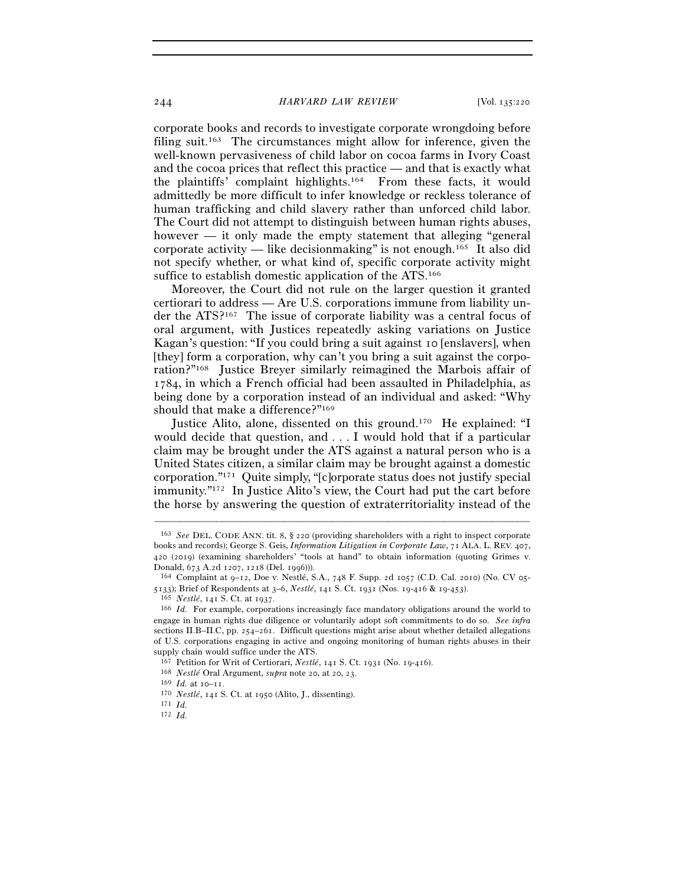corporate books and records to investigate corporate wrongdoing before filing suit.[163] The circumstances might allow for inference, given the well-known pervasiveness of child labor on cocoa farms in Ivory Coast and the cocoa prices that reflect this practice — and that is exactly what the plaintiffs' complaint highlights.[164] From these facts, it would admittedly be more difficult to infer knowledge or reckless tolerance of human trafficking and child slavery rather than unforced child labor. The Court did not attempt to distinguish between human rights abuses, however — it only made the empty statement that alleging "general corporate activity — like decisionmaking" is not enough.[165] It also did not specify whether, or what kind of, specific corporate activity might suffice to establish domestic application of the ATS.[166]

Moreover, the Court did not rule on the larger question it granted certiorari to address — Are U.S. corporations immune from liability under the ATS?[167] The issue of corporate liability was a central focus of oral argument, with Justices repeatedly asking variations on Justice Kagan's question: "If you could bring a suit against 10 [enslavers], when [they] form a corporation, why can't you bring a suit against the corporation?"[168] Justice Breyer similarly reimagined the Marbois affair of 1784, in which a French official had been assaulted in Philadelphia, as being done by a corporation instead of an individual and asked: "Why should that make a difference?"[169]

Justice Alito, alone, dissented on this ground.[170] He explained: "I would decide that question, and . . . I would hold that if a particular claim may be brought under the ATS against a natural person who is a United States citizen, a similar claim may be brought against a domestic corporation."[171] Quite simply, "[c]orporate status does not justify special immunity."[172] In Justice Alito's view, the Court had put the cart before the horse by answering the question of extraterritoriality instead of the

---

[163] *See* DEL. CODE ANN. tit. 8, § 220 (providing shareholders with a right to inspect corporate books and records); George S. Geis, *Information Litigation in Corporate Law*, 71 ALA. L. REV. 407, 420 (2019) (examining shareholders' "tools at hand" to obtain information (quoting Grimes v. Donald, 673 A.2d 1207, 1218 (Del. 1996))).

[164] Complaint at 9–12, Doe v. Nestlé, S.A., 748 F. Supp. 2d 1057 (C.D. Cal. 2010) (No. CV 05-5133); Brief of Respondents at 3–6, *Nestlé*, 141 S. Ct. 1931 (Nos. 19-416 & 19-453).

[165] *Nestlé*, 141 S. Ct. at 1937.

[166] *Id.* For example, corporations increasingly face mandatory obligations around the world to engage in human rights due diligence or voluntarily adopt soft commitments to do so. *See infra* sections II.B–II.C, pp. 254–261. Difficult questions might arise about whether detailed allegations of U.S. corporations engaging in active and ongoing monitoring of human rights abuses in their supply chain would suffice under the ATS.

[167] Petition for Writ of Certiorari, *Nestlé*, 141 S. Ct. 1931 (No. 19-416).

[168] *Nestlé* Oral Argument, *supra* note 20, at 20, 23.

[169] *Id.* at 10–11.

[170] *Nestlé*, 141 S. Ct. at 1950 (Alito, J., dissenting).

[171] *Id.*

[172] *Id.*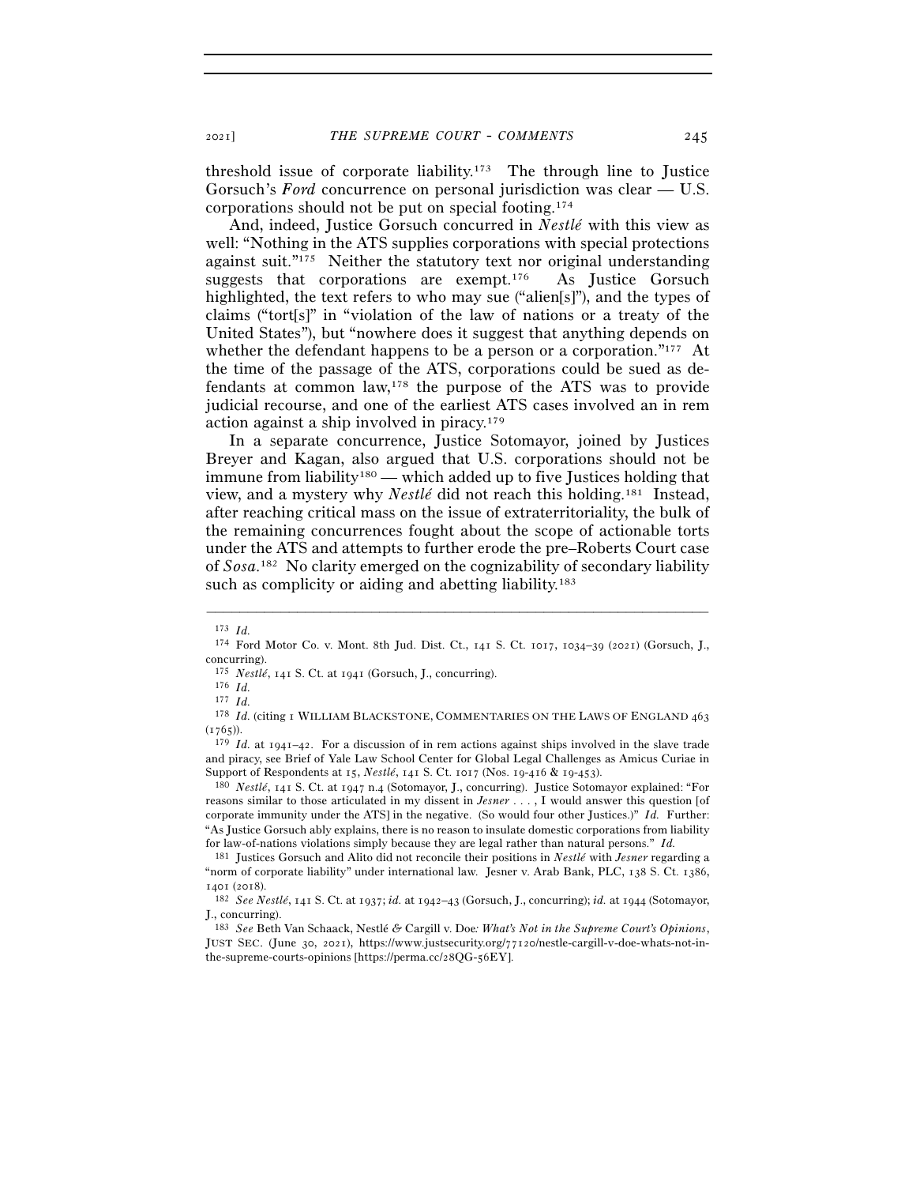threshold issue of corporate liability.[173] The through line to Justice Gorsuch's *Ford* concurrence on personal jurisdiction was clear — U.S. corporations should not be put on special footing.[174]

And, indeed, Justice Gorsuch concurred in *Nestlé* with this view as well: "Nothing in the ATS supplies corporations with special protections against suit."[175] Neither the statutory text nor original understanding suggests that corporations are exempt.[176] As Justice Gorsuch highlighted, the text refers to who may sue ("alien[s]"), and the types of claims ("tort[s]" in "violation of the law of nations or a treaty of the United States"), but "nowhere does it suggest that anything depends on whether the defendant happens to be a person or a corporation."[177] At the time of the passage of the ATS, corporations could be sued as defendants at common law,[178] the purpose of the ATS was to provide judicial recourse, and one of the earliest ATS cases involved an in rem action against a ship involved in piracy.[179]

In a separate concurrence, Justice Sotomayor, joined by Justices Breyer and Kagan, also argued that U.S. corporations should not be immune from liability[180] — which added up to five Justices holding that view, and a mystery why *Nestlé* did not reach this holding.[181] Instead, after reaching critical mass on the issue of extraterritoriality, the bulk of the remaining concurrences fought about the scope of actionable torts under the ATS and attempts to further erode the pre–Roberts Court case of *Sosa*.[182] No clarity emerged on the cognizability of secondary liability such as complicity or aiding and abetting liability.[183]

---

[173] *Id.*

[174] Ford Motor Co. v. Mont. 8th Jud. Dist. Ct., 141 S. Ct. 1017, 1034–39 (2021) (Gorsuch, J., concurring).

[175] *Nestlé*, 141 S. Ct. at 1941 (Gorsuch, J., concurring).

[176] *Id.*

[177] *Id.*

[178] *Id.* (citing 1 WILLIAM BLACKSTONE, COMMENTARIES ON THE LAWS OF ENGLAND 463 (1765)).

[179] *Id.* at 1941–42. For a discussion of in rem actions against ships involved in the slave trade and piracy, see Brief of Yale Law School Center for Global Legal Challenges as Amicus Curiae in Support of Respondents at 15, *Nestlé*, 141 S. Ct. 1017 (Nos. 19-416 & 19-453).

[180] *Nestlé*, 141 S. Ct. at 1947 n.4 (Sotomayor, J., concurring). Justice Sotomayor explained: "For reasons similar to those articulated in my dissent in *Jesner* . . . , I would answer this question [of corporate immunity under the ATS] in the negative. (So would four other Justices.)" *Id.* Further: "As Justice Gorsuch ably explains, there is no reason to insulate domestic corporations from liability for law-of-nations violations simply because they are legal rather than natural persons." *Id.*

[181] Justices Gorsuch and Alito did not reconcile their positions in *Nestlé* with *Jesner* regarding a "norm of corporate liability" under international law. Jesner v. Arab Bank, PLC, 138 S. Ct. 1386, 1401 (2018).

[182] *See Nestlé*, 141 S. Ct. at 1937; *id.* at 1942–43 (Gorsuch, J., concurring); *id.* at 1944 (Sotomayor, J., concurring).

[183] *See* Beth Van Schaack, Nestlé *&* Cargill v. Doe*: What's Not in the Supreme Court's Opinions*, JUST SEC. (June 30, 2021), https://www.justsecurity.org/77120/nestle-cargill-v-doe-whats-not-in-the-supreme-courts-opinions [https://perma.cc/28QG-56EY].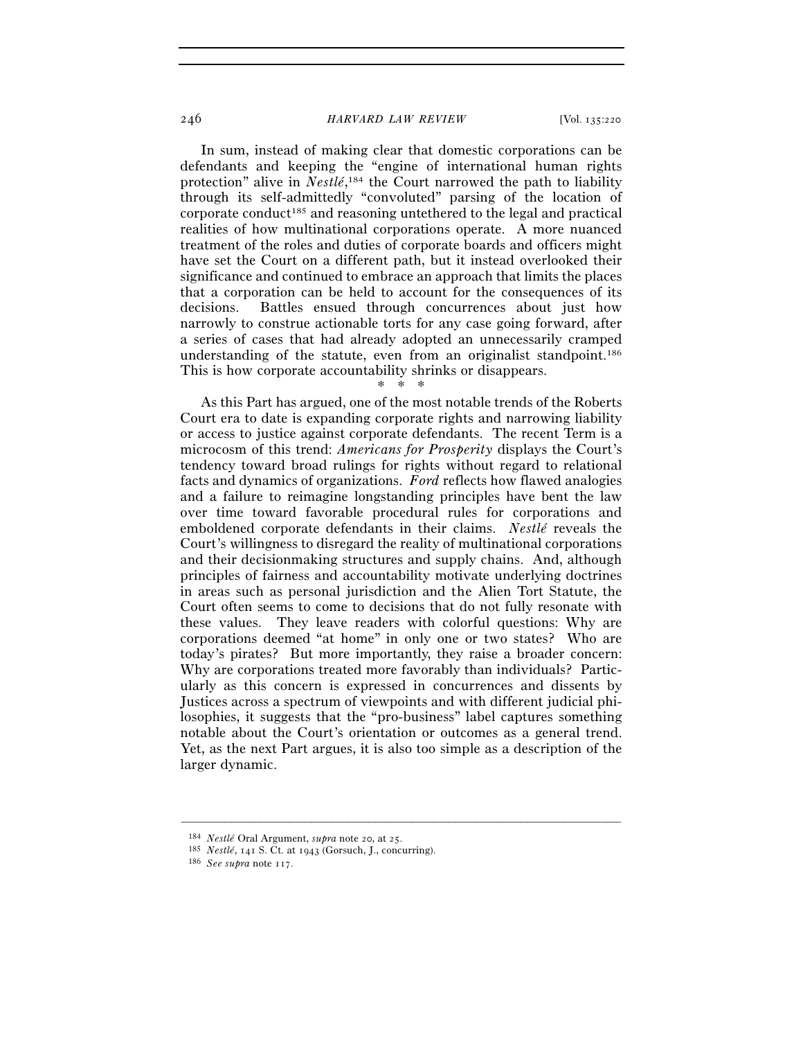In sum, instead of making clear that domestic corporations can be defendants and keeping the "engine of international human rights protection" alive in *Nestlé*,[184] the Court narrowed the path to liability through its self-admittedly "convoluted" parsing of the location of corporate conduct[185] and reasoning untethered to the legal and practical realities of how multinational corporations operate. A more nuanced treatment of the roles and duties of corporate boards and officers might have set the Court on a different path, but it instead overlooked their significance and continued to embrace an approach that limits the places that a corporation can be held to account for the consequences of its decisions. Battles ensued through concurrences about just how narrowly to construe actionable torts for any case going forward, after a series of cases that had already adopted an unnecessarily cramped understanding of the statute, even from an originalist standpoint.[186] This is how corporate accountability shrinks or disappears.

\* \* \*

As this Part has argued, one of the most notable trends of the Roberts Court era to date is expanding corporate rights and narrowing liability or access to justice against corporate defendants. The recent Term is a microcosm of this trend: *Americans for Prosperity* displays the Court's tendency toward broad rulings for rights without regard to relational facts and dynamics of organizations. *Ford* reflects how flawed analogies and a failure to reimagine longstanding principles have bent the law over time toward favorable procedural rules for corporations and emboldened corporate defendants in their claims. *Nestlé* reveals the Court's willingness to disregard the reality of multinational corporations and their decisionmaking structures and supply chains. And, although principles of fairness and accountability motivate underlying doctrines in areas such as personal jurisdiction and the Alien Tort Statute, the Court often seems to come to decisions that do not fully resonate with these values. They leave readers with colorful questions: Why are corporations deemed "at home" in only one or two states? Who are today's pirates? But more importantly, they raise a broader concern: Why are corporations treated more favorably than individuals? Particularly as this concern is expressed in concurrences and dissents by Justices across a spectrum of viewpoints and with different judicial philosophies, it suggests that the "pro-business" label captures something notable about the Court's orientation or outcomes as a general trend. Yet, as the next Part argues, it is also too simple as a description of the larger dynamic.

---

[184] *Nestlé* Oral Argument, *supra* note 20, at 25.

[185] *Nestlé*, 141 S. Ct. at 1943 (Gorsuch, J., concurring).

[186] *See supra* note 117.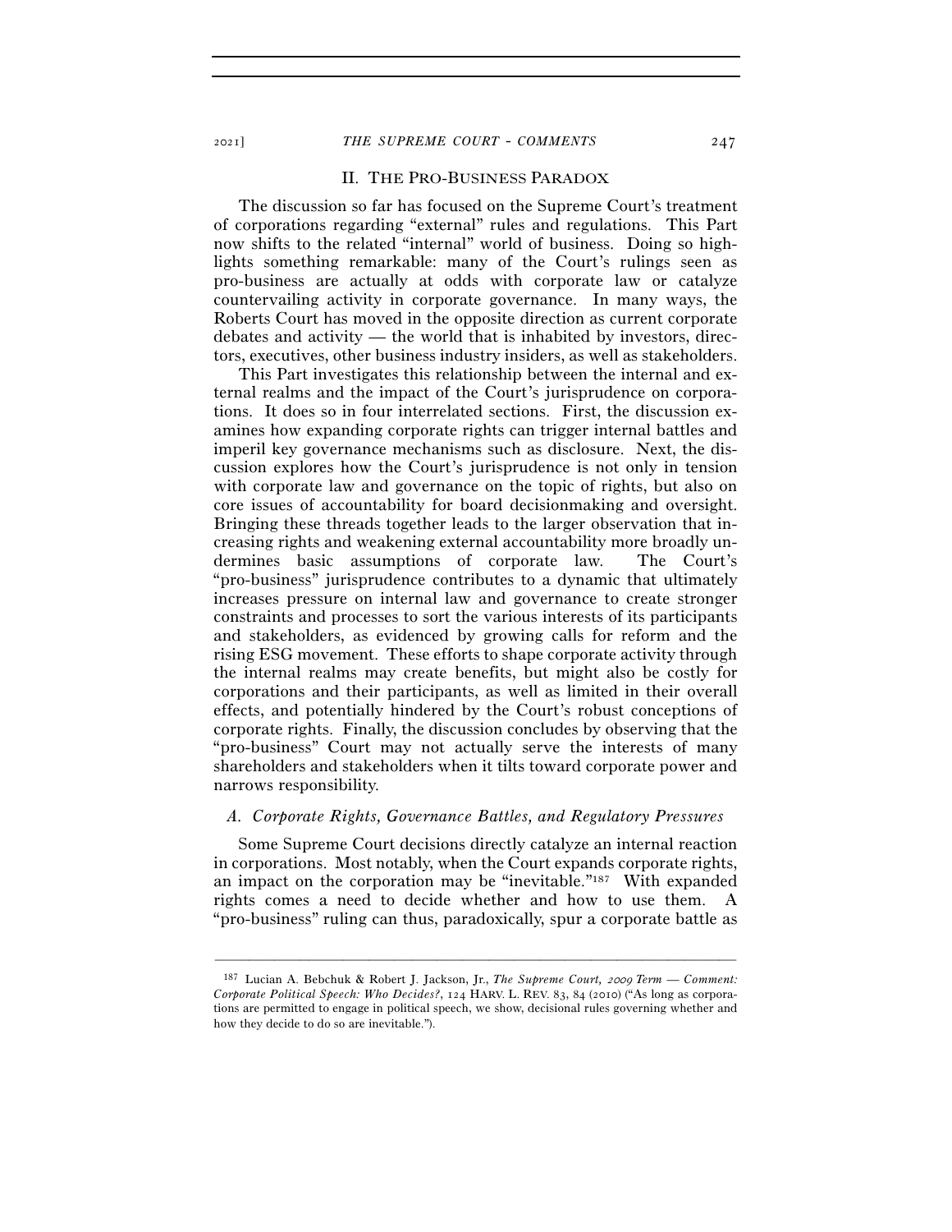## II. THE PRO-BUSINESS PARADOX

The discussion so far has focused on the Supreme Court's treatment of corporations regarding "external" rules and regulations. This Part now shifts to the related "internal" world of business. Doing so highlights something remarkable: many of the Court's rulings seen as pro-business are actually at odds with corporate law or catalyze countervailing activity in corporate governance. In many ways, the Roberts Court has moved in the opposite direction as current corporate debates and activity — the world that is inhabited by investors, directors, executives, other business industry insiders, as well as stakeholders.

This Part investigates this relationship between the internal and external realms and the impact of the Court's jurisprudence on corporations. It does so in four interrelated sections. First, the discussion examines how expanding corporate rights can trigger internal battles and imperil key governance mechanisms such as disclosure. Next, the discussion explores how the Court's jurisprudence is not only in tension with corporate law and governance on the topic of rights, but also on core issues of accountability for board decisionmaking and oversight. Bringing these threads together leads to the larger observation that increasing rights and weakening external accountability more broadly undermines basic assumptions of corporate law. The Court's "pro-business" jurisprudence contributes to a dynamic that ultimately increases pressure on internal law and governance to create stronger constraints and processes to sort the various interests of its participants and stakeholders, as evidenced by growing calls for reform and the rising ESG movement. These efforts to shape corporate activity through the internal realms may create benefits, but might also be costly for corporations and their participants, as well as limited in their overall effects, and potentially hindered by the Court's robust conceptions of corporate rights. Finally, the discussion concludes by observing that the "pro-business" Court may not actually serve the interests of many shareholders and stakeholders when it tilts toward corporate power and narrows responsibility.

### *A. Corporate Rights, Governance Battles, and Regulatory Pressures*

Some Supreme Court decisions directly catalyze an internal reaction in corporations. Most notably, when the Court expands corporate rights, an impact on the corporation may be "inevitable."[187] With expanded rights comes a need to decide whether and how to use them. A "pro-business" ruling can thus, paradoxically, spur a corporate battle as

---

[187] Lucian A. Bebchuk & Robert J. Jackson, Jr., *The Supreme Court, 2009 Term — Comment: Corporate Political Speech: Who Decides?*, 124 HARV. L. REV. 83, 84 (2010) ("As long as corporations are permitted to engage in political speech, we show, decisional rules governing whether and how they decide to do so are inevitable.").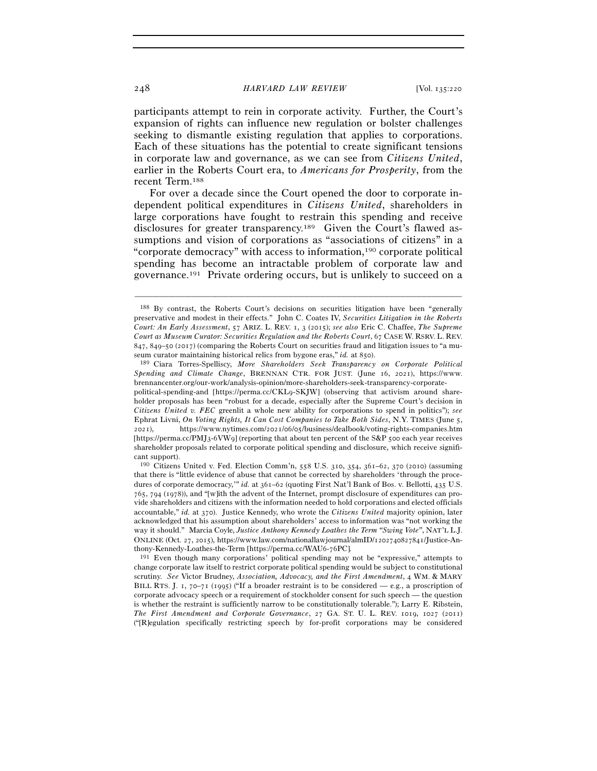participants attempt to rein in corporate activity. Further, the Court's expansion of rights can influence new regulation or bolster challenges seeking to dismantle existing regulation that applies to corporations. Each of these situations has the potential to create significant tensions in corporate law and governance, as we can see from *Citizens United*, earlier in the Roberts Court era, to *Americans for Prosperity*, from the recent Term.[188]

For over a decade since the Court opened the door to corporate independent political expenditures in *Citizens United*, shareholders in large corporations have fought to restrain this spending and receive disclosures for greater transparency.[189] Given the Court's flawed assumptions and vision of corporations as "associations of citizens" in a "corporate democracy" with access to information,[190] corporate political spending has become an intractable problem of corporate law and governance.[191] Private ordering occurs, but is unlikely to succeed on a

---

[188] By contrast, the Roberts Court's decisions on securities litigation have been "generally preservative and modest in their effects." John C. Coates IV, *Securities Litigation in the Roberts Court: An Early Assessment*, 57 ARIZ. L. REV. 1, 3 (2015); *see also* Eric C. Chaffee, *The Supreme Court as Museum Curator: Securities Regulation and the Roberts Court*, 67 CASE W. RSRV. L. REV. 847, 849–50 (2017) (comparing the Roberts Court on securities fraud and litigation issues to "a museum curator maintaining historical relics from bygone eras," *id.* at 850).

[189] Ciara Torres-Spelliscy, *More Shareholders Seek Transparency on Corporate Political Spending and Climate Change*, BRENNAN CTR. FOR JUST. (June 16, 2021), https://www.brennancenter.org/our-work/analysis-opinion/more-shareholders-seek-transparency-corporate-political-spending-and [https://perma.cc/CKL9-SKJW] (observing that activism around shareholder proposals has been "robust for a decade, especially after the Supreme Court's decision in *Citizens United v. FEC* greenlit a whole new ability for corporations to spend in politics"); *see* Ephrat Livni, *On Voting Rights, It Can Cost Companies to Take Both Sides*, N.Y. TIMES (June 5, 2021), https://www.nytimes.com/2021/06/05/business/dealbook/voting-rights-companies.htm [https://perma.cc/PMJ3-6VW9] (reporting that about ten percent of the S&P 500 each year receives shareholder proposals related to corporate political spending and disclosure, which receive significant support).

[190] Citizens United v. Fed. Election Comm'n, 558 U.S. 310, 354, 361–62, 370 (2010) (assuming that there is "little evidence of abuse that cannot be corrected by shareholders 'through the procedures of corporate democracy,'" *id.* at 361–62 (quoting First Nat'l Bank of Bos. v. Bellotti, 435 U.S. 765, 794 (1978)), and "[w]ith the advent of the Internet, prompt disclosure of expenditures can provide shareholders and citizens with the information needed to hold corporations and elected officials accountable," *id.* at 370). Justice Kennedy, who wrote the *Citizens United* majority opinion, later acknowledged that his assumption about shareholders' access to information was "not working the way it should." Marcia Coyle, *Justice Anthony Kennedy Loathes the Term "Swing Vote"*, NAT'L L.J. ONLINE (Oct. 27, 2015), https://www.law.com/nationallawjournal/almID/1202740827841/Justice-Anthony-Kennedy-Loathes-the-Term [https://perma.cc/WAU6-76PC].

[191] Even though many corporations' political spending may not be "expressive," attempts to change corporate law itself to restrict corporate political spending would be subject to constitutional scrutiny. *See* Victor Brudney, *Association, Advocacy, and the First Amendment*, 4 WM. & MARY BILL RTS. J. 1, 70–71 (1995) ("If a broader restraint is to be considered — e.g., a proscription of corporate advocacy speech or a requirement of stockholder consent for such speech — the question is whether the restraint is sufficiently narrow to be constitutionally tolerable."); Larry E. Ribstein, *The First Amendment and Corporate Governance*, 27 GA. ST. U. L. REV. 1019, 1027 (2011) ("[R]egulation specifically restricting speech by for-profit corporations may be considered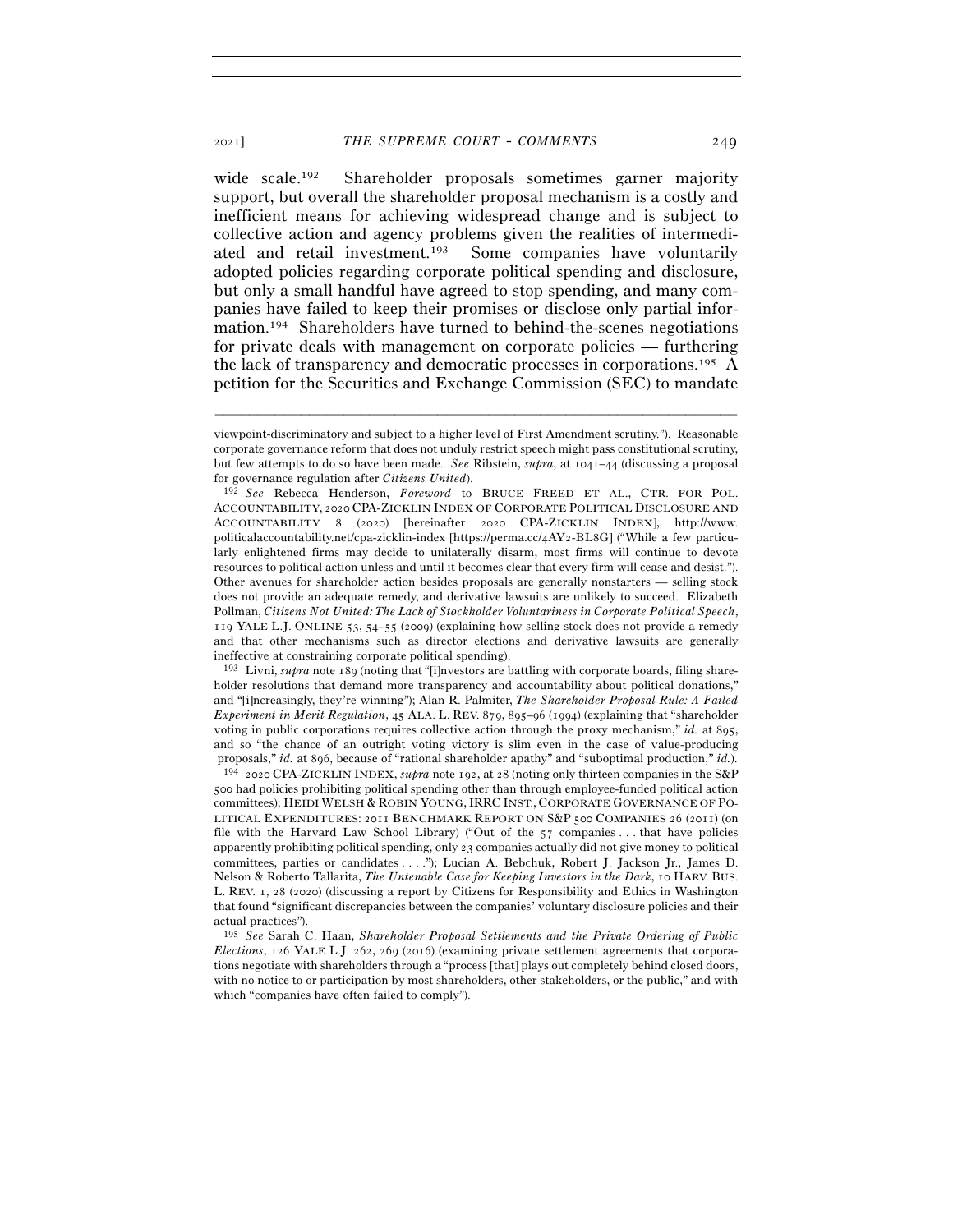wide scale.[192] Shareholder proposals sometimes garner majority support, but overall the shareholder proposal mechanism is a costly and inefficient means for achieving widespread change and is subject to collective action and agency problems given the realities of intermediated and retail investment.[193] Some companies have voluntarily adopted policies regarding corporate political spending and disclosure, but only a small handful have agreed to stop spending, and many companies have failed to keep their promises or disclose only partial information.[194] Shareholders have turned to behind-the-scenes negotiations for private deals with management on corporate policies — furthering the lack of transparency and democratic processes in corporations.[195] A petition for the Securities and Exchange Commission (SEC) to mandate

---

viewpoint-discriminatory and subject to a higher level of First Amendment scrutiny."). Reasonable corporate governance reform that does not unduly restrict speech might pass constitutional scrutiny, but few attempts to do so have been made. *See* Ribstein, *supra*, at 1041–44 (discussing a proposal for governance regulation after *Citizens United*).

[192] *See* Rebecca Henderson, *Foreword* to BRUCE FREED ET AL., CTR. FOR POL. ACCOUNTABILITY, 2020 CPA-ZICKLIN INDEX OF CORPORATE POLITICAL DISCLOSURE AND ACCOUNTABILITY 8 (2020) [hereinafter 2020 CPA-ZICKLIN INDEX], http://www.politicalaccountability.net/cpa-zicklin-index [https://perma.cc/4AY2-BL8G] ("While a few particularly enlightened firms may decide to unilaterally disarm, most firms will continue to devote resources to political action unless and until it becomes clear that every firm will cease and desist."). Other avenues for shareholder action besides proposals are generally nonstarters — selling stock does not provide an adequate remedy, and derivative lawsuits are unlikely to succeed. Elizabeth Pollman, *Citizens Not United: The Lack of Stockholder Voluntariness in Corporate Political Speech*, 119 YALE L.J. ONLINE 53, 54–55 (2009) (explaining how selling stock does not provide a remedy and that other mechanisms such as director elections and derivative lawsuits are generally ineffective at constraining corporate political spending).

[193] Livni, *supra* note 189 (noting that "[i]nvestors are battling with corporate boards, filing shareholder resolutions that demand more transparency and accountability about political donations," and "[i]ncreasingly, they're winning"); Alan R. Palmiter, *The Shareholder Proposal Rule: A Failed Experiment in Merit Regulation*, 45 ALA. L. REV. 879, 895–96 (1994) (explaining that "shareholder voting in public corporations requires collective action through the proxy mechanism," *id.* at 895, and so "the chance of an outright voting victory is slim even in the case of value-producing proposals," *id.* at 896, because of "rational shareholder apathy" and "suboptimal production," *id.*).

[194] 2020 CPA-ZICKLIN INDEX, *supra* note 192, at 28 (noting only thirteen companies in the S&P 500 had policies prohibiting political spending other than through employee-funded political action committees); HEIDI WELSH & ROBIN YOUNG, IRRC INST., CORPORATE GOVERNANCE OF POLITICAL EXPENDITURES: 2011 BENCHMARK REPORT ON S&P 500 COMPANIES 26 (2011) (on file with the Harvard Law School Library) ("Out of the 57 companies . . . that have policies apparently prohibiting political spending, only 23 companies actually did not give money to political committees, parties or candidates . . . ."); Lucian A. Bebchuk, Robert J. Jackson Jr., James D. Nelson & Roberto Tallarita, *The Untenable Case for Keeping Investors in the Dark*, 10 HARV. BUS. L. REV. 1, 28 (2020) (discussing a report by Citizens for Responsibility and Ethics in Washington that found "significant discrepancies between the companies' voluntary disclosure policies and their actual practices").

[195] *See* Sarah C. Haan, *Shareholder Proposal Settlements and the Private Ordering of Public Elections*, 126 YALE L.J. 262, 269 (2016) (examining private settlement agreements that corporations negotiate with shareholders through a "process [that] plays out completely behind closed doors, with no notice to or participation by most shareholders, other stakeholders, or the public," and with which "companies have often failed to comply").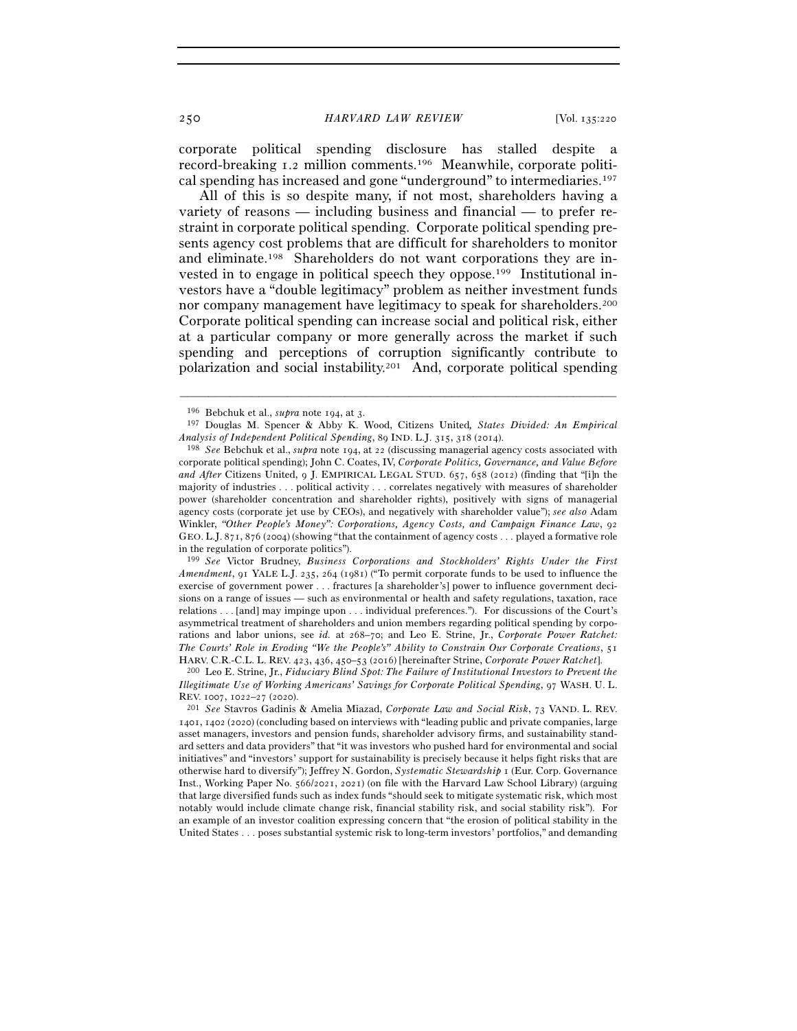corporate political spending disclosure has stalled despite a record-breaking 1.2 million comments.[196] Meanwhile, corporate political spending has increased and gone "underground" to intermediaries.[197]

All of this is so despite many, if not most, shareholders having a variety of reasons — including business and financial — to prefer restraint in corporate political spending. Corporate political spending presents agency cost problems that are difficult for shareholders to monitor and eliminate.[198] Shareholders do not want corporations they are invested in to engage in political speech they oppose.[199] Institutional investors have a "double legitimacy" problem as neither investment funds nor company management have legitimacy to speak for shareholders.[200] Corporate political spending can increase social and political risk, either at a particular company or more generally across the market if such spending and perceptions of corruption significantly contribute to polarization and social instability.[201] And, corporate political spending

---

[196] Bebchuk et al., *supra* note 194, at 3.

[197] Douglas M. Spencer & Abby K. Wood, Citizens United*, States Divided: An Empirical Analysis of Independent Political Spending*, 89 IND. L.J. 315, 318 (2014).

[198] *See* Bebchuk et al., *supra* note 194, at 22 (discussing managerial agency costs associated with corporate political spending); John C. Coates, IV, *Corporate Politics, Governance, and Value Before and After* Citizens United, 9 J. EMPIRICAL LEGAL STUD. 657, 658 (2012) (finding that "[i]n the majority of industries . . . political activity . . . correlates negatively with measures of shareholder power (shareholder concentration and shareholder rights), positively with signs of managerial agency costs (corporate jet use by CEOs), and negatively with shareholder value"); *see also* Adam Winkler, *"Other People's Money": Corporations, Agency Costs, and Campaign Finance Law*, 92 GEO. L.J. 871, 876 (2004) (showing "that the containment of agency costs . . . played a formative role in the regulation of corporate politics").

[199] *See* Victor Brudney, *Business Corporations and Stockholders' Rights Under the First Amendment*, 91 YALE L.J. 235, 264 (1981) ("To permit corporate funds to be used to influence the exercise of government power . . . fractures [a shareholder's] power to influence government decisions on a range of issues — such as environmental or health and safety regulations, taxation, race relations . . . [and] may impinge upon . . . individual preferences."). For discussions of the Court's asymmetrical treatment of shareholders and union members regarding political spending by corporations and labor unions, see *id.* at 268–70; and Leo E. Strine, Jr., *Corporate Power Ratchet: The Courts' Role in Eroding "We the People's" Ability to Constrain Our Corporate Creations*, 51 HARV. C.R.-C.L. L. REV. 423, 436, 450–53 (2016) [hereinafter Strine, *Corporate Power Ratchet*].

[200] Leo E. Strine, Jr., *Fiduciary Blind Spot: The Failure of Institutional Investors to Prevent the Illegitimate Use of Working Americans' Savings for Corporate Political Spending*, 97 WASH. U. L. REV. 1007, 1022–27 (2020).

[201] *See* Stavros Gadinis & Amelia Miazad, *Corporate Law and Social Risk*, 73 VAND. L. REV. 1401, 1402 (2020) (concluding based on interviews with "leading public and private companies, large asset managers, investors and pension funds, shareholder advisory firms, and sustainability standard setters and data providers" that "it was investors who pushed hard for environmental and social initiatives" and "investors' support for sustainability is precisely because it helps fight risks that are otherwise hard to diversify"); Jeffrey N. Gordon, *Systematic Stewardship* 1 (Eur. Corp. Governance Inst., Working Paper No. 566/2021, 2021) (on file with the Harvard Law School Library) (arguing that large diversified funds such as index funds "should seek to mitigate systematic risk, which most notably would include climate change risk, financial stability risk, and social stability risk"). For an example of an investor coalition expressing concern that "the erosion of political stability in the United States . . . poses substantial systemic risk to long-term investors' portfolios," and demanding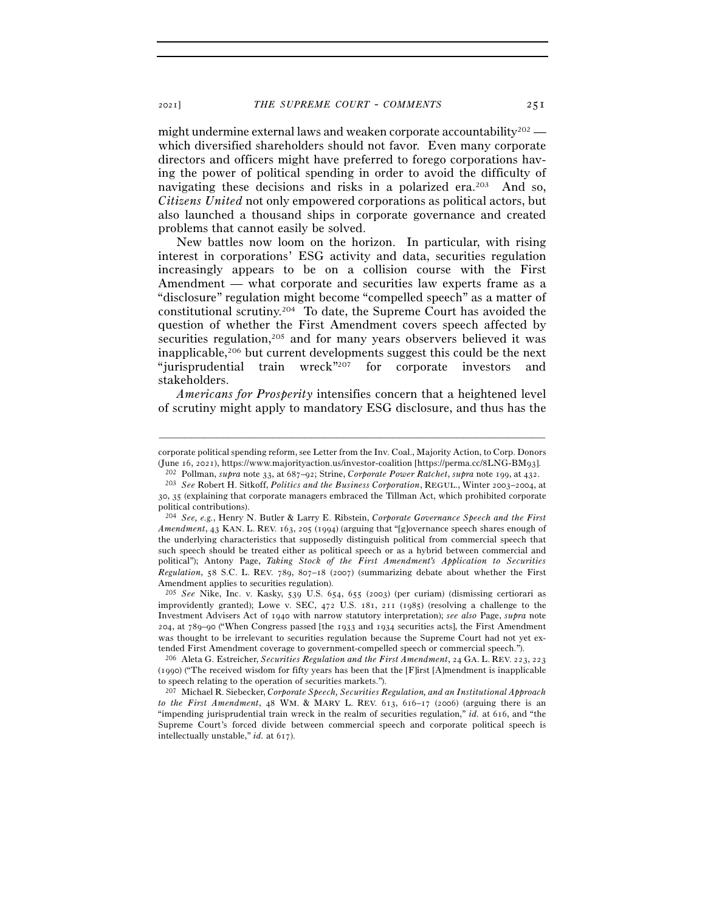might undermine external laws and weaken corporate accountability[202] — which diversified shareholders should not favor. Even many corporate directors and officers might have preferred to forego corporations having the power of political spending in order to avoid the difficulty of navigating these decisions and risks in a polarized era.[203] And so, *Citizens United* not only empowered corporations as political actors, but also launched a thousand ships in corporate governance and created problems that cannot easily be solved.

New battles now loom on the horizon. In particular, with rising interest in corporations' ESG activity and data, securities regulation increasingly appears to be on a collision course with the First Amendment — what corporate and securities law experts frame as a "disclosure" regulation might become "compelled speech" as a matter of constitutional scrutiny.[204] To date, the Supreme Court has avoided the question of whether the First Amendment covers speech affected by securities regulation,[205] and for many years observers believed it was inapplicable,[206] but current developments suggest this could be the next "jurisprudential train wreck"[207] for corporate investors and stakeholders.

*Americans for Prosperity* intensifies concern that a heightened level of scrutiny might apply to mandatory ESG disclosure, and thus has the

---

corporate political spending reform, see Letter from the Inv. Coal., Majority Action, to Corp. Donors (June 16, 2021), https://www.majorityaction.us/investor-coalition [https://perma.cc/8LNG-BM93].

[202] Pollman, *supra* note 33, at 687–92; Strine, *Corporate Power Ratchet*, *supra* note 199, at 432.

[203] *See* Robert H. Sitkoff, *Politics and the Business Corporation*, REGUL., Winter 2003–2004, at 30, 35 (explaining that corporate managers embraced the Tillman Act, which prohibited corporate political contributions).

[204] *See, e.g.*, Henry N. Butler & Larry E. Ribstein, *Corporate Governance Speech and the First Amendment*, 43 KAN. L. REV. 163, 205 (1994) (arguing that "[g]overnance speech shares enough of the underlying characteristics that supposedly distinguish political from commercial speech that such speech should be treated either as political speech or as a hybrid between commercial and political"); Antony Page, *Taking Stock of the First Amendment's Application to Securities Regulation*, 58 S.C. L. REV. 789, 807–18 (2007) (summarizing debate about whether the First Amendment applies to securities regulation).

[205] *See* Nike, Inc. v. Kasky, 539 U.S. 654, 655 (2003) (per curiam) (dismissing certiorari as improvidently granted); Lowe v. SEC, 472 U.S. 181, 211 (1985) (resolving a challenge to the Investment Advisers Act of 1940 with narrow statutory interpretation); *see also* Page, *supra* note 204, at 789–90 ("When Congress passed [the 1933 and 1934 securities acts], the First Amendment was thought to be irrelevant to securities regulation because the Supreme Court had not yet extended First Amendment coverage to government-compelled speech or commercial speech.").

[206] Aleta G. Estreicher, *Securities Regulation and the First Amendment*, 24 GA. L. REV. 223, 223 (1990) ("The received wisdom for fifty years has been that the [F]irst [A]mendment is inapplicable to speech relating to the operation of securities markets.").

[207] Michael R. Siebecker, *Corporate Speech, Securities Regulation, and an Institutional Approach to the First Amendment*, 48 WM. & MARY L. REV. 613, 616–17 (2006) (arguing there is an "impending jurisprudential train wreck in the realm of securities regulation," *id.* at 616, and "the Supreme Court's forced divide between commercial speech and corporate political speech is intellectually unstable," *id.* at 617).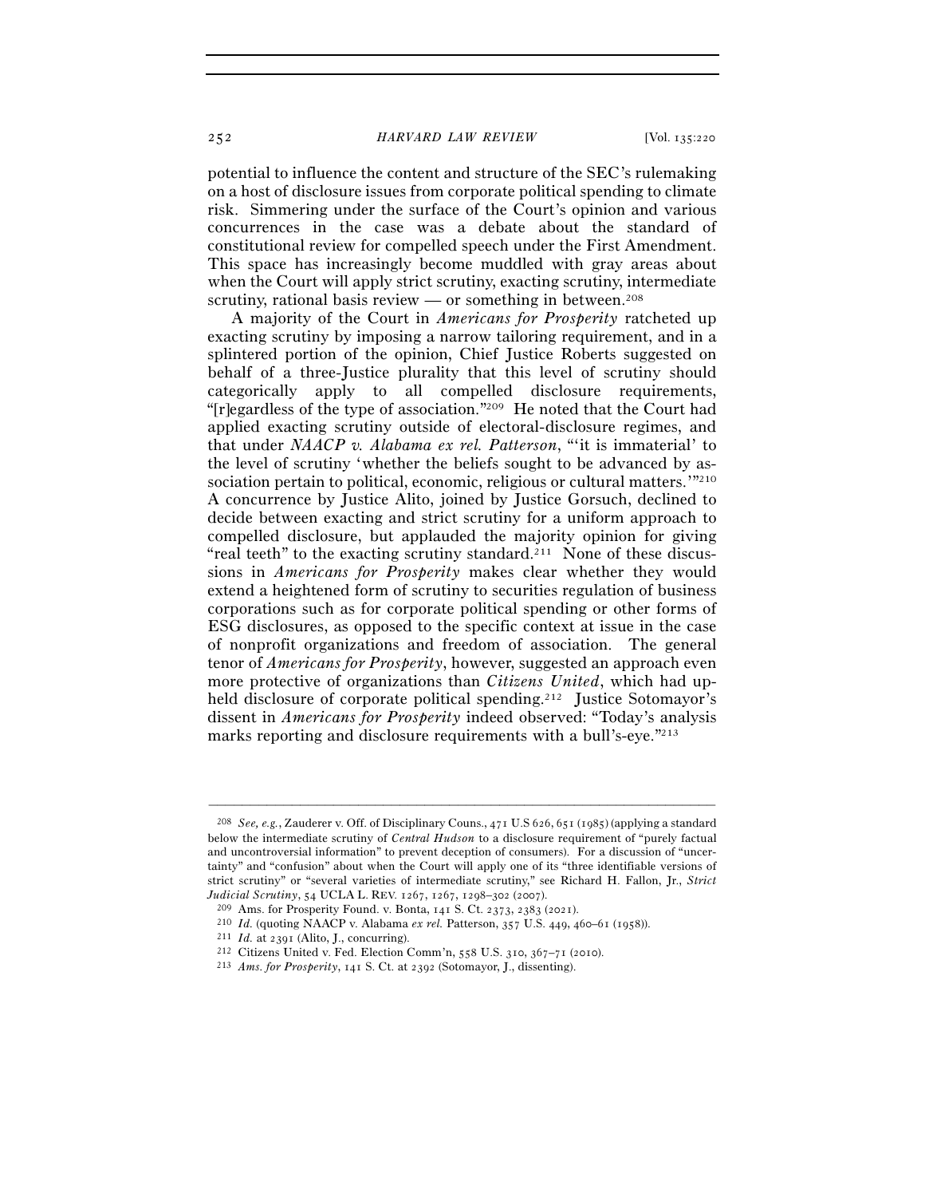potential to influence the content and structure of the SEC's rulemaking on a host of disclosure issues from corporate political spending to climate risk. Simmering under the surface of the Court's opinion and various concurrences in the case was a debate about the standard of constitutional review for compelled speech under the First Amendment. This space has increasingly become muddled with gray areas about when the Court will apply strict scrutiny, exacting scrutiny, intermediate scrutiny, rational basis review — or something in between.[208]

A majority of the Court in *Americans for Prosperity* ratcheted up exacting scrutiny by imposing a narrow tailoring requirement, and in a splintered portion of the opinion, Chief Justice Roberts suggested on behalf of a three-Justice plurality that this level of scrutiny should categorically apply to all compelled disclosure requirements, "[r]egardless of the type of association."[209] He noted that the Court had applied exacting scrutiny outside of electoral-disclosure regimes, and that under *NAACP v. Alabama ex rel. Patterson*, "'it is immaterial' to the level of scrutiny 'whether the beliefs sought to be advanced by association pertain to political, economic, religious or cultural matters.'"[210] A concurrence by Justice Alito, joined by Justice Gorsuch, declined to decide between exacting and strict scrutiny for a uniform approach to compelled disclosure, but applauded the majority opinion for giving "real teeth" to the exacting scrutiny standard.[211] None of these discussions in *Americans for Prosperity* makes clear whether they would extend a heightened form of scrutiny to securities regulation of business corporations such as for corporate political spending or other forms of ESG disclosures, as opposed to the specific context at issue in the case of nonprofit organizations and freedom of association. The general tenor of *Americans for Prosperity*, however, suggested an approach even more protective of organizations than *Citizens United*, which had upheld disclosure of corporate political spending.[212] Justice Sotomayor's dissent in *Americans for Prosperity* indeed observed: "Today's analysis marks reporting and disclosure requirements with a bull's-eye."[213]

---

[208] *See, e.g.*, Zauderer v. Off. of Disciplinary Couns., 471 U.S 626, 651 (1985) (applying a standard below the intermediate scrutiny of *Central Hudson* to a disclosure requirement of "purely factual and uncontroversial information" to prevent deception of consumers). For a discussion of "uncertainty" and "confusion" about when the Court will apply one of its "three identifiable versions of strict scrutiny" or "several varieties of intermediate scrutiny," see Richard H. Fallon, Jr., *Strict Judicial Scrutiny*, 54 UCLA L. REV. 1267, 1267, 1298–302 (2007).

[209] Ams. for Prosperity Found. v. Bonta, 141 S. Ct. 2373, 2383 (2021).

[210] *Id.* (quoting NAACP v. Alabama *ex rel.* Patterson, 357 U.S. 449, 460–61 (1958)).

[211] *Id.* at 2391 (Alito, J., concurring).

[212] Citizens United v. Fed. Election Comm'n, 558 U.S. 310, 367–71 (2010).

[213] *Ams. for Prosperity*, 141 S. Ct. at 2392 (Sotomayor, J., dissenting).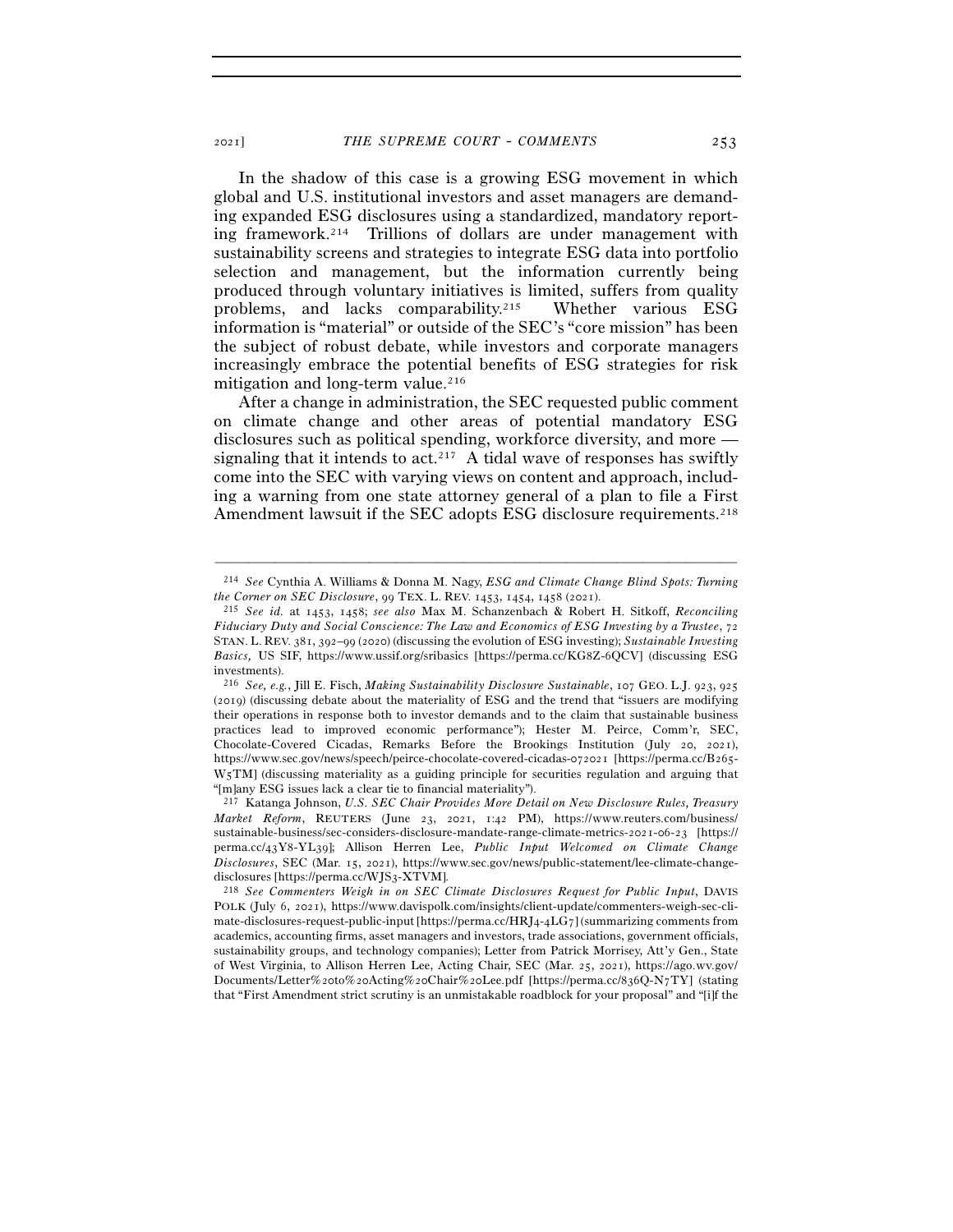In the shadow of this case is a growing ESG movement in which global and U.S. institutional investors and asset managers are demanding expanded ESG disclosures using a standardized, mandatory reporting framework.[214] Trillions of dollars are under management with sustainability screens and strategies to integrate ESG data into portfolio selection and management, but the information currently being produced through voluntary initiatives is limited, suffers from quality problems, and lacks comparability.[215] Whether various ESG information is "material" or outside of the SEC's "core mission" has been the subject of robust debate, while investors and corporate managers increasingly embrace the potential benefits of ESG strategies for risk mitigation and long-term value.[216]

After a change in administration, the SEC requested public comment on climate change and other areas of potential mandatory ESG disclosures such as political spending, workforce diversity, and more — signaling that it intends to act.[217] A tidal wave of responses has swiftly come into the SEC with varying views on content and approach, including a warning from one state attorney general of a plan to file a First Amendment lawsuit if the SEC adopts ESG disclosure requirements.[218]

---

[214] *See* Cynthia A. Williams & Donna M. Nagy, *ESG and Climate Change Blind Spots: Turning the Corner on SEC Disclosure*, 99 TEX. L. REV. 1453, 1454, 1458 (2021).

[215] *See id.* at 1453, 1458; *see also* Max M. Schanzenbach & Robert H. Sitkoff, *Reconciling Fiduciary Duty and Social Conscience: The Law and Economics of ESG Investing by a Trustee*, 72 STAN. L. REV. 381, 392–99 (2020) (discussing the evolution of ESG investing); *Sustainable Investing Basics,* US SIF, https://www.ussif.org/sribasics [https://perma.cc/KG8Z-6QCV] (discussing ESG investments).

[216] *See, e.g.*, Jill E. Fisch, *Making Sustainability Disclosure Sustainable*, 107 GEO. L.J. 923, 925 (2019) (discussing debate about the materiality of ESG and the trend that "issuers are modifying their operations in response both to investor demands and to the claim that sustainable business practices lead to improved economic performance"); Hester M. Peirce, Comm'r, SEC, Chocolate-Covered Cicadas, Remarks Before the Brookings Institution (July 20, 2021), https://www.sec.gov/news/speech/peirce-chocolate-covered-cicadas-072021 [https://perma.cc/B265-W5TM] (discussing materiality as a guiding principle for securities regulation and arguing that "[m]any ESG issues lack a clear tie to financial materiality").

[217] Katanga Johnson, *U.S. SEC Chair Provides More Detail on New Disclosure Rules, Treasury Market Reform*, REUTERS (June 23, 2021, 1:42 PM), https://www.reuters.com/business/sustainable-business/sec-considers-disclosure-mandate-range-climate-metrics-2021-06-23 [https://perma.cc/43Y8-YL39]; Allison Herren Lee, *Public Input Welcomed on Climate Change Disclosures*, SEC (Mar. 15, 2021), https://www.sec.gov/news/public-statement/lee-climate-change-disclosures [https://perma.cc/WJS3-XTVM].

[218] *See Commenters Weigh in on SEC Climate Disclosures Request for Public Input*, DAVIS POLK (July 6, 2021), https://www.davispolk.com/insights/client-update/commenters-weigh-sec-climate-disclosures-request-public-input [https://perma.cc/HRJ4-4LG7] (summarizing comments from academics, accounting firms, asset managers and investors, trade associations, government officials, sustainability groups, and technology companies); Letter from Patrick Morrisey, Att'y Gen., State of West Virginia, to Allison Herren Lee, Acting Chair, SEC (Mar. 25, 2021), https://ago.wv.gov/Documents/Letter%20to%20Acting%20Chair%20Lee.pdf [https://perma.cc/836Q-N7TY] (stating that "First Amendment strict scrutiny is an unmistakable roadblock for your proposal" and "[i]f the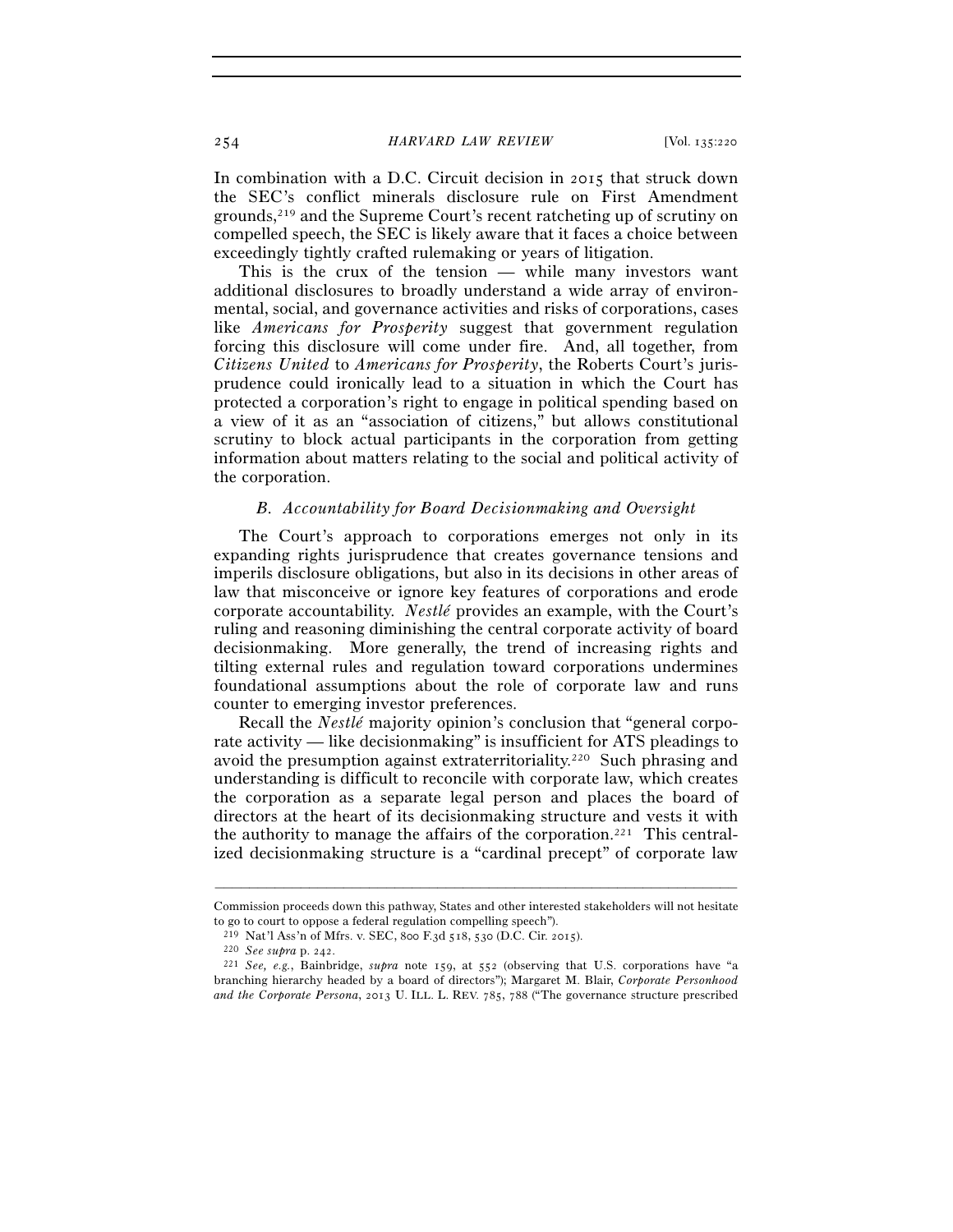In combination with a D.C. Circuit decision in 2015 that struck down the SEC's conflict minerals disclosure rule on First Amendment grounds,[219] and the Supreme Court's recent ratcheting up of scrutiny on compelled speech, the SEC is likely aware that it faces a choice between exceedingly tightly crafted rulemaking or years of litigation.

This is the crux of the tension — while many investors want additional disclosures to broadly understand a wide array of environmental, social, and governance activities and risks of corporations, cases like *Americans for Prosperity* suggest that government regulation forcing this disclosure will come under fire. And, all together, from *Citizens United* to *Americans for Prosperity*, the Roberts Court's jurisprudence could ironically lead to a situation in which the Court has protected a corporation's right to engage in political spending based on a view of it as an "association of citizens," but allows constitutional scrutiny to block actual participants in the corporation from getting information about matters relating to the social and political activity of the corporation.

### *B. Accountability for Board Decisionmaking and Oversight*

The Court's approach to corporations emerges not only in its expanding rights jurisprudence that creates governance tensions and imperils disclosure obligations, but also in its decisions in other areas of law that misconceive or ignore key features of corporations and erode corporate accountability. *Nestlé* provides an example, with the Court's ruling and reasoning diminishing the central corporate activity of board decisionmaking. More generally, the trend of increasing rights and tilting external rules and regulation toward corporations undermines foundational assumptions about the role of corporate law and runs counter to emerging investor preferences.

Recall the *Nestlé* majority opinion's conclusion that "general corporate activity — like decisionmaking" is insufficient for ATS pleadings to avoid the presumption against extraterritoriality.[220] Such phrasing and understanding is difficult to reconcile with corporate law, which creates the corporation as a separate legal person and places the board of directors at the heart of its decisionmaking structure and vests it with the authority to manage the affairs of the corporation.[221] This centralized decisionmaking structure is a "cardinal precept" of corporate law

---

Commission proceeds down this pathway, States and other interested stakeholders will not hesitate to go to court to oppose a federal regulation compelling speech").

[219] Nat'l Ass'n of Mfrs. v. SEC, 800 F.3d 518, 530 (D.C. Cir. 2015).

[220] *See supra* p. 242.

[221] *See, e.g.*, Bainbridge, *supra* note 159, at 552 (observing that U.S. corporations have "a branching hierarchy headed by a board of directors"); Margaret M. Blair, *Corporate Personhood and the Corporate Persona*, 2013 U. ILL. L. REV. 785, 788 ("The governance structure prescribed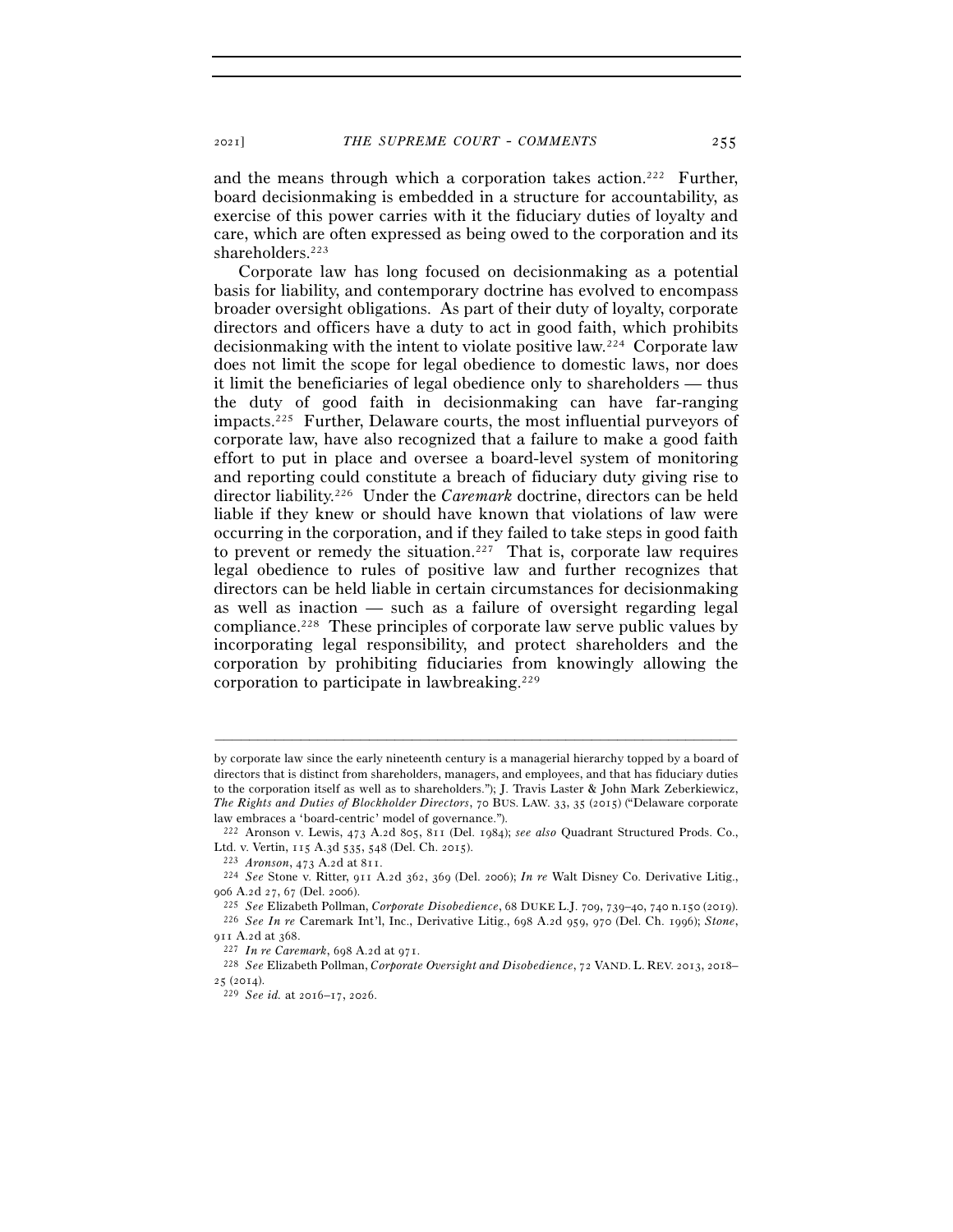and the means through which a corporation takes action.[222] Further, board decisionmaking is embedded in a structure for accountability, as exercise of this power carries with it the fiduciary duties of loyalty and care, which are often expressed as being owed to the corporation and its shareholders.[223]

Corporate law has long focused on decisionmaking as a potential basis for liability, and contemporary doctrine has evolved to encompass broader oversight obligations. As part of their duty of loyalty, corporate directors and officers have a duty to act in good faith, which prohibits decisionmaking with the intent to violate positive law.[224] Corporate law does not limit the scope for legal obedience to domestic laws, nor does it limit the beneficiaries of legal obedience only to shareholders — thus the duty of good faith in decisionmaking can have far-ranging impacts.[225] Further, Delaware courts, the most influential purveyors of corporate law, have also recognized that a failure to make a good faith effort to put in place and oversee a board-level system of monitoring and reporting could constitute a breach of fiduciary duty giving rise to director liability.[226] Under the *Caremark* doctrine, directors can be held liable if they knew or should have known that violations of law were occurring in the corporation, and if they failed to take steps in good faith to prevent or remedy the situation.[227] That is, corporate law requires legal obedience to rules of positive law and further recognizes that directors can be held liable in certain circumstances for decisionmaking as well as inaction — such as a failure of oversight regarding legal compliance.[228] These principles of corporate law serve public values by incorporating legal responsibility, and protect shareholders and the corporation by prohibiting fiduciaries from knowingly allowing the corporation to participate in lawbreaking.[229]

---

by corporate law since the early nineteenth century is a managerial hierarchy topped by a board of directors that is distinct from shareholders, managers, and employees, and that has fiduciary duties to the corporation itself as well as to shareholders."); J. Travis Laster & John Mark Zeberkiewicz, *The Rights and Duties of Blockholder Directors*, 70 BUS. LAW. 33, 35 (2015) ("Delaware corporate law embraces a 'board-centric' model of governance.").

[222] Aronson v. Lewis, 473 A.2d 805, 811 (Del. 1984); *see also* Quadrant Structured Prods. Co., Ltd. v. Vertin, 115 A.3d 535, 548 (Del. Ch. 2015).

[223] *Aronson*, 473 A.2d at 811.

[224] *See* Stone v. Ritter, 911 A.2d 362, 369 (Del. 2006); *In re* Walt Disney Co. Derivative Litig., 906 A.2d 27, 67 (Del. 2006).

[225] *See* Elizabeth Pollman, *Corporate Disobedience*, 68 DUKE L.J. 709, 739–40, 740 n.150 (2019).

[226] *See In re* Caremark Int'l, Inc., Derivative Litig., 698 A.2d 959, 970 (Del. Ch. 1996); *Stone*, 911 A.2d at 368.

[227] *In re Caremark*, 698 A.2d at 971.

[228] *See* Elizabeth Pollman, *Corporate Oversight and Disobedience*, 72 VAND. L. REV. 2013, 2018–25 (2014).

[229] *See id.* at 2016–17, 2026.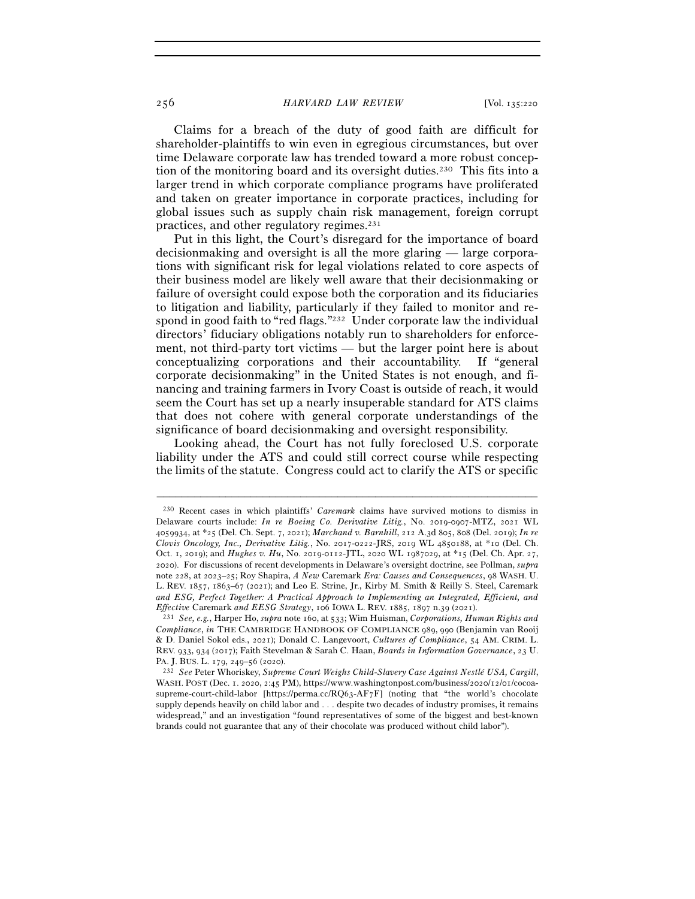Claims for a breach of the duty of good faith are difficult for shareholder-plaintiffs to win even in egregious circumstances, but over time Delaware corporate law has trended toward a more robust conception of the monitoring board and its oversight duties.[230] This fits into a larger trend in which corporate compliance programs have proliferated and taken on greater importance in corporate practices, including for global issues such as supply chain risk management, foreign corrupt practices, and other regulatory regimes.[231]

Put in this light, the Court's disregard for the importance of board decisionmaking and oversight is all the more glaring — large corporations with significant risk for legal violations related to core aspects of their business model are likely well aware that their decisionmaking or failure of oversight could expose both the corporation and its fiduciaries to litigation and liability, particularly if they failed to monitor and respond in good faith to "red flags."[232] Under corporate law the individual directors' fiduciary obligations notably run to shareholders for enforcement, not third-party tort victims — but the larger point here is about conceptualizing corporations and their accountability. If "general corporate decisionmaking" in the United States is not enough, and financing and training farmers in Ivory Coast is outside of reach, it would seem the Court has set up a nearly insuperable standard for ATS claims that does not cohere with general corporate understandings of the significance of board decisionmaking and oversight responsibility.

Looking ahead, the Court has not fully foreclosed U.S. corporate liability under the ATS and could still correct course while respecting the limits of the statute. Congress could act to clarify the ATS or specific

---

[230] Recent cases in which plaintiffs' *Caremark* claims have survived motions to dismiss in Delaware courts include: *In re Boeing Co. Derivative Litig.*, No. 2019-0907-MTZ, 2021 WL 4059934, at *25 (Del. Ch. Sept. 7, 2021); *Marchand v. Barnhill*, 212 A.3d 805, 808 (Del. 2019); *In re Clovis Oncology, Inc., Derivative Litig.*, No. 2017-0222-JRS, 2019 WL 4850188, at *10 (Del. Ch. Oct. 1, 2019); and *Hughes v. Hu*, No. 2019-0112-JTL, 2020 WL 1987029, at *15 (Del. Ch. Apr. 27, 2020). For discussions of recent developments in Delaware's oversight doctrine, see Pollman, *supra* note 228, at 2023–25; Roy Shapira, *A New* Caremark *Era: Causes and Consequences*, 98 WASH. U. L. REV. 1857, 1863–67 (2021); and Leo E. Strine, Jr., Kirby M. Smith & Reilly S. Steel, Caremark *and ESG, Perfect Together: A Practical Approach to Implementing an Integrated, Efficient, and Effective* Caremark *and EESG Strategy*, 106 IOWA L. REV. 1885, 1897 n.39 (2021).

[231] *See, e.g.*, Harper Ho, *supra* note 160, at 533; Wim Huisman, *Corporations, Human Rights and Compliance*, *in* THE CAMBRIDGE HANDBOOK OF COMPLIANCE 989, 990 (Benjamin van Rooij & D. Daniel Sokol eds., 2021); Donald C. Langevoort, *Cultures of Compliance*, 54 AM. CRIM. L. REV. 933, 934 (2017); Faith Stevelman & Sarah C. Haan, *Boards in Information Governance*, 23 U. PA. J. BUS. L. 179, 249–56 (2020).

[232] *See* Peter Whoriskey, *Supreme Court Weighs Child-Slavery Case Against Nestlé USA, Cargill*, WASH. POST (Dec. 1, 2020, 2:45 PM), https://www.washingtonpost.com/business/2020/12/01/cocoa-supreme-court-child-labor [https://perma.cc/RQ63-AF7F] (noting that "the world's chocolate supply depends heavily on child labor and . . . despite two decades of industry promises, it remains widespread," and an investigation "found representatives of some of the biggest and best-known brands could not guarantee that any of their chocolate was produced without child labor").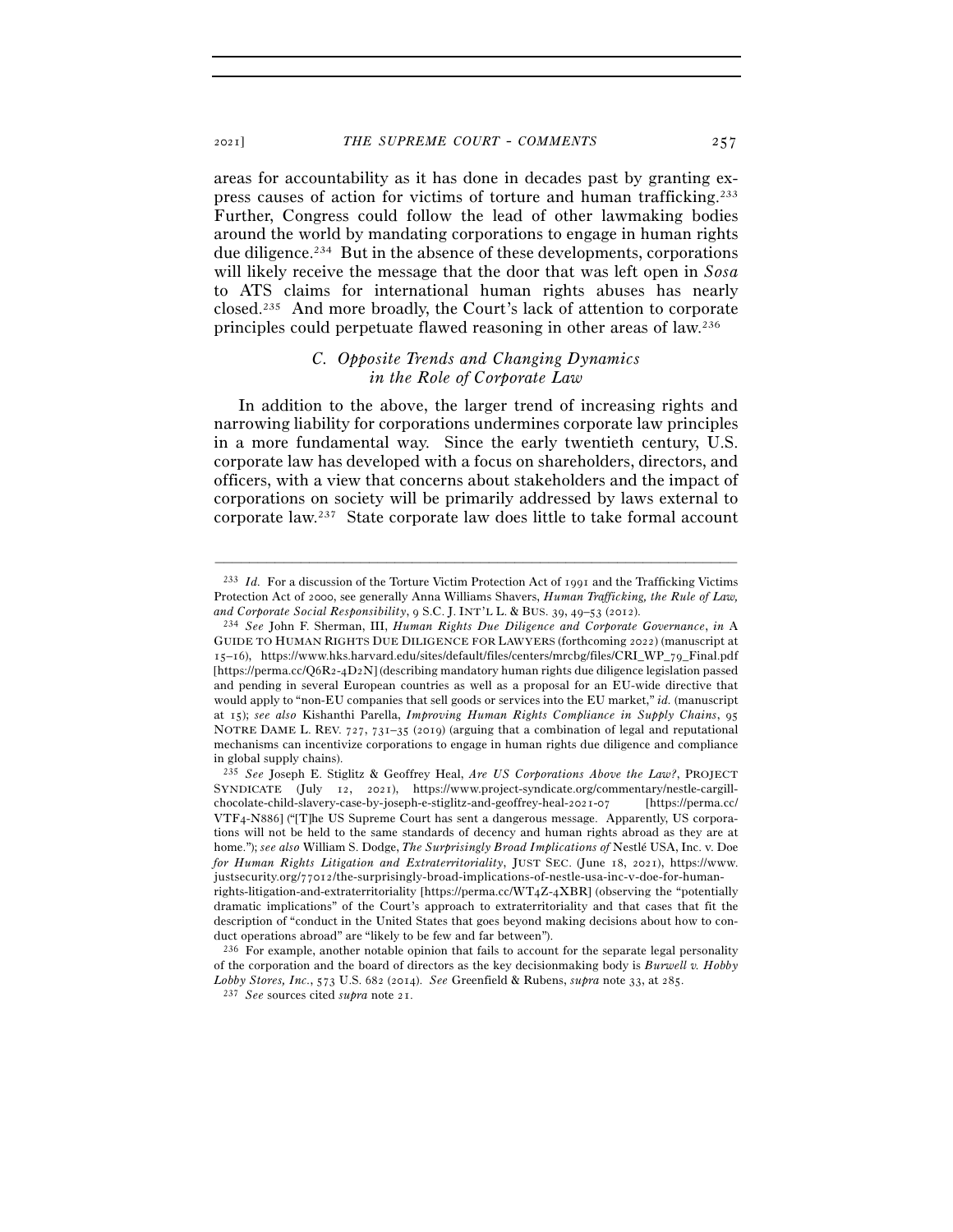areas for accountability as it has done in decades past by granting express causes of action for victims of torture and human trafficking.[233] Further, Congress could follow the lead of other lawmaking bodies around the world by mandating corporations to engage in human rights due diligence.[234] But in the absence of these developments, corporations will likely receive the message that the door that was left open in *Sosa* to ATS claims for international human rights abuses has nearly closed.[235] And more broadly, the Court's lack of attention to corporate principles could perpetuate flawed reasoning in other areas of law.[236]

### *C. Opposite Trends and Changing Dynamics in the Role of Corporate Law*

In addition to the above, the larger trend of increasing rights and narrowing liability for corporations undermines corporate law principles in a more fundamental way. Since the early twentieth century, U.S. corporate law has developed with a focus on shareholders, directors, and officers, with a view that concerns about stakeholders and the impact of corporations on society will be primarily addressed by laws external to corporate law.[237] State corporate law does little to take formal account

---

[233] *Id.* For a discussion of the Torture Victim Protection Act of 1991 and the Trafficking Victims Protection Act of 2000, see generally Anna Williams Shavers, *Human Trafficking, the Rule of Law, and Corporate Social Responsibility*, 9 S.C. J. INT'L L. & BUS. 39, 49–53 (2012).

[234] *See* John F. Sherman, III, *Human Rights Due Diligence and Corporate Governance*, *in* A GUIDE TO HUMAN RIGHTS DUE DILIGENCE FOR LAWYERS (forthcoming 2022) (manuscript at 15–16), https://www.hks.harvard.edu/sites/default/files/centers/mrcbg/files/CRI_WP_79_Final.pdf [https://perma.cc/Q6R2-4D2N] (describing mandatory human rights due diligence legislation passed and pending in several European countries as well as a proposal for an EU-wide directive that would apply to "non-EU companies that sell goods or services into the EU market," *id.* (manuscript at 15); *see also* Kishanthi Parella, *Improving Human Rights Compliance in Supply Chains*, 95 NOTRE DAME L. REV. 727, 731–35 (2019) (arguing that a combination of legal and reputational mechanisms can incentivize corporations to engage in human rights due diligence and compliance in global supply chains).

[235] *See* Joseph E. Stiglitz & Geoffrey Heal, *Are US Corporations Above the Law?*, PROJECT SYNDICATE (July 12, 2021), https://www.project-syndicate.org/commentary/nestle-cargill-chocolate-child-slavery-case-by-joseph-e-stiglitz-and-geoffrey-heal-2021-07 [https://perma.cc/VTF4-N886] ("[T]he US Supreme Court has sent a dangerous message. Apparently, US corporations will not be held to the same standards of decency and human rights abroad as they are at home."); *see also* William S. Dodge, *The Surprisingly Broad Implications of* Nestlé USA, Inc. v. Doe *for Human Rights Litigation and Extraterritoriality*, JUST SEC. (June 18, 2021), https://www.justsecurity.org/77012/the-surprisingly-broad-implications-of-nestle-usa-inc-v-doe-for-human-rights-litigation-and-extraterritoriality [https://perma.cc/WT4Z-4XBR] (observing the "potentially dramatic implications" of the Court's approach to extraterritoriality and that cases that fit the description of "conduct in the United States that goes beyond making decisions about how to conduct operations abroad" are "likely to be few and far between").

[236] For example, another notable opinion that fails to account for the separate legal personality of the corporation and the board of directors as the key decisionmaking body is *Burwell v. Hobby Lobby Stores, Inc.*, 573 U.S. 682 (2014). *See* Greenfield & Rubens, *supra* note 33, at 285.

[237] *See* sources cited *supra* note 21.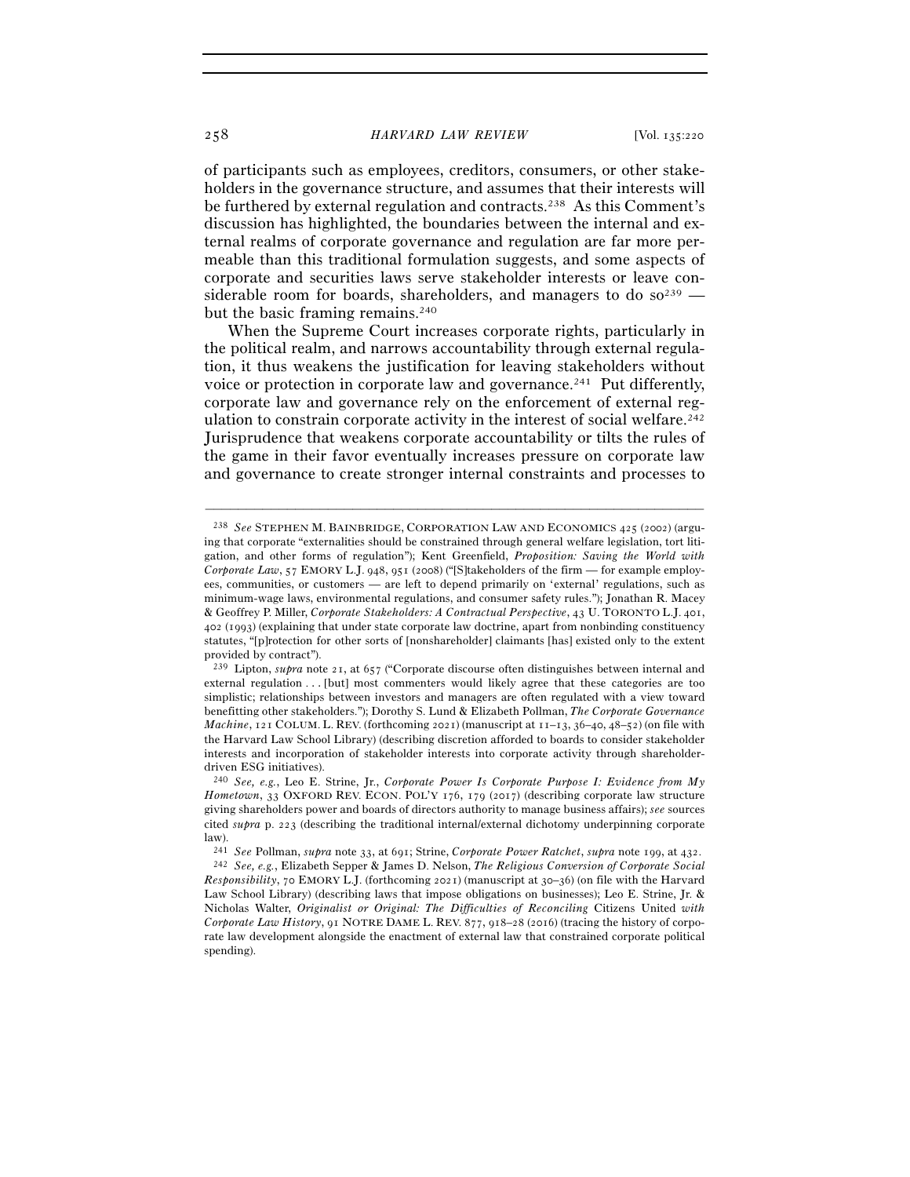of participants such as employees, creditors, consumers, or other stakeholders in the governance structure, and assumes that their interests will be furthered by external regulation and contracts.[238] As this Comment's discussion has highlighted, the boundaries between the internal and external realms of corporate governance and regulation are far more permeable than this traditional formulation suggests, and some aspects of corporate and securities laws serve stakeholder interests or leave considerable room for boards, shareholders, and managers to do so[239] — but the basic framing remains.[240]

When the Supreme Court increases corporate rights, particularly in the political realm, and narrows accountability through external regulation, it thus weakens the justification for leaving stakeholders without voice or protection in corporate law and governance.[241] Put differently, corporate law and governance rely on the enforcement of external regulation to constrain corporate activity in the interest of social welfare.[242] Jurisprudence that weakens corporate accountability or tilts the rules of the game in their favor eventually increases pressure on corporate law and governance to create stronger internal constraints and processes to

---

[238] *See* STEPHEN M. BAINBRIDGE, CORPORATION LAW AND ECONOMICS 425 (2002) (arguing that corporate "externalities should be constrained through general welfare legislation, tort litigation, and other forms of regulation"); Kent Greenfield, *Proposition: Saving the World with Corporate Law*, 57 EMORY L.J. 948, 951 (2008) ("[S]takeholders of the firm — for example employees, communities, or customers — are left to depend primarily on 'external' regulations, such as minimum-wage laws, environmental regulations, and consumer safety rules."); Jonathan R. Macey & Geoffrey P. Miller, *Corporate Stakeholders: A Contractual Perspective*, 43 U. TORONTO L.J. 401, 402 (1993) (explaining that under state corporate law doctrine, apart from nonbinding constituency statutes, "[p]rotection for other sorts of [nonshareholder] claimants [has] existed only to the extent provided by contract").

[239] Lipton, *supra* note 21, at 657 ("Corporate discourse often distinguishes between internal and external regulation . . . [but] most commenters would likely agree that these categories are too simplistic; relationships between investors and managers are often regulated with a view toward benefitting other stakeholders."); Dorothy S. Lund & Elizabeth Pollman, *The Corporate Governance Machine*, 121 COLUM. L. REV. (forthcoming 2021) (manuscript at 11–13, 36–40, 48–52) (on file with the Harvard Law School Library) (describing discretion afforded to boards to consider stakeholder interests and incorporation of stakeholder interests into corporate activity through shareholder-driven ESG initiatives).

[240] *See, e.g.*, Leo E. Strine, Jr., *Corporate Power Is Corporate Purpose I: Evidence from My Hometown*, 33 OXFORD REV. ECON. POL'Y 176, 179 (2017) (describing corporate law structure giving shareholders power and boards of directors authority to manage business affairs); *see* sources cited *supra* p. 223 (describing the traditional internal/external dichotomy underpinning corporate law).

[241] *See* Pollman, *supra* note 33, at 691; Strine, *Corporate Power Ratchet*, *supra* note 199, at 432.

[242] *See, e.g.*, Elizabeth Sepper & James D. Nelson, *The Religious Conversion of Corporate Social Responsibility*, 70 EMORY L.J. (forthcoming 2021) (manuscript at 30–36) (on file with the Harvard Law School Library) (describing laws that impose obligations on businesses); Leo E. Strine, Jr. & Nicholas Walter, *Originalist or Original: The Difficulties of Reconciling* Citizens United *with Corporate Law History*, 91 NOTRE DAME L. REV. 877, 918–28 (2016) (tracing the history of corporate law development alongside the enactment of external law that constrained corporate political spending).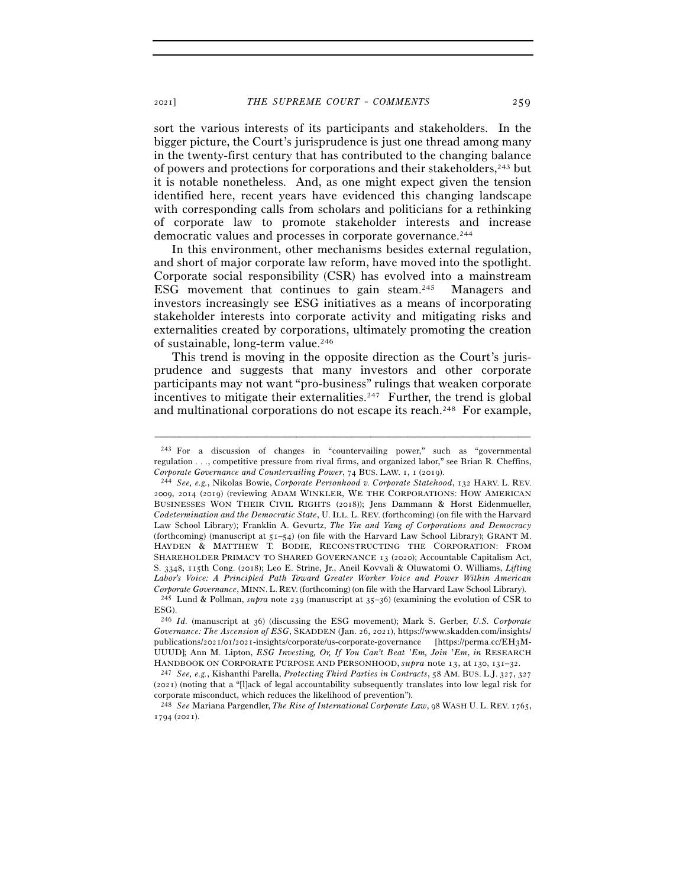sort the various interests of its participants and stakeholders. In the bigger picture, the Court's jurisprudence is just one thread among many in the twenty-first century that has contributed to the changing balance of powers and protections for corporations and their stakeholders,[243] but it is notable nonetheless. And, as one might expect given the tension identified here, recent years have evidenced this changing landscape with corresponding calls from scholars and politicians for a rethinking of corporate law to promote stakeholder interests and increase democratic values and processes in corporate governance.[244]

In this environment, other mechanisms besides external regulation, and short of major corporate law reform, have moved into the spotlight. Corporate social responsibility (CSR) has evolved into a mainstream ESG movement that continues to gain steam.[245] Managers and investors increasingly see ESG initiatives as a means of incorporating stakeholder interests into corporate activity and mitigating risks and externalities created by corporations, ultimately promoting the creation of sustainable, long-term value.[246]

This trend is moving in the opposite direction as the Court's jurisprudence and suggests that many investors and other corporate participants may not want "pro-business" rulings that weaken corporate incentives to mitigate their externalities.[247] Further, the trend is global and multinational corporations do not escape its reach.[248] For example,

---

[243] For a discussion of changes in "countervailing power," such as "governmental regulation . . ., competitive pressure from rival firms, and organized labor," see Brian R. Cheffins, *Corporate Governance and Countervailing Power*, 74 BUS. LAW. 1, 1 (2019).

[244] *See, e.g.*, Nikolas Bowie, *Corporate Personhood v. Corporate Statehood*, 132 HARV. L. REV. 2009, 2014 (2019) (reviewing ADAM WINKLER, WE THE CORPORATIONS: HOW AMERICAN BUSINESSES WON THEIR CIVIL RIGHTS (2018)); Jens Dammann & Horst Eidenmueller, *Codetermination and the Democratic State*, U. ILL. L. REV. (forthcoming) (on file with the Harvard Law School Library); Franklin A. Gevurtz, *The Yin and Yang of Corporations and Democracy* (forthcoming) (manuscript at 51–54) (on file with the Harvard Law School Library); GRANT M. HAYDEN & MATTHEW T. BODIE, RECONSTRUCTING THE CORPORATION: FROM SHAREHOLDER PRIMACY TO SHARED GOVERNANCE 13 (2020); Accountable Capitalism Act, S. 3348, 115th Cong. (2018); Leo E. Strine, Jr., Aneil Kovvali & Oluwatomi O. Williams, *Lifting Labor's Voice: A Principled Path Toward Greater Worker Voice and Power Within American Corporate Governance*, MINN. L. REV. (forthcoming) (on file with the Harvard Law School Library).

[245] Lund & Pollman, *supra* note 239 (manuscript at 35–36) (examining the evolution of CSR to ESG).

[246] *Id.* (manuscript at 36) (discussing the ESG movement); Mark S. Gerber, *U.S. Corporate Governance: The Ascension of ESG*, SKADDEN (Jan. 26, 2021), https://www.skadden.com/insights/publications/2021/01/2021-insights/corporate/us-corporate-governance [https://perma.cc/EH3M-UUUD]; Ann M. Lipton, *ESG Investing, Or, If You Can't Beat 'Em, Join 'Em*, *in* RESEARCH HANDBOOK ON CORPORATE PURPOSE AND PERSONHOOD, *supra* note 13, at 130, 131–32.

[247] *See, e.g.*, Kishanthi Parella, *Protecting Third Parties in Contracts*, 58 AM. BUS. L.J. 327, 327 (2021) (noting that a "[l]ack of legal accountability subsequently translates into low legal risk for corporate misconduct, which reduces the likelihood of prevention").

[248] *See* Mariana Pargendler, *The Rise of International Corporate Law*, 98 WASH U. L. REV. 1765, 1794 (2021).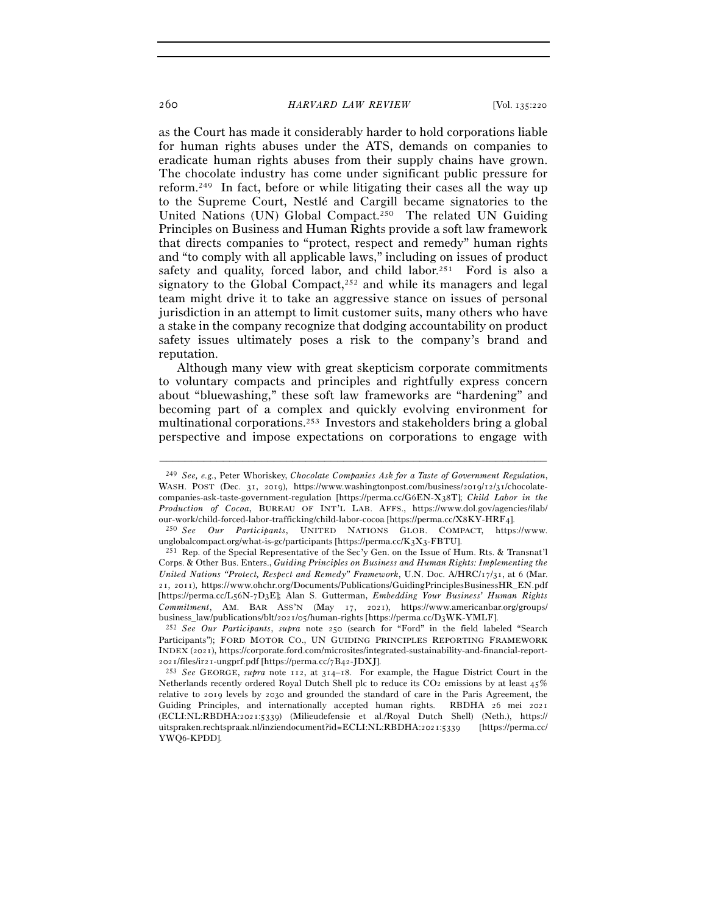as the Court has made it considerably harder to hold corporations liable for human rights abuses under the ATS, demands on companies to eradicate human rights abuses from their supply chains have grown. The chocolate industry has come under significant public pressure for reform.[249] In fact, before or while litigating their cases all the way up to the Supreme Court, Nestlé and Cargill became signatories to the United Nations (UN) Global Compact.[250] The related UN Guiding Principles on Business and Human Rights provide a soft law framework that directs companies to "protect, respect and remedy" human rights and "to comply with all applicable laws," including on issues of product safety and quality, forced labor, and child labor.[251] Ford is also a signatory to the Global Compact,[252] and while its managers and legal team might drive it to take an aggressive stance on issues of personal jurisdiction in an attempt to limit customer suits, many others who have a stake in the company recognize that dodging accountability on product safety issues ultimately poses a risk to the company's brand and reputation.

Although many view with great skepticism corporate commitments to voluntary compacts and principles and rightfully express concern about "bluewashing," these soft law frameworks are "hardening" and becoming part of a complex and quickly evolving environment for multinational corporations.[253] Investors and stakeholders bring a global perspective and impose expectations on corporations to engage with

---

[249] *See, e.g.*, Peter Whoriskey, *Chocolate Companies Ask for a Taste of Government Regulation*, WASH. POST (Dec. 31, 2019), https://www.washingtonpost.com/business/2019/12/31/chocolate-companies-ask-taste-government-regulation [https://perma.cc/G6EN-X38T]; *Child Labor in the Production of Cocoa*, BUREAU OF INT'L LAB. AFFS., https://www.dol.gov/agencies/ilab/our-work/child-forced-labor-trafficking/child-labor-cocoa [https://perma.cc/X8KY-HRF4].

[250] *See Our Participants*, UNITED NATIONS GLOB. COMPACT, https://www.unglobalcompact.org/what-is-gc/participants [https://perma.cc/K3X3-FBTU].

[251] Rep. of the Special Representative of the Sec'y Gen. on the Issue of Hum. Rts. & Transnat'l Corps. & Other Bus. Enters., *Guiding Principles on Business and Human Rights: Implementing the United Nations "Protect, Respect and Remedy" Framework*, U.N. Doc. A/HRC/17/31, at 6 (Mar. 21, 2011), https://www.ohchr.org/Documents/Publications/GuidingPrinciplesBusinessHR_EN.pdf [https://perma.cc/L56N-7D3E]; Alan S. Gutterman, *Embedding Your Business' Human Rights Commitment*, AM. BAR ASS'N (May 17, 2021), https://www.americanbar.org/groups/business_law/publications/blt/2021/05/human-rights [https://perma.cc/D3WK-YMLF].

[252] *See Our Participants*, *supra* note 250 (search for "Ford" in the field labeled "Search Participants"); FORD MOTOR CO., UN GUIDING PRINCIPLES REPORTING FRAMEWORK INDEX (2021), https://corporate.ford.com/microsites/integrated-sustainability-and-financial-report-2021/files/ir21-ungprf.pdf [https://perma.cc/7B42-JDXJ].

[253] *See* GEORGE, *supra* note 112, at 314–18. For example, the Hague District Court in the Netherlands recently ordered Royal Dutch Shell plc to reduce its $CO_2$ emissions by at least 45% relative to 2019 levels by 2030 and grounded the standard of care in the Paris Agreement, the Guiding Principles, and internationally accepted human rights. RBDHA 26 mei 2021 (ECLI:NL:RBDHA:2021:5339) (Milieudefensie et al./Royal Dutch Shell) (Neth.), https://uitspraken.rechtspraak.nl/inziendocument?id=ECLI:NL:RBDHA:2021:5339 [https://perma.cc/YWQ6-KPDD].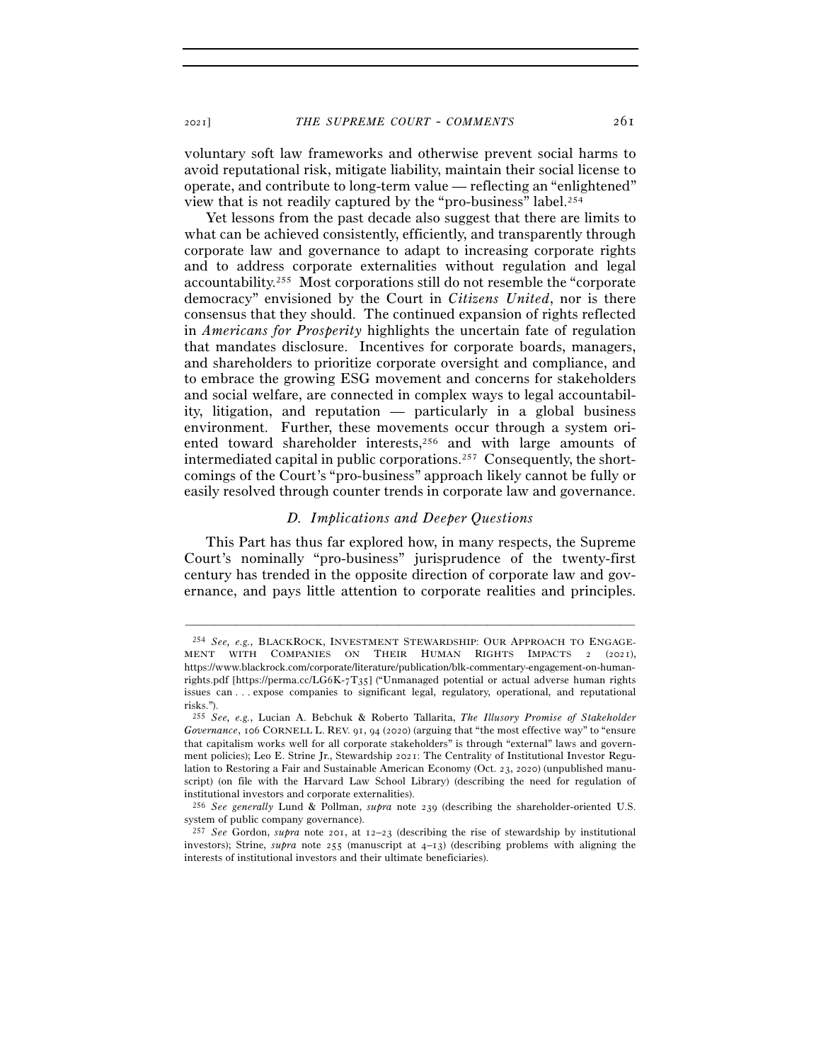voluntary soft law frameworks and otherwise prevent social harms to avoid reputational risk, mitigate liability, maintain their social license to operate, and contribute to long-term value — reflecting an "enlightened" view that is not readily captured by the "pro-business" label.[254]

Yet lessons from the past decade also suggest that there are limits to what can be achieved consistently, efficiently, and transparently through corporate law and governance to adapt to increasing corporate rights and to address corporate externalities without regulation and legal accountability.[255] Most corporations still do not resemble the "corporate democracy" envisioned by the Court in *Citizens United*, nor is there consensus that they should. The continued expansion of rights reflected in *Americans for Prosperity* highlights the uncertain fate of regulation that mandates disclosure. Incentives for corporate boards, managers, and shareholders to prioritize corporate oversight and compliance, and to embrace the growing ESG movement and concerns for stakeholders and social welfare, are connected in complex ways to legal accountability, litigation, and reputation — particularly in a global business environment. Further, these movements occur through a system oriented toward shareholder interests,[256] and with large amounts of intermediated capital in public corporations.[257] Consequently, the shortcomings of the Court's "pro-business" approach likely cannot be fully or easily resolved through counter trends in corporate law and governance.

### *D. Implications and Deeper Questions*

This Part has thus far explored how, in many respects, the Supreme Court's nominally "pro-business" jurisprudence of the twenty-first century has trended in the opposite direction of corporate law and governance, and pays little attention to corporate realities and principles.

---

[254] *See, e.g.*, BLACKROCK, INVESTMENT STEWARDSHIP: OUR APPROACH TO ENGAGEMENT WITH COMPANIES ON THEIR HUMAN RIGHTS IMPACTS 2 (2021), https://www.blackrock.com/corporate/literature/publication/blk-commentary-engagement-on-human-rights.pdf [https://perma.cc/LG6K-7T35] ("Unmanaged potential or actual adverse human rights issues can . . . expose companies to significant legal, regulatory, operational, and reputational risks.").

[255] *See, e.g.*, Lucian A. Bebchuk & Roberto Tallarita, *The Illusory Promise of Stakeholder Governance*, 106 CORNELL L. REV. 91, 94 (2020) (arguing that "the most effective way" to "ensure that capitalism works well for all corporate stakeholders" is through "external" laws and government policies); Leo E. Strine Jr., Stewardship 2021: The Centrality of Institutional Investor Regulation to Restoring a Fair and Sustainable American Economy (Oct. 23, 2020) (unpublished manuscript) (on file with the Harvard Law School Library) (describing the need for regulation of institutional investors and corporate externalities).

[256] *See generally* Lund & Pollman, *supra* note 239 (describing the shareholder-oriented U.S. system of public company governance).

[257] *See* Gordon, *supra* note 201, at 12–23 (describing the rise of stewardship by institutional investors); Strine, *supra* note 255 (manuscript at 4–13) (describing problems with aligning the interests of institutional investors and their ultimate beneficiaries).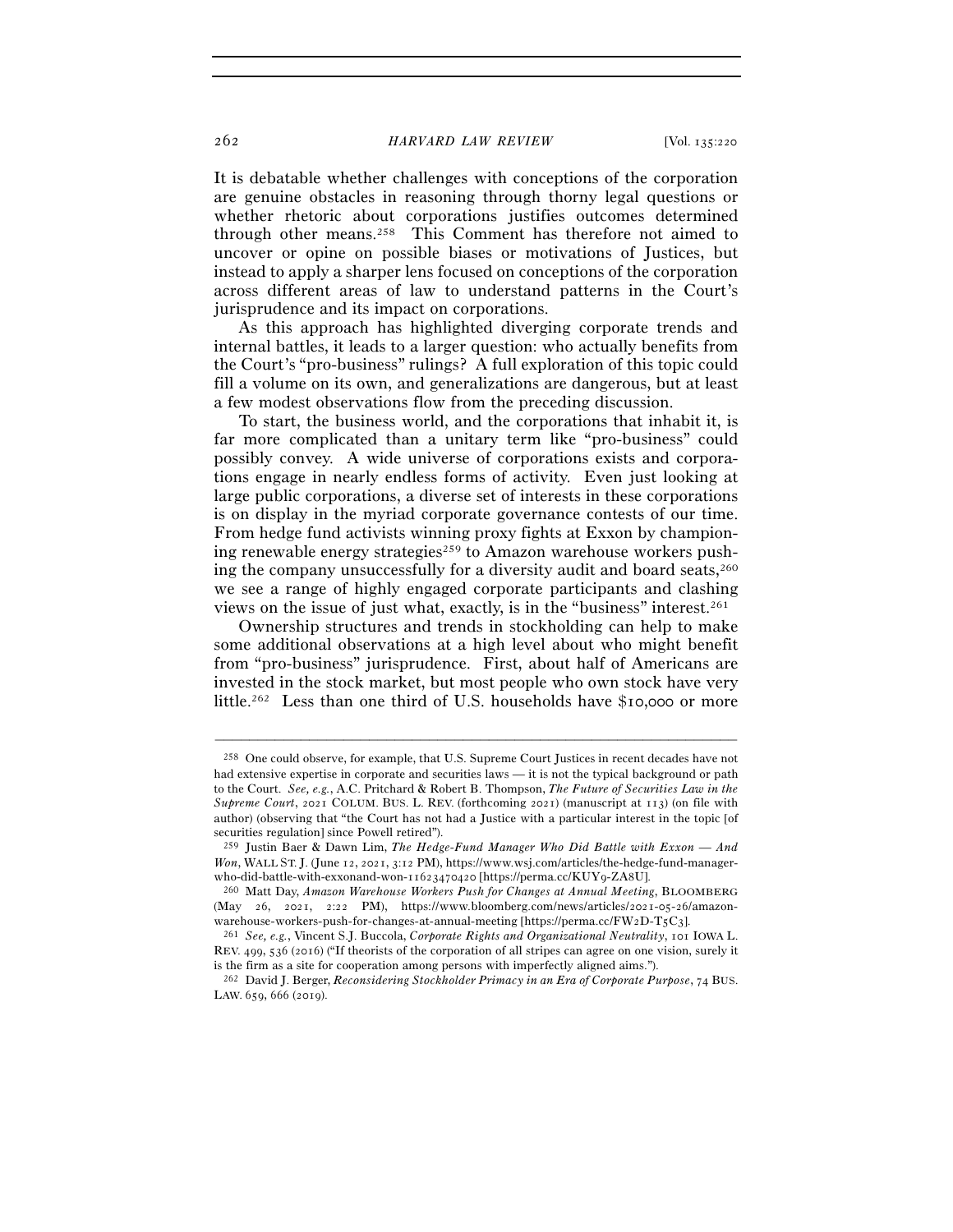It is debatable whether challenges with conceptions of the corporation are genuine obstacles in reasoning through thorny legal questions or whether rhetoric about corporations justifies outcomes determined through other means.[258] This Comment has therefore not aimed to uncover or opine on possible biases or motivations of Justices, but instead to apply a sharper lens focused on conceptions of the corporation across different areas of law to understand patterns in the Court's jurisprudence and its impact on corporations.

As this approach has highlighted diverging corporate trends and internal battles, it leads to a larger question: who actually benefits from the Court's "pro-business" rulings? A full exploration of this topic could fill a volume on its own, and generalizations are dangerous, but at least a few modest observations flow from the preceding discussion.

To start, the business world, and the corporations that inhabit it, is far more complicated than a unitary term like "pro-business" could possibly convey. A wide universe of corporations exists and corporations engage in nearly endless forms of activity. Even just looking at large public corporations, a diverse set of interests in these corporations is on display in the myriad corporate governance contests of our time. From hedge fund activists winning proxy fights at Exxon by championing renewable energy strategies[259] to Amazon warehouse workers pushing the company unsuccessfully for a diversity audit and board seats,[260] we see a range of highly engaged corporate participants and clashing views on the issue of just what, exactly, is in the "business" interest.[261]

Ownership structures and trends in stockholding can help to make some additional observations at a high level about who might benefit from "pro-business" jurisprudence. First, about half of Americans are invested in the stock market, but most people who own stock have very little.[262] Less than one third of U.S. households have $10,000 or more

---

[258] One could observe, for example, that U.S. Supreme Court Justices in recent decades have not had extensive expertise in corporate and securities laws — it is not the typical background or path to the Court. *See, e.g.*, A.C. Pritchard & Robert B. Thompson, *The Future of Securities Law in the Supreme Court*, 2021 COLUM. BUS. L. REV. (forthcoming 2021) (manuscript at 113) (on file with author) (observing that "the Court has not had a Justice with a particular interest in the topic [of securities regulation] since Powell retired").

[259] Justin Baer & Dawn Lim, *The Hedge-Fund Manager Who Did Battle with Exxon — And Won*, WALL ST. J. (June 12, 2021, 3:12 PM), https://www.wsj.com/articles/the-hedge-fund-manager-who-did-battle-with-exxonand-won-11623470420 [https://perma.cc/KUY9-ZA8U].

[260] Matt Day, *Amazon Warehouse Workers Push for Changes at Annual Meeting*, BLOOMBERG (May 26, 2021, 2:22 PM), https://www.bloomberg.com/news/articles/2021-05-26/amazon-warehouse-workers-push-for-changes-at-annual-meeting [https://perma.cc/FW2D-T5C3].

[261] *See, e.g.*, Vincent S.J. Buccola, *Corporate Rights and Organizational Neutrality*, 101 IOWA L. REV. 499, 536 (2016) ("If theorists of the corporation of all stripes can agree on one vision, surely it is the firm as a site for cooperation among persons with imperfectly aligned aims.").

[262] David J. Berger, *Reconsidering Stockholder Primacy in an Era of Corporate Purpose*, 74 BUS. LAW. 659, 666 (2019).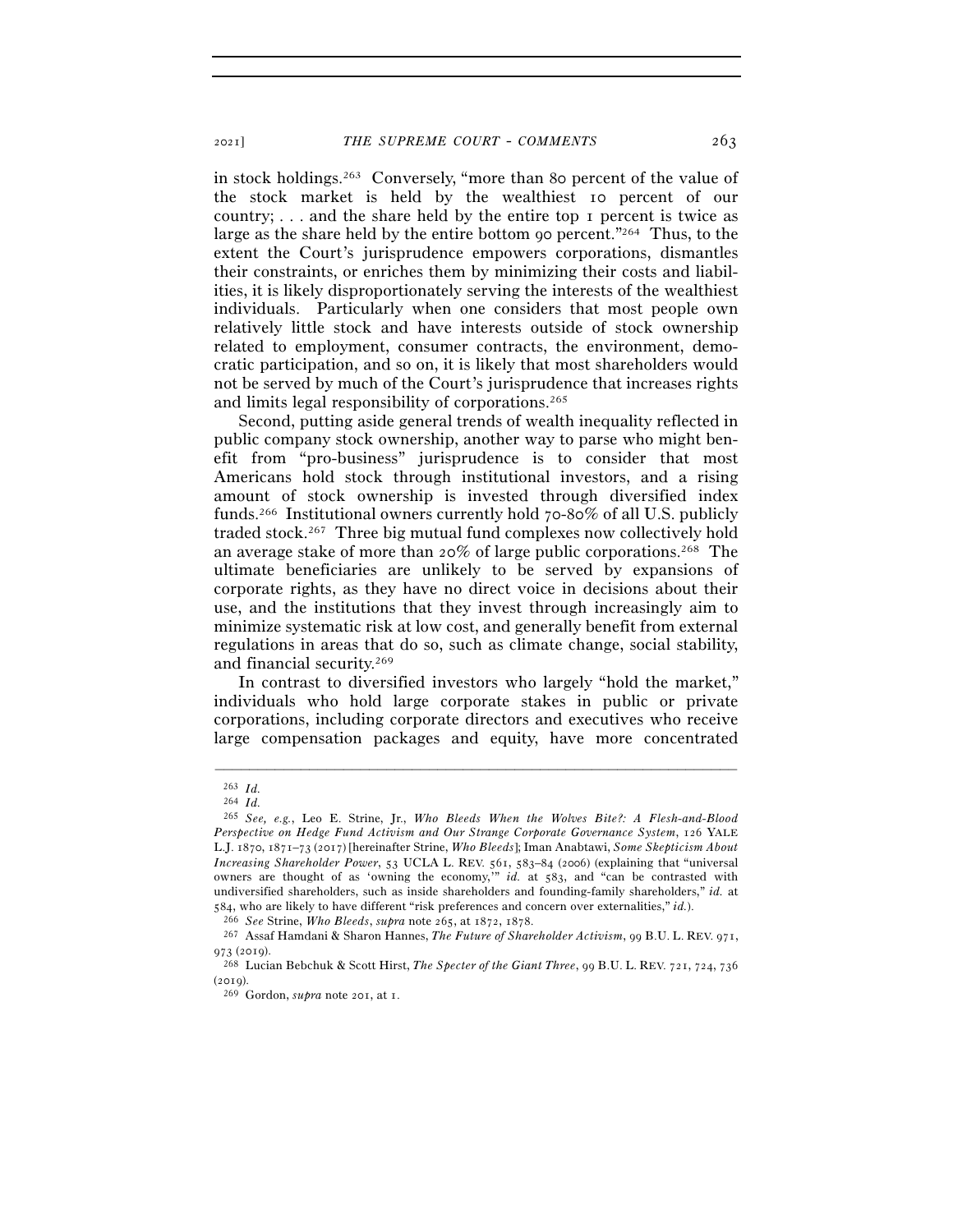in stock holdings.[263] Conversely, "more than 80 percent of the value of the stock market is held by the wealthiest 10 percent of our country; . . . and the share held by the entire top 1 percent is twice as large as the share held by the entire bottom 90 percent."[264] Thus, to the extent the Court's jurisprudence empowers corporations, dismantles their constraints, or enriches them by minimizing their costs and liabilities, it is likely disproportionately serving the interests of the wealthiest individuals. Particularly when one considers that most people own relatively little stock and have interests outside of stock ownership related to employment, consumer contracts, the environment, democratic participation, and so on, it is likely that most shareholders would not be served by much of the Court's jurisprudence that increases rights and limits legal responsibility of corporations.[265]

Second, putting aside general trends of wealth inequality reflected in public company stock ownership, another way to parse who might benefit from "pro-business" jurisprudence is to consider that most Americans hold stock through institutional investors, and a rising amount of stock ownership is invested through diversified index funds.[266] Institutional owners currently hold 70-80% of all U.S. publicly traded stock.[267] Three big mutual fund complexes now collectively hold an average stake of more than 20% of large public corporations.[268] The ultimate beneficiaries are unlikely to be served by expansions of corporate rights, as they have no direct voice in decisions about their use, and the institutions that they invest through increasingly aim to minimize systematic risk at low cost, and generally benefit from external regulations in areas that do so, such as climate change, social stability, and financial security.[269]

In contrast to diversified investors who largely "hold the market," individuals who hold large corporate stakes in public or private corporations, including corporate directors and executives who receive large compensation packages and equity, have more concentrated

---

[263] *Id.*

[264] *Id.*

[265] *See, e.g.*, Leo E. Strine, Jr., *Who Bleeds When the Wolves Bite?: A Flesh-and-Blood Perspective on Hedge Fund Activism and Our Strange Corporate Governance System*, 126 YALE L.J. 1870, 1871–73 (2017) [hereinafter Strine, *Who Bleeds*]; Iman Anabtawi, *Some Skepticism About Increasing Shareholder Power*, 53 UCLA L. REV. 561, 583–84 (2006) (explaining that "universal owners are thought of as 'owning the economy,'" *id.* at 583, and "can be contrasted with undiversified shareholders, such as inside shareholders and founding-family shareholders," *id.* at 584, who are likely to have different "risk preferences and concern over externalities," *id.*).

[266] *See* Strine, *Who Bleeds*, *supra* note 265, at 1872, 1878.

[267] Assaf Hamdani & Sharon Hannes, *The Future of Shareholder Activism*, 99 B.U. L. REV. 971, 973 (2019).

[268] Lucian Bebchuk & Scott Hirst, *The Specter of the Giant Three*, 99 B.U. L. REV. 721, 724, 736 (2019).

[269] Gordon, *supra* note 201, at 1.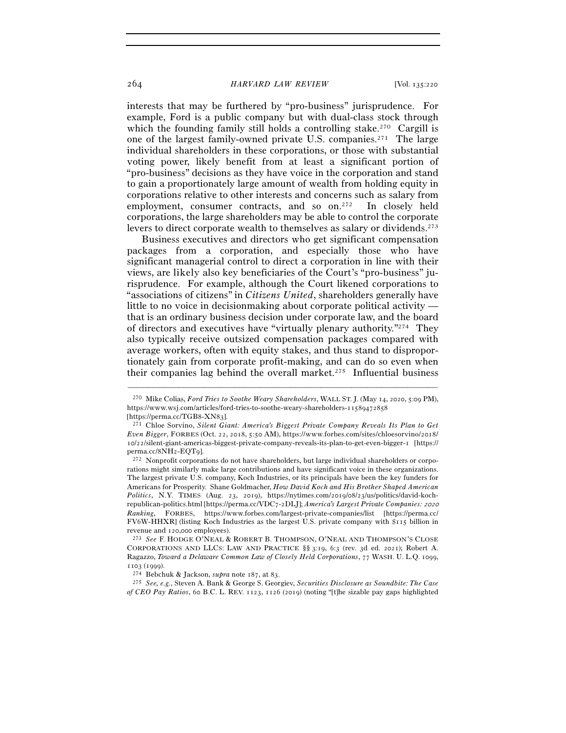interests that may be furthered by "pro-business" jurisprudence. For example, Ford is a public company but with dual-class stock through which the founding family still holds a controlling stake.[270] Cargill is one of the largest family-owned private U.S. companies.[271] The large individual shareholders in these corporations, or those with substantial voting power, likely benefit from at least a significant portion of "pro-business" decisions as they have voice in the corporation and stand to gain a proportionately large amount of wealth from holding equity in corporations relative to other interests and concerns such as salary from employment, consumer contracts, and so on.[272] In closely held corporations, the large shareholders may be able to control the corporate levers to direct corporate wealth to themselves as salary or dividends.[273]

Business executives and directors who get significant compensation packages from a corporation, and especially those who have significant managerial control to direct a corporation in line with their views, are likely also key beneficiaries of the Court's "pro-business" jurisprudence. For example, although the Court likened corporations to "associations of citizens" in *Citizens United*, shareholders generally have little to no voice in decisionmaking about corporate political activity — that is an ordinary business decision under corporate law, and the board of directors and executives have "virtually plenary authority."[274] They also typically receive outsized compensation packages compared with average workers, often with equity stakes, and thus stand to disproportionately gain from corporate profit-making, and can do so even when their companies lag behind the overall market.[275] Influential business

---

[270] Mike Colias, *Ford Tries to Soothe Weary Shareholders*, WALL ST. J. (May 14, 2020, 5:09 PM), https://www.wsj.com/articles/ford-tries-to-soothe-weary-shareholders-11589472858 [https://perma.cc/TGB8-XN83].

[271] Chloe Sorvino, *Silent Giant: America's Biggest Private Company Reveals Its Plan to Get Even Bigger*, FORBES (Oct. 22, 2018, 5:50 AM), https://www.forbes.com/sites/chloesorvino/2018/10/22/silent-giant-americas-biggest-private-company-reveals-its-plan-to-get-even-bigger-1 [https://perma.cc/8NH2-EQT9].

[272] Nonprofit corporations do not have shareholders, but large individual shareholders or corporations might similarly make large contributions and have significant voice in these organizations. The largest private U.S. company, Koch Industries, or its principals have been the key funders for Americans for Prosperity. Shane Goldmacher, *How David Koch and His Brother Shaped American Politics*, N.Y. TIMES (Aug. 23, 2019), https://nytimes.com/2019/08/23/us/politics/david-koch-republican-politics.html [https://perma.cc/VDC7-2DLJ]; *America's Largest Private Companies: 2020 Ranking*, FORBES, https://www.forbes.com/largest-private-companies/list [https://perma.cc/FV6W-HHXR] (listing Koch Industries as the largest U.S. private company with $115 billion in revenue and 120,000 employees).

[273] *See* F. HODGE O'NEAL & ROBERT B. THOMPSON, O'NEAL AND THOMPSON'S CLOSE CORPORATIONS AND LLCS: LAW AND PRACTICE §§ 3:19, 6:3 (rev. 3d ed. 2021); Robert A. Ragazzo, *Toward a Delaware Common Law of Closely Held Corporations*, 77 WASH. U. L.Q. 1099, 1103 (1999).

[274] Bebchuk & Jackson, *supra* note 187, at 83.

[275] *See, e.g.*, Steven A. Bank & George S. Georgiev, *Securities Disclosure as Soundbite: The Case of CEO Pay Ratios*, 60 B.C. L. REV. 1123, 1126 (2019) (noting "[t]he sizable pay gaps highlighted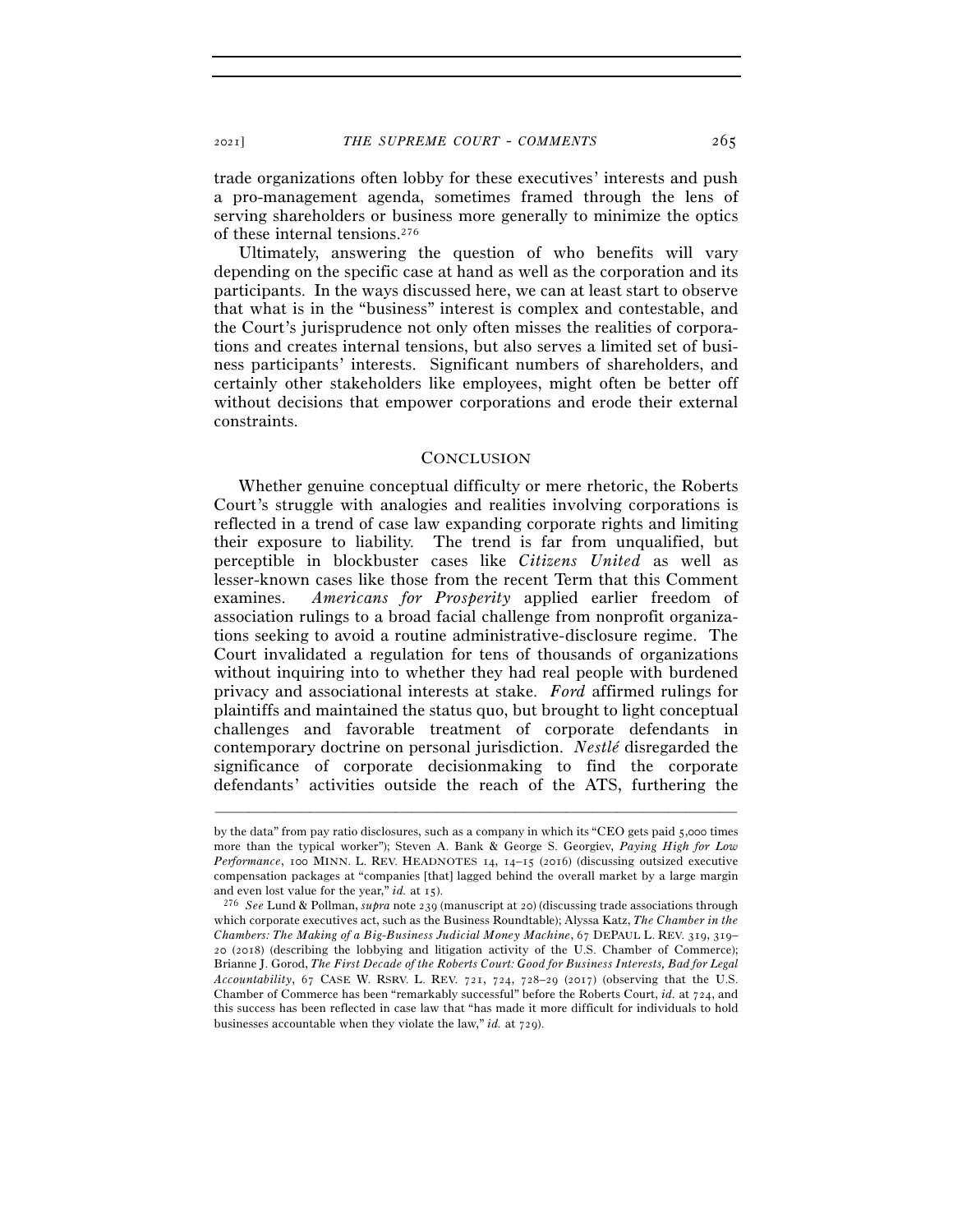trade organizations often lobby for these executives' interests and push a pro-management agenda, sometimes framed through the lens of serving shareholders or business more generally to minimize the optics of these internal tensions.[276]

Ultimately, answering the question of who benefits will vary depending on the specific case at hand as well as the corporation and its participants. In the ways discussed here, we can at least start to observe that what is in the "business" interest is complex and contestable, and the Court's jurisprudence not only often misses the realities of corporations and creates internal tensions, but also serves a limited set of business participants' interests. Significant numbers of shareholders, and certainly other stakeholders like employees, might often be better off without decisions that empower corporations and erode their external constraints.

## CONCLUSION

Whether genuine conceptual difficulty or mere rhetoric, the Roberts Court's struggle with analogies and realities involving corporations is reflected in a trend of case law expanding corporate rights and limiting their exposure to liability. The trend is far from unqualified, but perceptible in blockbuster cases like *Citizens United* as well as lesser-known cases like those from the recent Term that this Comment examines. *Americans for Prosperity* applied earlier freedom of association rulings to a broad facial challenge from nonprofit organizations seeking to avoid a routine administrative-disclosure regime. The Court invalidated a regulation for tens of thousands of organizations without inquiring into to whether they had real people with burdened privacy and associational interests at stake. *Ford* affirmed rulings for plaintiffs and maintained the status quo, but brought to light conceptual challenges and favorable treatment of corporate defendants in contemporary doctrine on personal jurisdiction. *Nestlé* disregarded the significance of corporate decisionmaking to find the corporate defendants' activities outside the reach of the ATS, furthering the

---

by the data" from pay ratio disclosures, such as a company in which its "CEO gets paid 5,000 times more than the typical worker"); Steven A. Bank & George S. Georgiev, *Paying High for Low Performance*, 100 MINN. L. REV. HEADNOTES 14, 14–15 (2016) (discussing outsized executive compensation packages at "companies [that] lagged behind the overall market by a large margin and even lost value for the year," *id.* at 15).

[276] *See* Lund & Pollman, *supra* note 239 (manuscript at 20) (discussing trade associations through which corporate executives act, such as the Business Roundtable); Alyssa Katz, *The Chamber in the Chambers: The Making of a Big-Business Judicial Money Machine*, 67 DEPAUL L. REV. 319, 319–20 (2018) (describing the lobbying and litigation activity of the U.S. Chamber of Commerce); Brianne J. Gorod, *The First Decade of the Roberts Court: Good for Business Interests, Bad for Legal Accountability*, 67 CASE W. RSRV. L. REV. 721, 724, 728–29 (2017) (observing that the U.S. Chamber of Commerce has been "remarkably successful" before the Roberts Court, *id.* at 724, and this success has been reflected in case law that "has made it more difficult for individuals to hold businesses accountable when they violate the law," *id.* at 729).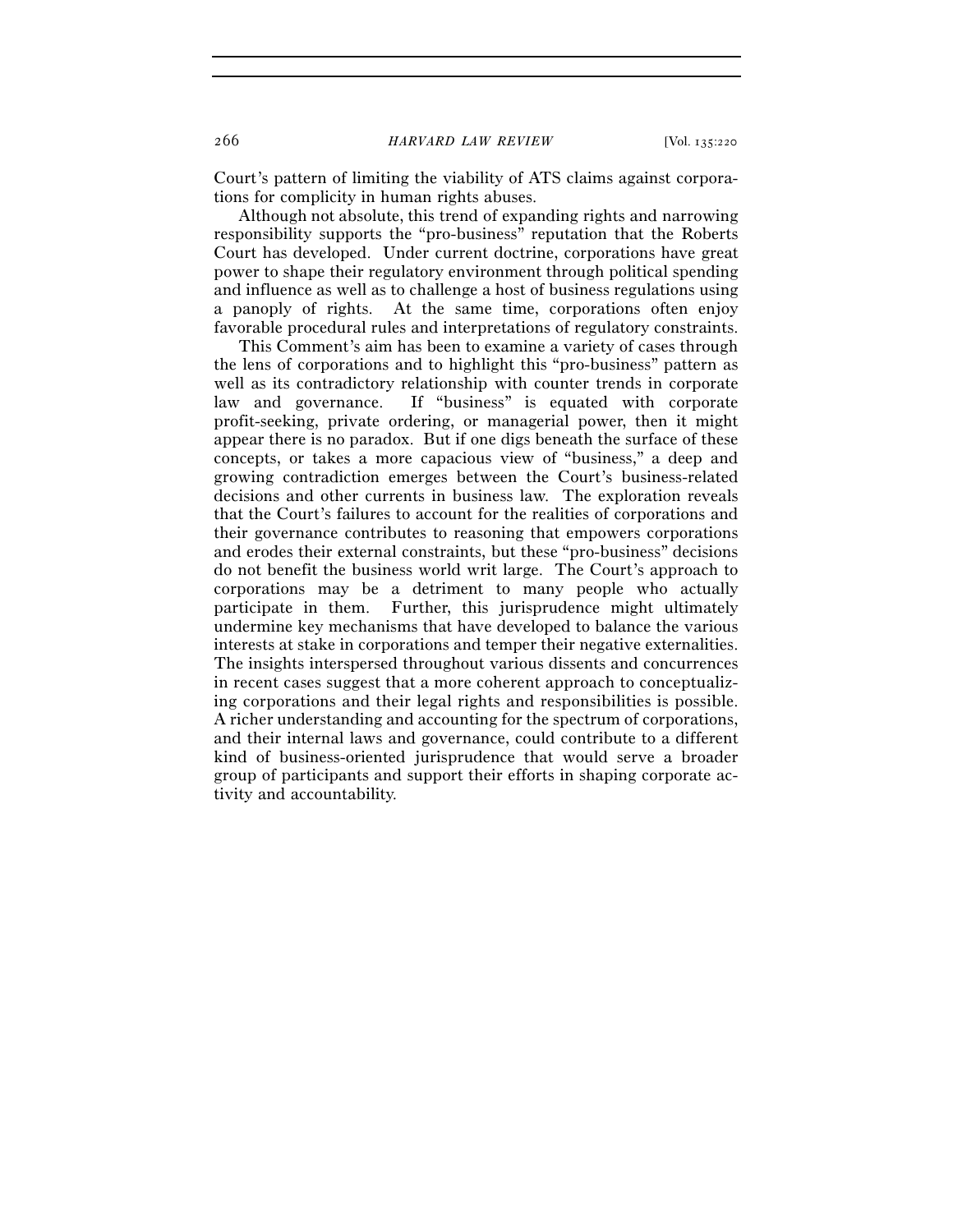Court's pattern of limiting the viability of ATS claims against corporations for complicity in human rights abuses.

Although not absolute, this trend of expanding rights and narrowing responsibility supports the "pro-business" reputation that the Roberts Court has developed. Under current doctrine, corporations have great power to shape their regulatory environment through political spending and influence as well as to challenge a host of business regulations using a panoply of rights. At the same time, corporations often enjoy favorable procedural rules and interpretations of regulatory constraints.

This Comment's aim has been to examine a variety of cases through the lens of corporations and to highlight this "pro-business" pattern as well as its contradictory relationship with counter trends in corporate law and governance. If "business" is equated with corporate profit-seeking, private ordering, or managerial power, then it might appear there is no paradox. But if one digs beneath the surface of these concepts, or takes a more capacious view of "business," a deep and growing contradiction emerges between the Court's business-related decisions and other currents in business law. The exploration reveals that the Court's failures to account for the realities of corporations and their governance contributes to reasoning that empowers corporations and erodes their external constraints, but these "pro-business" decisions do not benefit the business world writ large. The Court's approach to corporations may be a detriment to many people who actually participate in them. Further, this jurisprudence might ultimately undermine key mechanisms that have developed to balance the various interests at stake in corporations and temper their negative externalities. The insights interspersed throughout various dissents and concurrences in recent cases suggest that a more coherent approach to conceptualizing corporations and their legal rights and responsibilities is possible. A richer understanding and accounting for the spectrum of corporations, and their internal laws and governance, could contribute to a different kind of business-oriented jurisprudence that would serve a broader group of participants and support their efforts in shaping corporate activity and accountability.